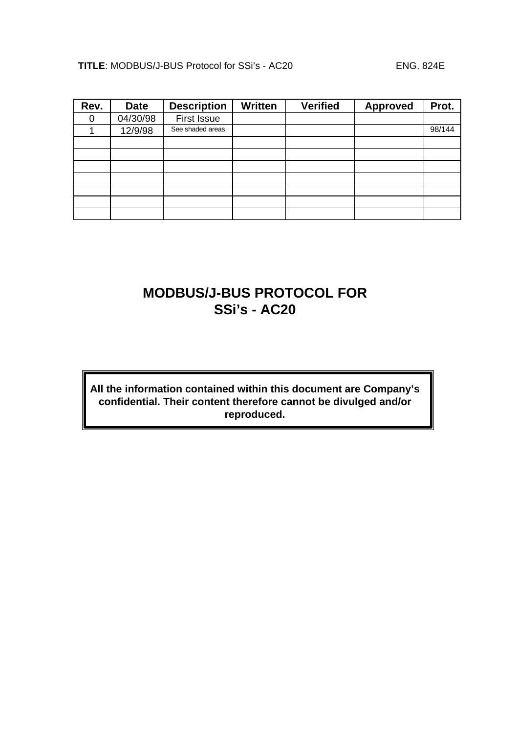**TITLE**: MODBUS/J-BUS Protocol for SSi's - AC20 ENG. 824E

| Rev. | Date | Description | Written | Verified | Approved | Prot. |
|---|---|---|---|---|---|---|
| 0 | 04/30/98 | First Issue | | | | |
| 1 | 12/9/98 | See shaded areas | | | | 98/144 |
| | | | | | | |
| | | | | | | |
| | | | | | | |
| | | | | | | |
| | | | | | | |
| | | | | | | |
| | | | | | | |

# MODBUS/J-BUS PROTOCOL FOR SSi's - AC20

**All the information contained within this document are Company's confidential. Their content therefore cannot be divulged and/or reproduced.**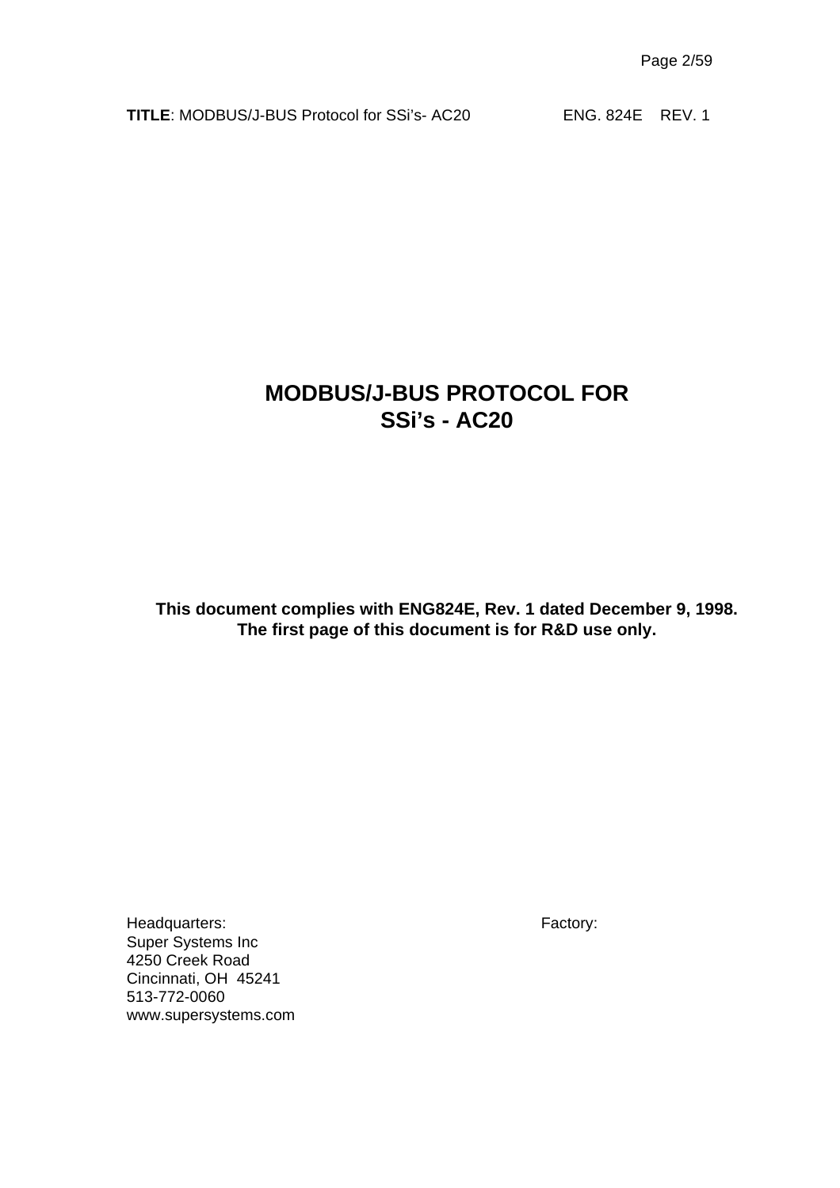# MODBUS/J-BUS PROTOCOL FOR SSi's - AC20

**This document complies with ENG824E, Rev. 1 dated December 9, 1998.**
**The first page of this document is for R&D use only.**

Headquarters:
Super Systems Inc
4250 Creek Road
Cincinnati, OH 45241
513-772-0060
www.supersystems.com

Factory: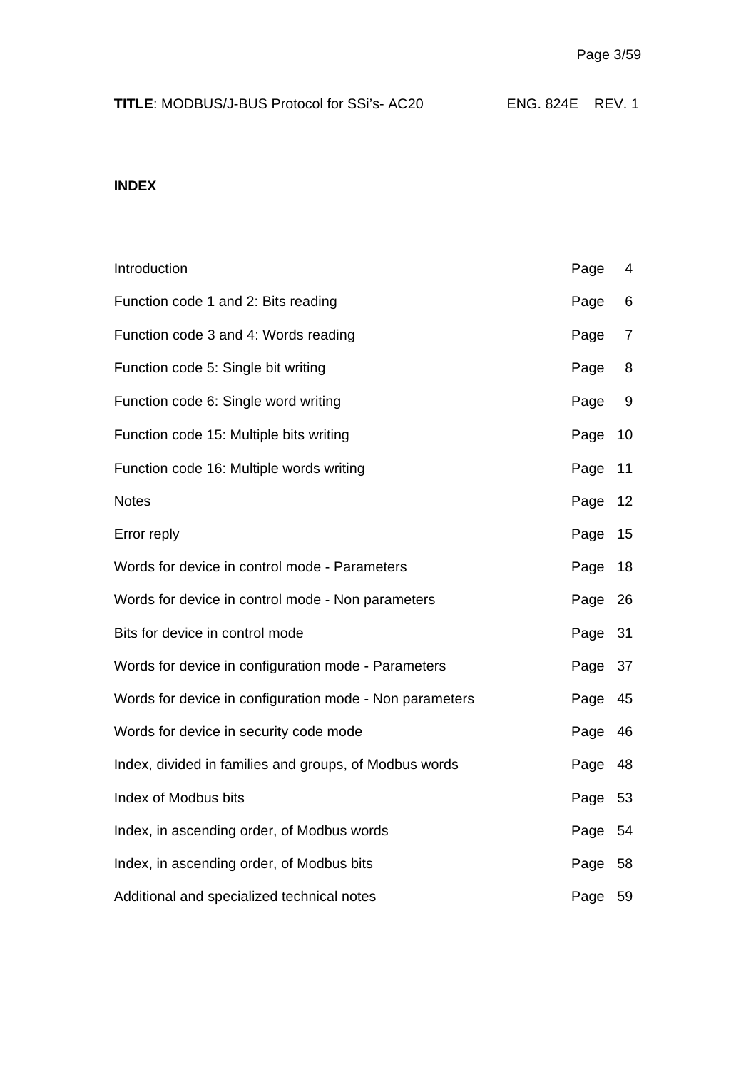**INDEX**

| | |
|---|---|
| Introduction | Page 4 |
| Function code 1 and 2: Bits reading | Page 6 |
| Function code 3 and 4: Words reading | Page 7 |
| Function code 5: Single bit writing | Page 8 |
| Function code 6: Single word writing | Page 9 |
| Function code 15: Multiple bits writing | Page 10 |
| Function code 16: Multiple words writing | Page 11 |
| Notes | Page 12 |
| Error reply | Page 15 |
| Words for device in control mode - Parameters | Page 18 |
| Words for device in control mode - Non parameters | Page 26 |
| Bits for device in control mode | Page 31 |
| Words for device in configuration mode - Parameters | Page 37 |
| Words for device in configuration mode - Non parameters | Page 45 |
| Words for device in security code mode | Page 46 |
| Index, divided in families and groups, of Modbus words | Page 48 |
| Index of Modbus bits | Page 53 |
| Index, in ascending order, of Modbus words | Page 54 |
| Index, in ascending order, of Modbus bits | Page 58 |
| Additional and specialized technical notes | Page 59 |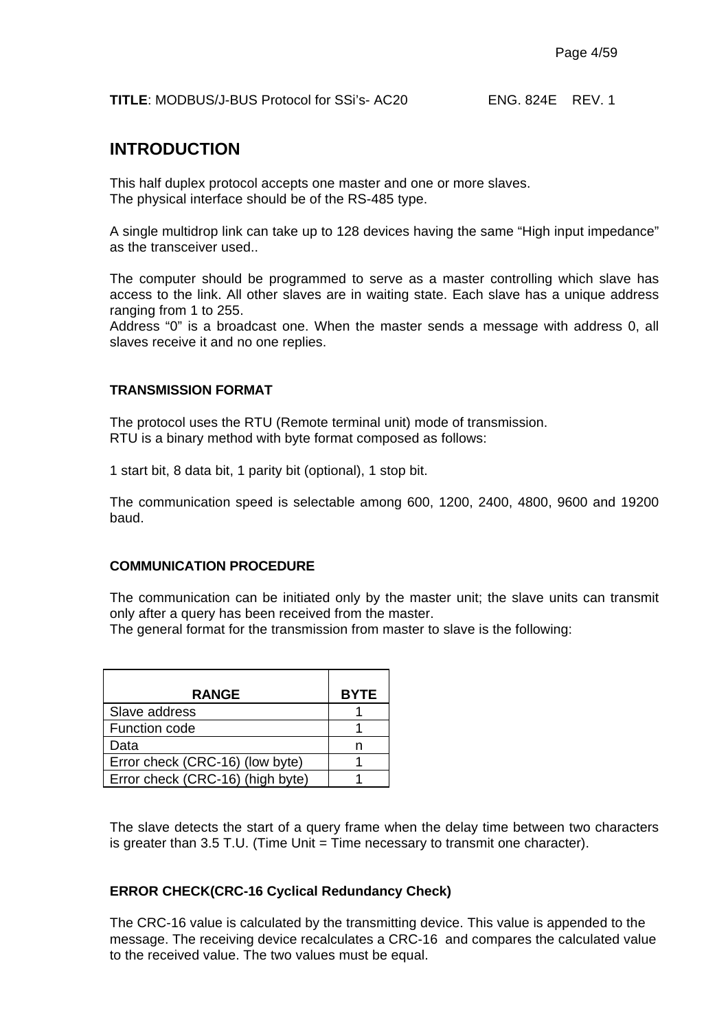## INTRODUCTION

This half duplex protocol accepts one master and one or more slaves.
The physical interface should be of the RS-485 type.

A single multidrop link can take up to 128 devices having the same "High input impedance" as the transceiver used..

The computer should be programmed to serve as a master controlling which slave has access to the link. All other slaves are in waiting state. Each slave has a unique address ranging from 1 to 255.
Address "0" is a broadcast one. When the master sends a message with address 0, all slaves receive it and no one replies.

### TRANSMISSION FORMAT

The protocol uses the RTU (Remote terminal unit) mode of transmission.
RTU is a binary method with byte format composed as follows:

1 start bit, 8 data bit, 1 parity bit (optional), 1 stop bit.

The communication speed is selectable among 600, 1200, 2400, 4800, 9600 and 19200 baud.

### COMMUNICATION PROCEDURE

The communication can be initiated only by the master unit; the slave units can transmit only after a query has been received from the master.
The general format for the transmission from master to slave is the following:

| RANGE | BYTE |
|---|---|
| Slave address | 1 |
| Function code | 1 |
| Data | n |
| Error check (CRC-16) (low byte) | 1 |
| Error check (CRC-16) (high byte) | 1 |

The slave detects the start of a query frame when the delay time between two characters is greater than 3.5 T.U. (Time Unit = Time necessary to transmit one character).

### ERROR CHECK(CRC-16 Cyclical Redundancy Check)

The CRC-16 value is calculated by the transmitting device. This value is appended to the message. The receiving device recalculates a CRC-16 and compares the calculated value to the received value. The two values must be equal.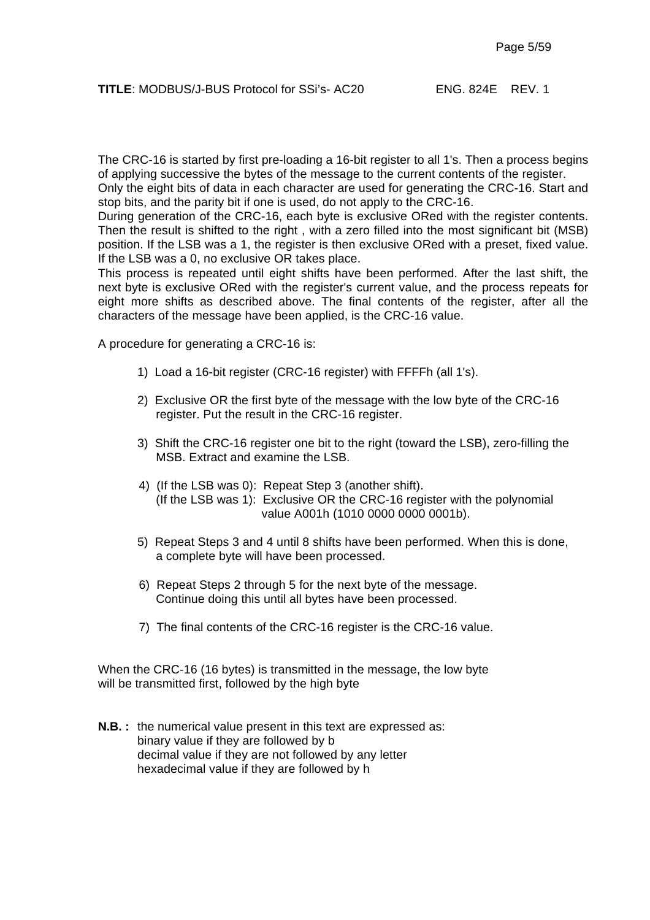The CRC-16 is started by first pre-loading a 16-bit register to all 1's. Then a process begins of applying successive the bytes of the message to the current contents of the register.
Only the eight bits of data in each character are used for generating the CRC-16. Start and stop bits, and the parity bit if one is used, do not apply to the CRC-16.
During generation of the CRC-16, each byte is exclusive ORed with the register contents. Then the result is shifted to the right , with a zero filled into the most significant bit (MSB) position. If the LSB was a 1, the register is then exclusive ORed with a preset, fixed value. If the LSB was a 0, no exclusive OR takes place.
This process is repeated until eight shifts have been performed. After the last shift, the next byte is exclusive ORed with the register's current value, and the process repeats for eight more shifts as described above. The final contents of the register, after all the characters of the message have been applied, is the CRC-16 value.

A procedure for generating a CRC-16 is:

1) Load a 16-bit register (CRC-16 register) with FFFFh (all 1's).

2) Exclusive OR the first byte of the message with the low byte of the CRC-16 register. Put the result in the CRC-16 register.

3) Shift the CRC-16 register one bit to the right (toward the LSB), zero-filling the MSB. Extract and examine the LSB.

4) (If the LSB was 0): Repeat Step 3 (another shift).
   (If the LSB was 1): Exclusive OR the CRC-16 register with the polynomial value A001h (1010 0000 0000 0001b).

5) Repeat Steps 3 and 4 until 8 shifts have been performed. When this is done, a complete byte will have been processed.

6) Repeat Steps 2 through 5 for the next byte of the message. Continue doing this until all bytes have been processed.

7) The final contents of the CRC-16 register is the CRC-16 value.

When the CRC-16 (16 bytes) is transmitted in the message, the low byte will be transmitted first, followed by the high byte

**N.B. :** the numerical value present in this text are expressed as:
binary value if they are followed by b
decimal value if they are not followed by any letter
hexadecimal value if they are followed by h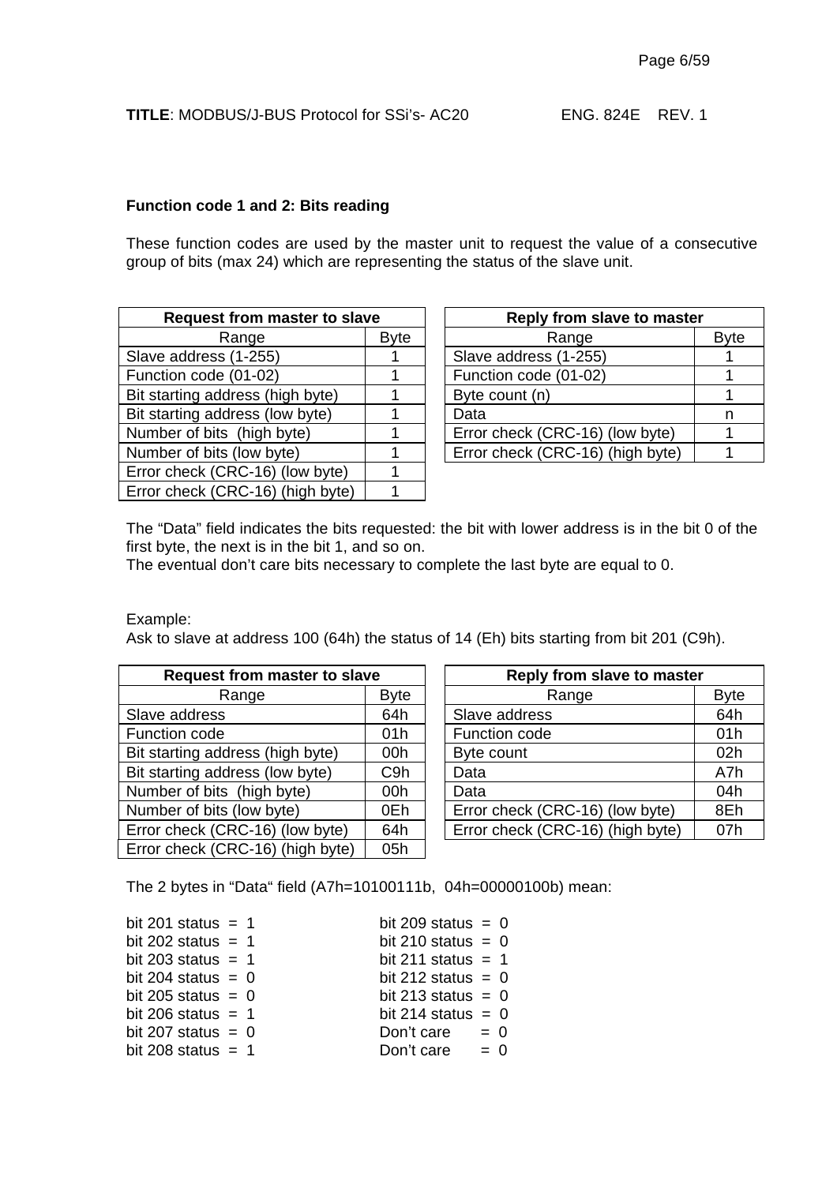### Function code 1 and 2: Bits reading

These function codes are used by the master unit to request the value of a consecutive group of bits (max 24) which are representing the status of the slave unit.

| Request from master to slave | |
|---|---|
| Range | Byte |
| Slave address (1-255) | 1 |
| Function code (01-02) | 1 |
| Bit starting address (high byte) | 1 |
| Bit starting address (low byte) | 1 |
| Number of bits (high byte) | 1 |
| Number of bits (low byte) | 1 |
| Error check (CRC-16) (low byte) | 1 |
| Error check (CRC-16) (high byte) | 1 |

| Reply from slave to master | |
|---|---|
| Range | Byte |
| Slave address (1-255) | 1 |
| Function code (01-02) | 1 |
| Byte count (n) | 1 |
| Data | n |
| Error check (CRC-16) (low byte) | 1 |
| Error check (CRC-16) (high byte) | 1 |

The "Data" field indicates the bits requested: the bit with lower address is in the bit 0 of the first byte, the next is in the bit 1, and so on.
The eventual don't care bits necessary to complete the last byte are equal to 0.

Example:
Ask to slave at address 100 (64h) the status of 14 (Eh) bits starting from bit 201 (C9h).

| Request from master to slave | |
|---|---|
| Range | Byte |
| Slave address | 64h |
| Function code | 01h |
| Bit starting address (high byte) | 00h |
| Bit starting address (low byte) | C9h |
| Number of bits (high byte) | 00h |
| Number of bits (low byte) | 0Eh |
| Error check (CRC-16) (low byte) | 64h |
| Error check (CRC-16) (high byte) | 05h |

| Reply from slave to master | |
|---|---|
| Range | Byte |
| Slave address | 64h |
| Function code | 01h |
| Byte count | 02h |
| Data | A7h |
| Data | 04h |
| Error check (CRC-16) (low byte) | 8Eh |
| Error check (CRC-16) (high byte) | 07h |

The 2 bytes in "Data" field (A7h=10100111b, 04h=00000100b) mean:

| | |
|---|---|
| bit 201 status = 1 | bit 209 status = 0 |
| bit 202 status = 1 | bit 210 status = 0 |
| bit 203 status = 1 | bit 211 status = 1 |
| bit 204 status = 0 | bit 212 status = 0 |
| bit 205 status = 0 | bit 213 status = 0 |
| bit 206 status = 1 | bit 214 status = 0 |
| bit 207 status = 0 | Don't care = 0 |
| bit 208 status = 1 | Don't care = 0 |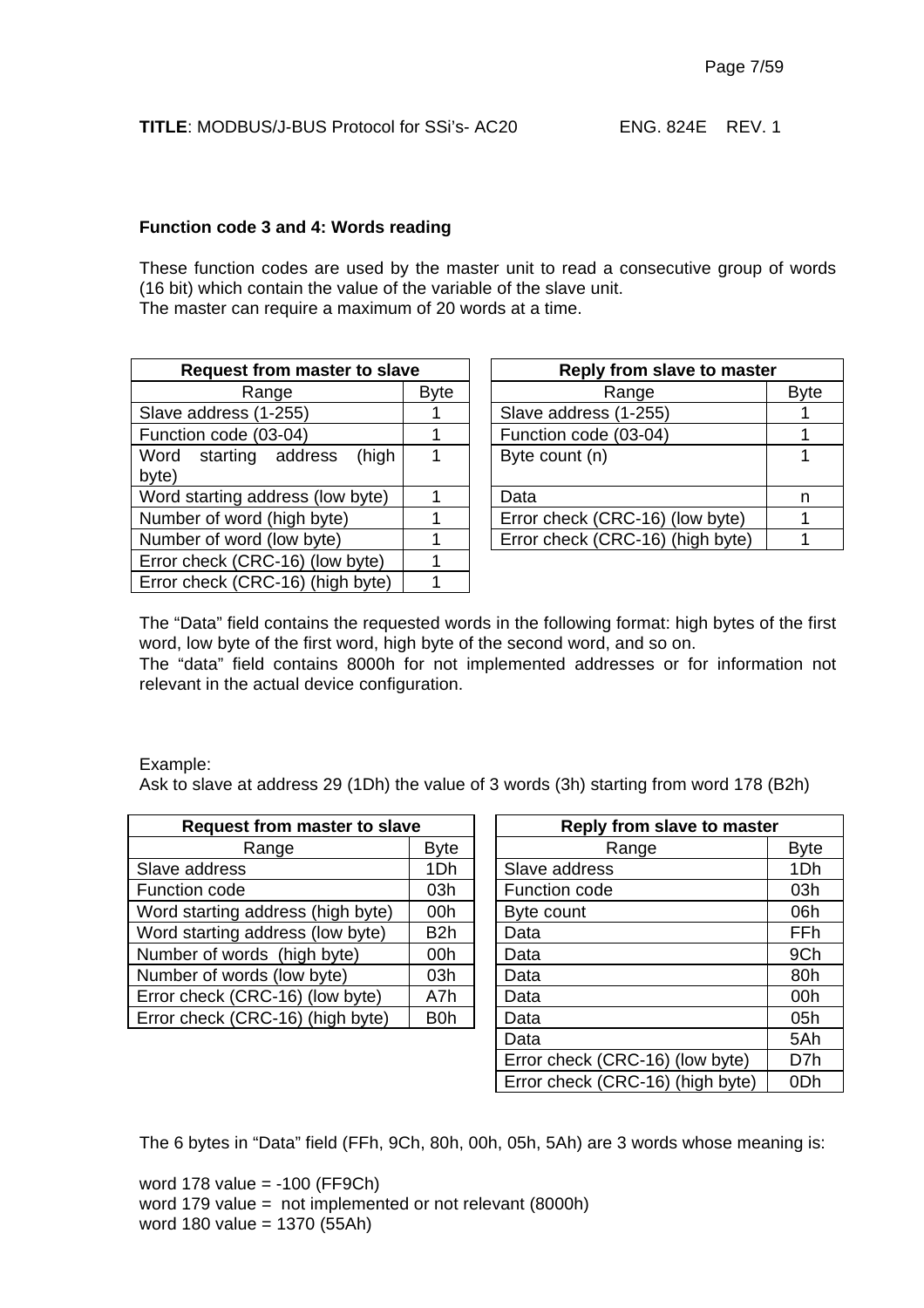### Function code 3 and 4: Words reading

These function codes are used by the master unit to read a consecutive group of words (16 bit) which contain the value of the variable of the slave unit.
The master can require a maximum of 20 words at a time.

| Request from master to slave | |
|---|---|
| Range | Byte |
| Slave address (1-255) | 1 |
| Function code (03-04) | 1 |
| Word starting address (high byte) | 1 |
| Word starting address (low byte) | 1 |
| Number of word (high byte) | 1 |
| Number of word (low byte) | 1 |
| Error check (CRC-16) (low byte) | 1 |
| Error check (CRC-16) (high byte) | 1 |

| Reply from slave to master | |
|---|---|
| Range | Byte |
| Slave address (1-255) | 1 |
| Function code (03-04) | 1 |
| Byte count (n) | 1 |
| Data | n |
| Error check (CRC-16) (low byte) | 1 |
| Error check (CRC-16) (high byte) | 1 |

The "Data" field contains the requested words in the following format: high bytes of the first word, low byte of the first word, high byte of the second word, and so on.
The "data" field contains 8000h for not implemented addresses or for information not relevant in the actual device configuration.

Example:
Ask to slave at address 29 (1Dh) the value of 3 words (3h) starting from word 178 (B2h)

| Request from master to slave | |
|---|---|
| Range | Byte |
| Slave address | 1Dh |
| Function code | 03h |
| Word starting address (high byte) | 00h |
| Word starting address (low byte) | B2h |
| Number of words (high byte) | 00h |
| Number of words (low byte) | 03h |
| Error check (CRC-16) (low byte) | A7h |
| Error check (CRC-16) (high byte) | B0h |

| Reply from slave to master | |
|---|---|
| Range | Byte |
| Slave address | 1Dh |
| Function code | 03h |
| Byte count | 06h |
| Data | FFh |
| Data | 9Ch |
| Data | 80h |
| Data | 00h |
| Data | 05h |
| Data | 5Ah |
| Error check (CRC-16) (low byte) | D7h |
| Error check (CRC-16) (high byte) | 0Dh |

The 6 bytes in "Data" field (FFh, 9Ch, 80h, 00h, 05h, 5Ah) are 3 words whose meaning is:

word 178 value = -100 (FF9Ch)
word 179 value = not implemented or not relevant (8000h)
word 180 value = 1370 (55Ah)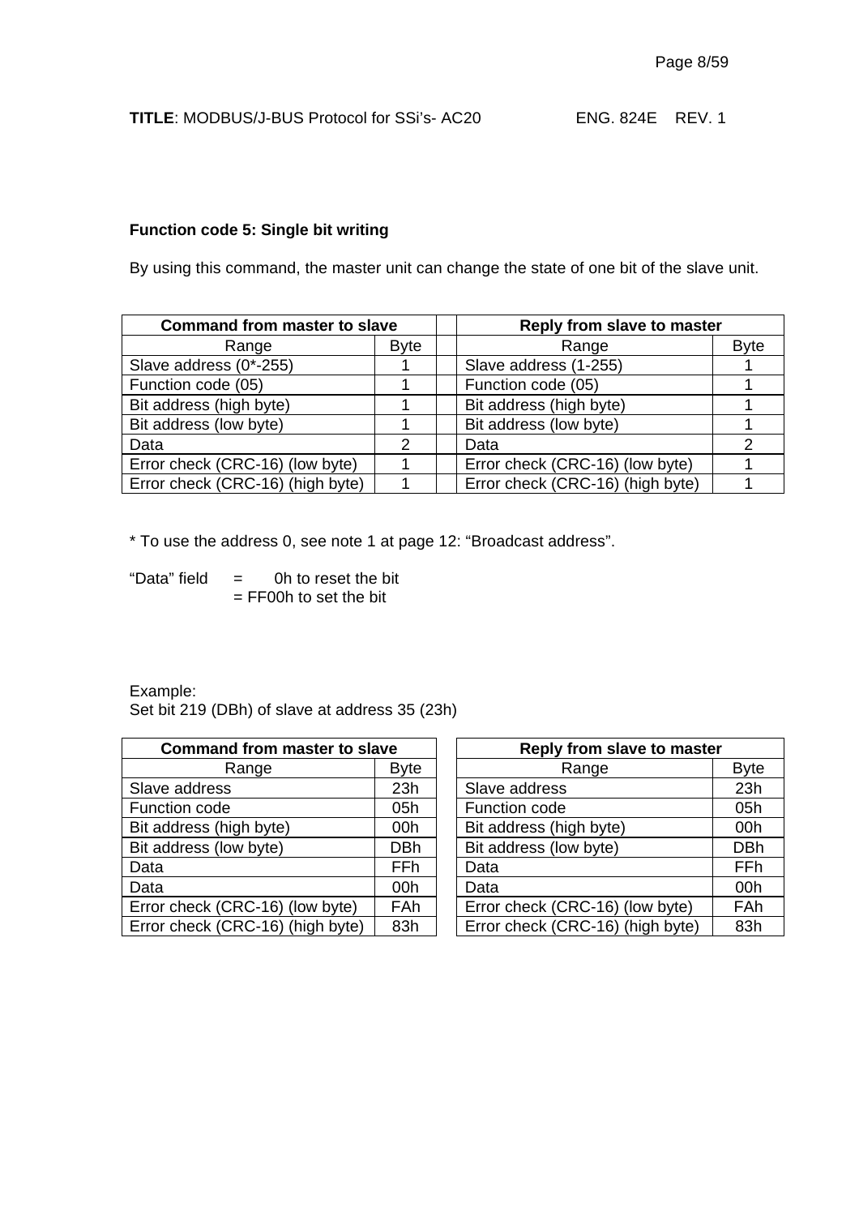### Function code 5: Single bit writing

By using this command, the master unit can change the state of one bit of the slave unit.

| Command from master to slave | | | Reply from slave to master | |
|---|---|---|---|---|
| Range | Byte | | Range | Byte |
| Slave address (0*-255) | 1 | | Slave address (1-255) | 1 |
| Function code (05) | 1 | | Function code (05) | 1 |
| Bit address (high byte) | 1 | | Bit address (high byte) | 1 |
| Bit address (low byte) | 1 | | Bit address (low byte) | 1 |
| Data | 2 | | Data | 2 |
| Error check (CRC-16) (low byte) | 1 | | Error check (CRC-16) (low byte) | 1 |
| Error check (CRC-16) (high byte) | 1 | | Error check (CRC-16) (high byte) | 1 |

* To use the address 0, see note 1 at page 12: "Broadcast address".

"Data" field = 0h to reset the bit
= FF00h to set the bit

Example:
Set bit 219 (DBh) of slave at address 35 (23h)

| Command from master to slave | | | Reply from slave to master | |
|---|---|---|---|---|
| Range | Byte | | Range | Byte |
| Slave address | 23h | | Slave address | 23h |
| Function code | 05h | | Function code | 05h |
| Bit address (high byte) | 00h | | Bit address (high byte) | 00h |
| Bit address (low byte) | DBh | | Bit address (low byte) | DBh |
| Data | FFh | | Data | FFh |
| Data | 00h | | Data | 00h |
| Error check (CRC-16) (low byte) | FAh | | Error check (CRC-16) (low byte) | FAh |
| Error check (CRC-16) (high byte) | 83h | | Error check (CRC-16) (high byte) | 83h |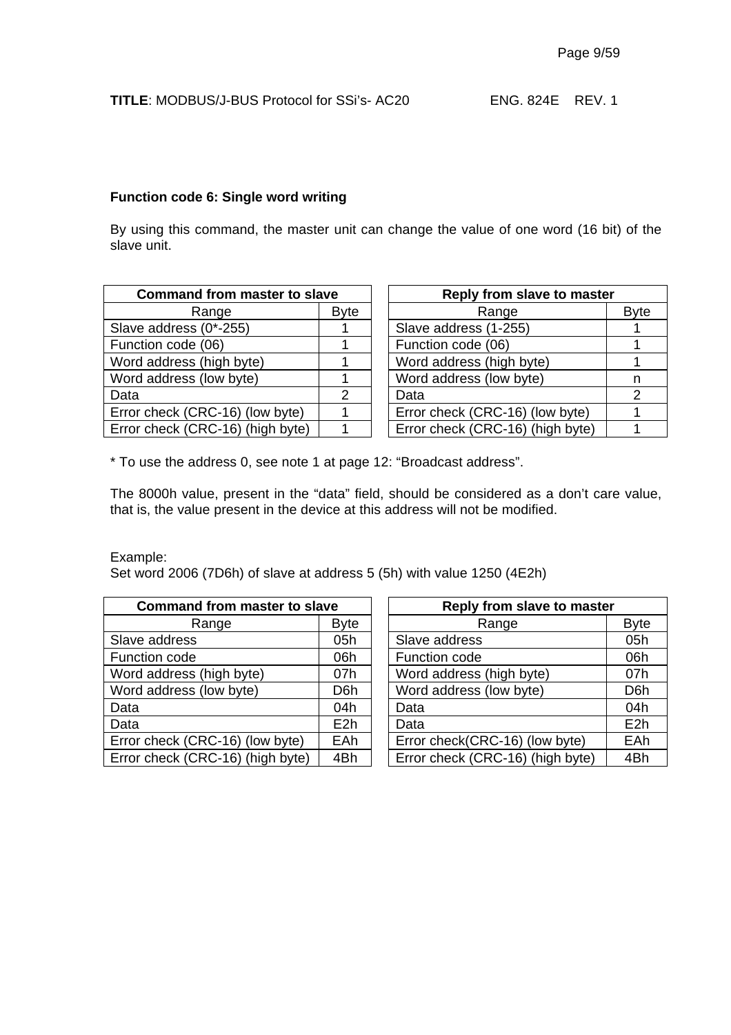### Function code 6: Single word writing

By using this command, the master unit can change the value of one word (16 bit) of the slave unit.

| Command from master to slave | |
|---|---|
| Range | Byte |
| Slave address (0*-255) | 1 |
| Function code (06) | 1 |
| Word address (high byte) | 1 |
| Word address (low byte) | 1 |
| Data | 2 |
| Error check (CRC-16) (low byte) | 1 |
| Error check (CRC-16) (high byte) | 1 |

| Reply from slave to master | |
|---|---|
| Range | Byte |
| Slave address (1-255) | 1 |
| Function code (06) | 1 |
| Word address (high byte) | 1 |
| Word address (low byte) | n |
| Data | 2 |
| Error check (CRC-16) (low byte) | 1 |
| Error check (CRC-16) (high byte) | 1 |

* To use the address 0, see note 1 at page 12: "Broadcast address".

The 8000h value, present in the "data" field, should be considered as a don't care value, that is, the value present in the device at this address will not be modified.

Example:
Set word 2006 (7D6h) of slave at address 5 (5h) with value 1250 (4E2h)

| Command from master to slave | |
|---|---|
| Range | Byte |
| Slave address | 05h |
| Function code | 06h |
| Word address (high byte) | 07h |
| Word address (low byte) | D6h |
| Data | 04h |
| Data | E2h |
| Error check (CRC-16) (low byte) | EAh |
| Error check (CRC-16) (high byte) | 4Bh |

| Reply from slave to master | |
|---|---|
| Range | Byte |
| Slave address | 05h |
| Function code | 06h |
| Word address (high byte) | 07h |
| Word address (low byte) | D6h |
| Data | 04h |
| Data | E2h |
| Error check(CRC-16) (low byte) | EAh |
| Error check (CRC-16) (high byte) | 4Bh |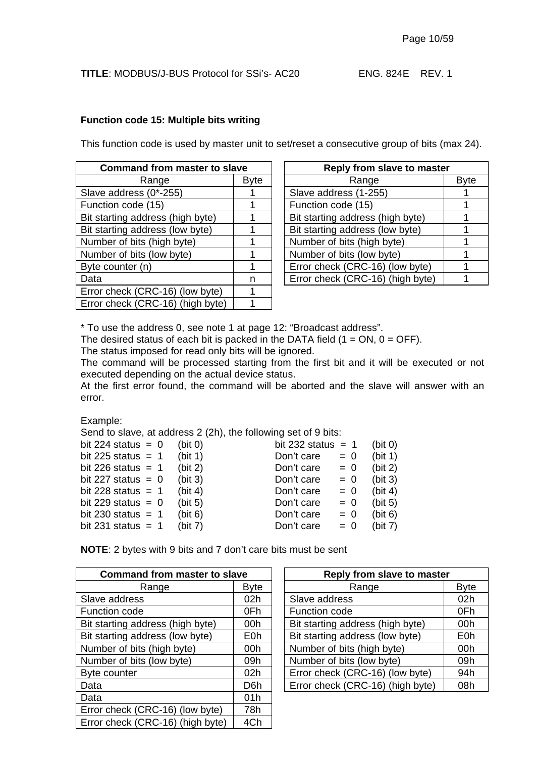**TITLE**: MODBUS/J-BUS Protocol for SSi's- AC20 ENG. 824E REV. 1

### Function code 15: Multiple bits writing

This function code is used by master unit to set/reset a consecutive group of bits (max 24).

| Command from master to slave | |
|---|---|
| Range | Byte |
| Slave address (0*-255) | 1 |
| Function code (15) | 1 |
| Bit starting address (high byte) | 1 |
| Bit starting address (low byte) | 1 |
| Number of bits (high byte) | 1 |
| Number of bits (low byte) | 1 |
| Byte counter (n) | 1 |
| Data | n |
| Error check (CRC-16) (low byte) | 1 |
| Error check (CRC-16) (high byte) | 1 |

| Reply from slave to master | |
|---|---|
| Range | Byte |
| Slave address (1-255) | 1 |
| Function code (15) | 1 |
| Bit starting address (high byte) | 1 |
| Bit starting address (low byte) | 1 |
| Number of bits (high byte) | 1 |
| Number of bits (low byte) | 1 |
| Error check (CRC-16) (low byte) | 1 |
| Error check (CRC-16) (high byte) | 1 |

* To use the address 0, see note 1 at page 12: "Broadcast address".
The desired status of each bit is packed in the DATA field (1 = ON, 0 = OFF).
The status imposed for read only bits will be ignored.
The command will be processed starting from the first bit and it will be executed or not executed depending on the actual device status.
At the first error found, the command will be aborted and the slave will answer with an error.

Example:
Send to slave, at address 2 (2h), the following set of 9 bits:

| | | | | | |
|---|---|---|---|---|---|
| bit 224 status | = 0 | (bit 0) | bit 232 status | = 1 | (bit 0) |
| bit 225 status | = 1 | (bit 1) | Don't care | = 0 | (bit 1) |
| bit 226 status | = 1 | (bit 2) | Don't care | = 0 | (bit 2) |
| bit 227 status | = 0 | (bit 3) | Don't care | = 0 | (bit 3) |
| bit 228 status | = 1 | (bit 4) | Don't care | = 0 | (bit 4) |
| bit 229 status | = 0 | (bit 5) | Don't care | = 0 | (bit 5) |
| bit 230 status | = 1 | (bit 6) | Don't care | = 0 | (bit 6) |
| bit 231 status | = 1 | (bit 7) | Don't care | = 0 | (bit 7) |

**NOTE**: 2 bytes with 9 bits and 7 don't care bits must be sent

| Command from master to slave | |
|---|---|
| Range | Byte |
| Slave address | 02h |
| Function code | 0Fh |
| Bit starting address (high byte) | 00h |
| Bit starting address (low byte) | E0h |
| Number of bits (high byte) | 00h |
| Number of bits (low byte) | 09h |
| Byte counter | 02h |
| Data | D6h |
| Data | 01h |
| Error check (CRC-16) (low byte) | 78h |
| Error check (CRC-16) (high byte) | 4Ch |

| Reply from slave to master | |
|---|---|
| Range | Byte |
| Slave address | 02h |
| Function code | 0Fh |
| Bit starting address (high byte) | 00h |
| Bit starting address (low byte) | E0h |
| Number of bits (high byte) | 00h |
| Number of bits (low byte) | 09h |
| Error check (CRC-16) (low byte) | 94h |
| Error check (CRC-16) (high byte) | 08h |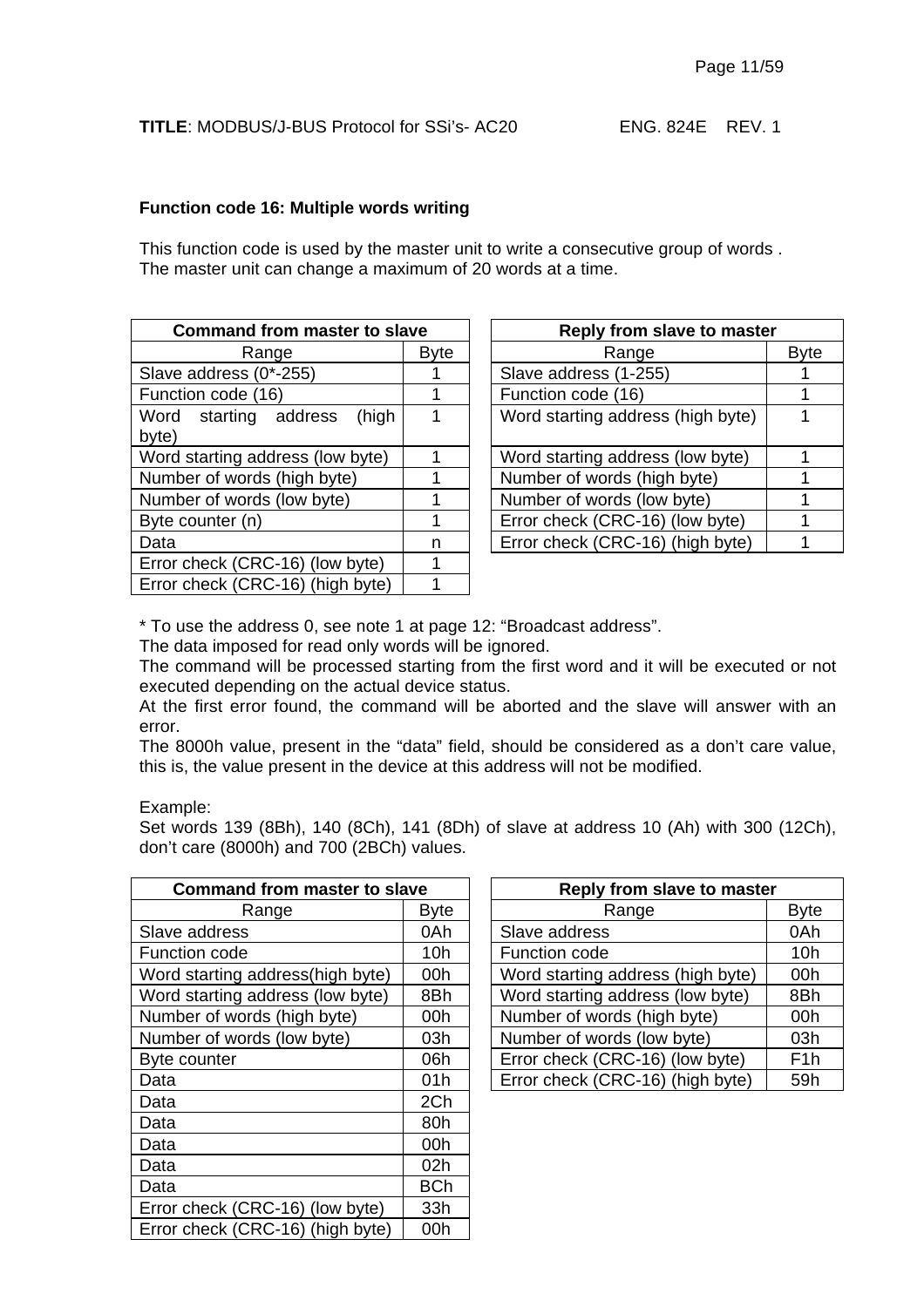**Function code 16: Multiple words writing**

This function code is used by the master unit to write a consecutive group of words .
The master unit can change a maximum of 20 words at a time.

| Command from master to slave | |
|---|---|
| Range | Byte |
| Slave address (0*-255) | 1 |
| Function code (16) | 1 |
| Word starting address (high byte) | 1 |
| Word starting address (low byte) | 1 |
| Number of words (high byte) | 1 |
| Number of words (low byte) | 1 |
| Byte counter (n) | 1 |
| Data | n |
| Error check (CRC-16) (low byte) | 1 |
| Error check (CRC-16) (high byte) | 1 |

| Reply from slave to master | |
|---|---|
| Range | Byte |
| Slave address (1-255) | 1 |
| Function code (16) | 1 |
| Word starting address (high byte) | 1 |
| Word starting address (low byte) | 1 |
| Number of words (high byte) | 1 |
| Number of words (low byte) | 1 |
| Error check (CRC-16) (low byte) | 1 |
| Error check (CRC-16) (high byte) | 1 |

* To use the address 0, see note 1 at page 12: "Broadcast address".
The data imposed for read only words will be ignored.
The command will be processed starting from the first word and it will be executed or not executed depending on the actual device status.
At the first error found, the command will be aborted and the slave will answer with an error.
The 8000h value, present in the "data" field, should be considered as a don't care value, this is, the value present in the device at this address will not be modified.

Example:
Set words 139 (8Bh), 140 (8Ch), 141 (8Dh) of slave at address 10 (Ah) with 300 (12Ch), don't care (8000h) and 700 (2BCh) values.

| Command from master to slave | |
|---|---|
| Range | Byte |
| Slave address | 0Ah |
| Function code | 10h |
| Word starting address(high byte) | 00h |
| Word starting address (low byte) | 8Bh |
| Number of words (high byte) | 00h |
| Number of words (low byte) | 03h |
| Byte counter | 06h |
| Data | 01h |
| Data | 2Ch |
| Data | 80h |
| Data | 00h |
| Data | 02h |
| Data | BCh |
| Error check (CRC-16) (low byte) | 33h |
| Error check (CRC-16) (high byte) | 00h |

| Reply from slave to master | |
|---|---|
| Range | Byte |
| Slave address | 0Ah |
| Function code | 10h |
| Word starting address (high byte) | 00h |
| Word starting address (low byte) | 8Bh |
| Number of words (high byte) | 00h |
| Number of words (low byte) | 03h |
| Error check (CRC-16) (low byte) | F1h |
| Error check (CRC-16) (high byte) | 59h |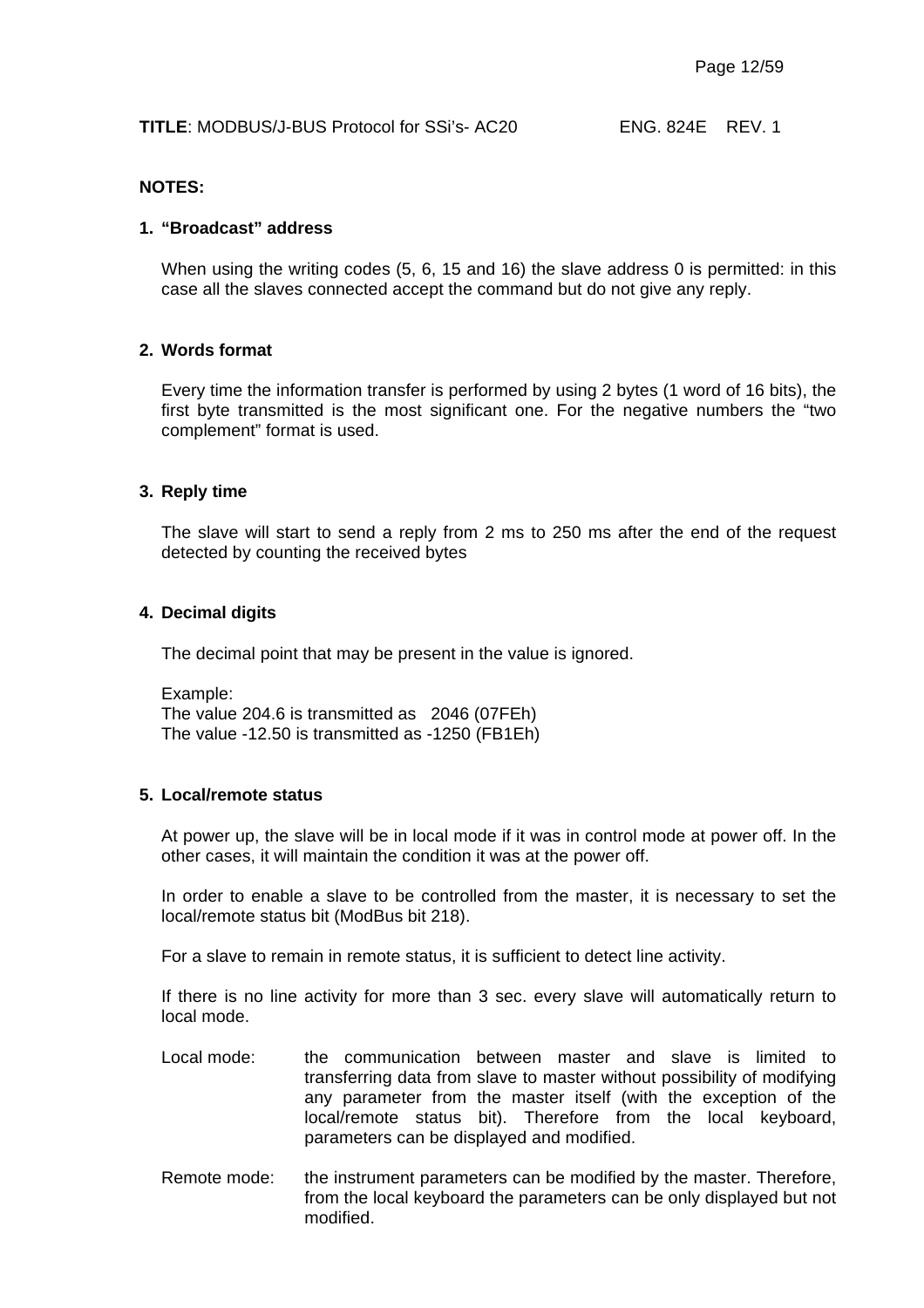**NOTES:**

1. **“Broadcast” address**

   When using the writing codes (5, 6, 15 and 16) the slave address 0 is permitted: in this case all the slaves connected accept the command but do not give any reply.

2. **Words format**

   Every time the information transfer is performed by using 2 bytes (1 word of 16 bits), the first byte transmitted is the most significant one. For the negative numbers the “two complement” format is used.

3. **Reply time**

   The slave will start to send a reply from 2 ms to 250 ms after the end of the request detected by counting the received bytes

4. **Decimal digits**

   The decimal point that may be present in the value is ignored.

   Example:
   The value 204.6 is transmitted as 2046 (07FEh)
   The value -12.50 is transmitted as -1250 (FB1Eh)

5. **Local/remote status**

   At power up, the slave will be in local mode if it was in control mode at power off. In the other cases, it will maintain the condition it was at the power off.

   In order to enable a slave to be controlled from the master, it is necessary to set the local/remote status bit (ModBus bit 218).

   For a slave to remain in remote status, it is sufficient to detect line activity.

   If there is no line activity for more than 3 sec. every slave will automatically return to local mode.

   Local mode: the communication between master and slave is limited to transferring data from slave to master without possibility of modifying any parameter from the master itself (with the exception of the local/remote status bit). Therefore from the local keyboard, parameters can be displayed and modified.

   Remote mode: the instrument parameters can be modified by the master. Therefore, from the local keyboard the parameters can be only displayed but not modified.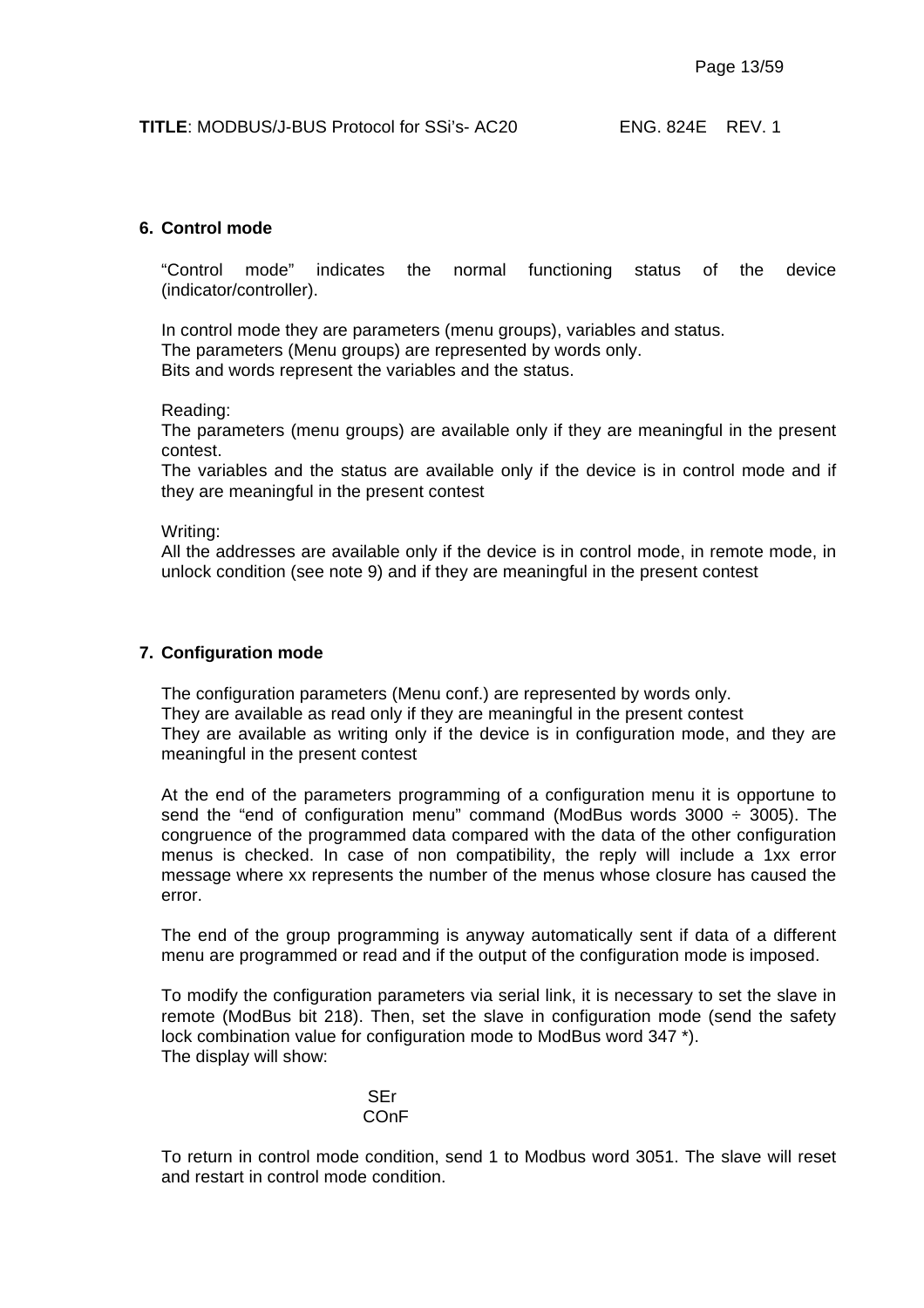## 6. Control mode

"Control mode" indicates the normal functioning status of the device (indicator/controller).

In control mode they are parameters (menu groups), variables and status.
The parameters (Menu groups) are represented by words only.
Bits and words represent the variables and the status.

Reading:
The parameters (menu groups) are available only if they are meaningful in the present contest.
The variables and the status are available only if the device is in control mode and if they are meaningful in the present contest

Writing:
All the addresses are available only if the device is in control mode, in remote mode, in unlock condition (see note 9) and if they are meaningful in the present contest

## 7. Configuration mode

The configuration parameters (Menu conf.) are represented by words only.
They are available as read only if they are meaningful in the present contest
They are available as writing only if the device is in configuration mode, and they are meaningful in the present contest

At the end of the parameters programming of a configuration menu it is opportune to send the "end of configuration menu" command (ModBus words 3000 ÷ 3005). The congruence of the programmed data compared with the data of the other configuration menus is checked. In case of non compatibility, the reply will include a 1xx error message where xx represents the number of the menus whose closure has caused the error.

The end of the group programming is anyway automatically sent if data of a different menu are programmed or read and if the output of the configuration mode is imposed.

To modify the configuration parameters via serial link, it is necessary to set the slave in remote (ModBus bit 218). Then, set the slave in configuration mode (send the safety lock combination value for configuration mode to ModBus word 347 *).
The display will show:

SEr
COnF

To return in control mode condition, send 1 to Modbus word 3051. The slave will reset and restart in control mode condition.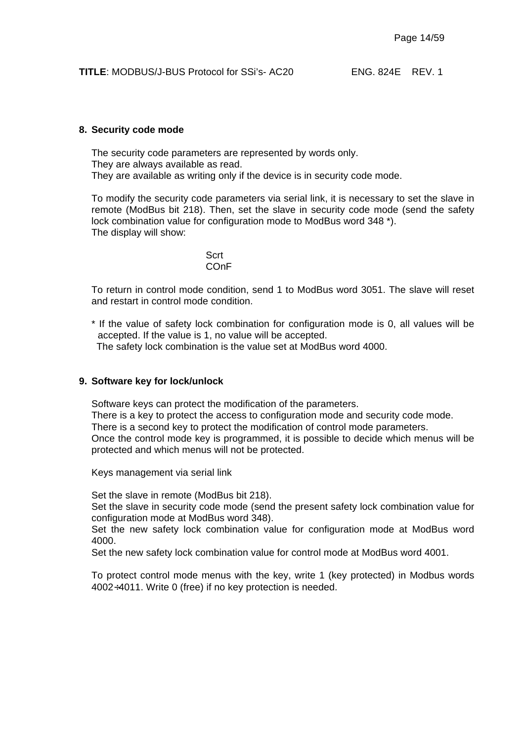## 8. Security code mode

The security code parameters are represented by words only.
They are always available as read.
They are available as writing only if the device is in security code mode.

To modify the security code parameters via serial link, it is necessary to set the slave in remote (ModBus bit 218). Then, set the slave in security code mode (send the safety lock combination value for configuration mode to ModBus word 348 *).
The display will show:

Scrt
COnF

To return in control mode condition, send 1 to ModBus word 3051. The slave will reset and restart in control mode condition.

* If the value of safety lock combination for configuration mode is 0, all values will be accepted. If the value is 1, no value will be accepted.
  The safety lock combination is the value set at ModBus word 4000.

## 9. Software key for lock/unlock

Software keys can protect the modification of the parameters.
There is a key to protect the access to configuration mode and security code mode.
There is a second key to protect the modification of control mode parameters.
Once the control mode key is programmed, it is possible to decide which menus will be protected and which menus will not be protected.

Keys management via serial link

Set the slave in remote (ModBus bit 218).
Set the slave in security code mode (send the present safety lock combination value for configuration mode at ModBus word 348).
Set the new safety lock combination value for configuration mode at ModBus word 4000.
Set the new safety lock combination value for control mode at ModBus word 4001.

To protect control mode menus with the key, write 1 (key protected) in Modbus words 4002÷4011. Write 0 (free) if no key protection is needed.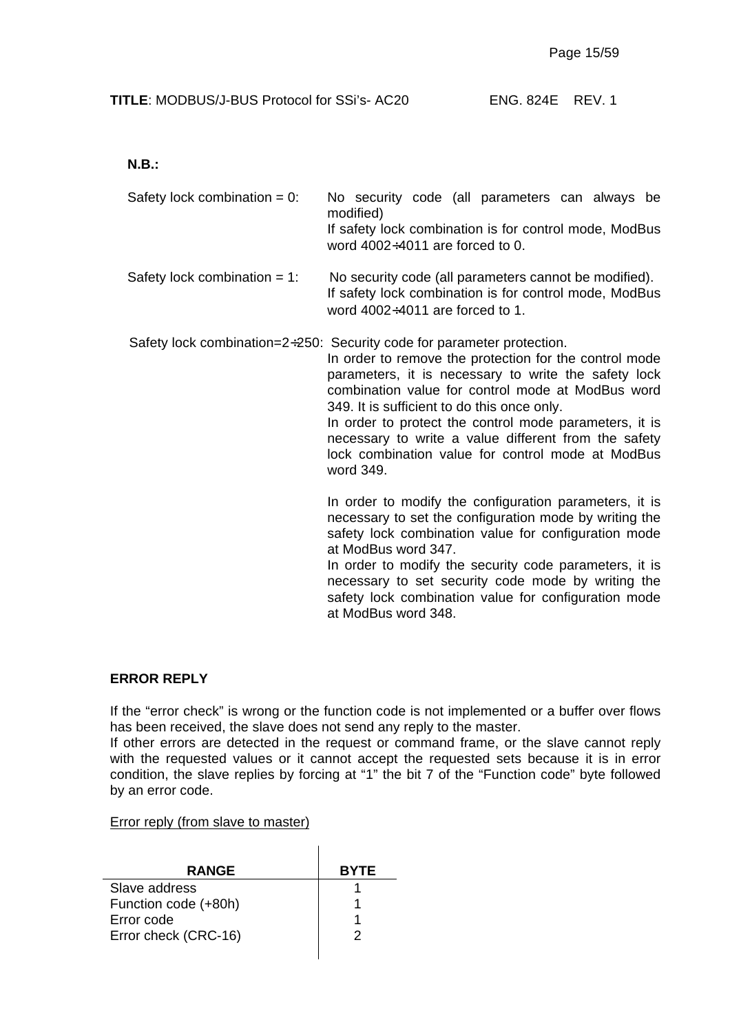**N.B.:**

Safety lock combination = 0: No security code (all parameters can always be modified)
If safety lock combination is for control mode, ModBus word 4002÷4011 are forced to 0.

Safety lock combination = 1: No security code (all parameters cannot be modified).
If safety lock combination is for control mode, ModBus word 4002÷4011 are forced to 1.

Safety lock combination=2÷250: Security code for parameter protection.
In order to remove the protection for the control mode parameters, it is necessary to write the safety lock combination value for control mode at ModBus word 349. It is sufficient to do this once only.
In order to protect the control mode parameters, it is necessary to write a value different from the safety lock combination value for control mode at ModBus word 349.

In order to modify the configuration parameters, it is necessary to set the configuration mode by writing the safety lock combination value for configuration mode at ModBus word 347.
In order to modify the security code parameters, it is necessary to set security code mode by writing the safety lock combination value for configuration mode at ModBus word 348.

**ERROR REPLY**

If the "error check" is wrong or the function code is not implemented or a buffer over flows has been received, the slave does not send any reply to the master.
If other errors are detected in the request or command frame, or the slave cannot reply with the requested values or it cannot accept the requested sets because it is in error condition, the slave replies by forcing at "1" the bit 7 of the "Function code" byte followed by an error code.

Error reply (from slave to master)

| RANGE | BYTE |
|---|---|
| Slave address | 1 |
| Function code (+80h) | 1 |
| Error code | 1 |
| Error check (CRC-16) | 2 |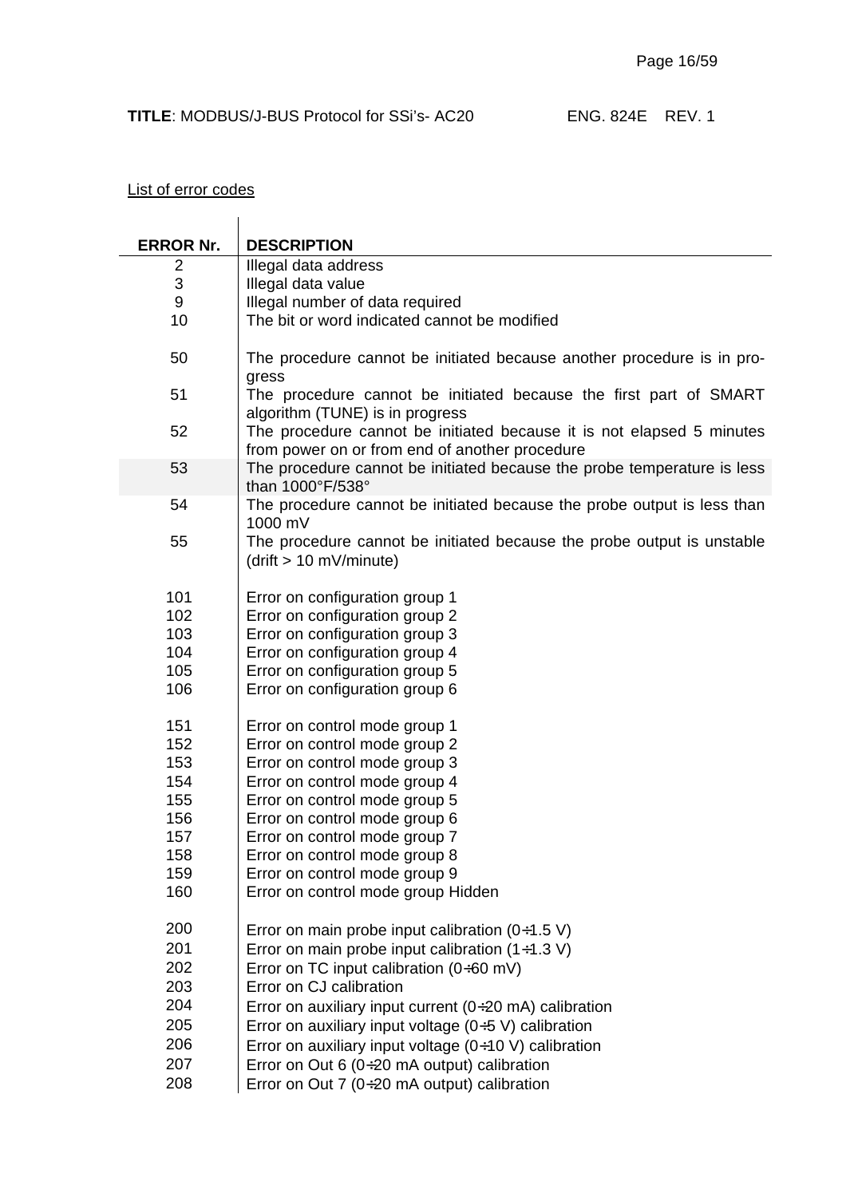List of error codes

| ERROR Nr. | DESCRIPTION |
|---|---|
| 2 | Illegal data address |
| 3 | Illegal data value |
| 9 | Illegal number of data required |
| 10 | The bit or word indicated cannot be modified |
| 50 | The procedure cannot be initiated because another procedure is in progress |
| 51 | The procedure cannot be initiated because the first part of SMART algorithm (TUNE) is in progress |
| 52 | The procedure cannot be initiated because it is not elapsed 5 minutes from power on or from end of another procedure |
| 53 | The procedure cannot be initiated because the probe temperature is less than 1000°F/538° |
| 54 | The procedure cannot be initiated because the probe output is less than 1000 mV |
| 55 | The procedure cannot be initiated because the probe output is unstable (drift > 10 mV/minute) |
| 101 | Error on configuration group 1 |
| 102 | Error on configuration group 2 |
| 103 | Error on configuration group 3 |
| 104 | Error on configuration group 4 |
| 105 | Error on configuration group 5 |
| 106 | Error on configuration group 6 |
| 151 | Error on control mode group 1 |
| 152 | Error on control mode group 2 |
| 153 | Error on control mode group 3 |
| 154 | Error on control mode group 4 |
| 155 | Error on control mode group 5 |
| 156 | Error on control mode group 6 |
| 157 | Error on control mode group 7 |
| 158 | Error on control mode group 8 |
| 159 | Error on control mode group 9 |
| 160 | Error on control mode group Hidden |
| 200 | Error on main probe input calibration (0÷1.5 V) |
| 201 | Error on main probe input calibration (1÷1.3 V) |
| 202 | Error on TC input calibration (0÷60 mV) |
| 203 | Error on CJ calibration |
| 204 | Error on auxiliary input current (0÷20 mA) calibration |
| 205 | Error on auxiliary input voltage (0÷5 V) calibration |
| 206 | Error on auxiliary input voltage (0÷10 V) calibration |
| 207 | Error on Out 6 (0÷20 mA output) calibration |
| 208 | Error on Out 7 (0÷20 mA output) calibration |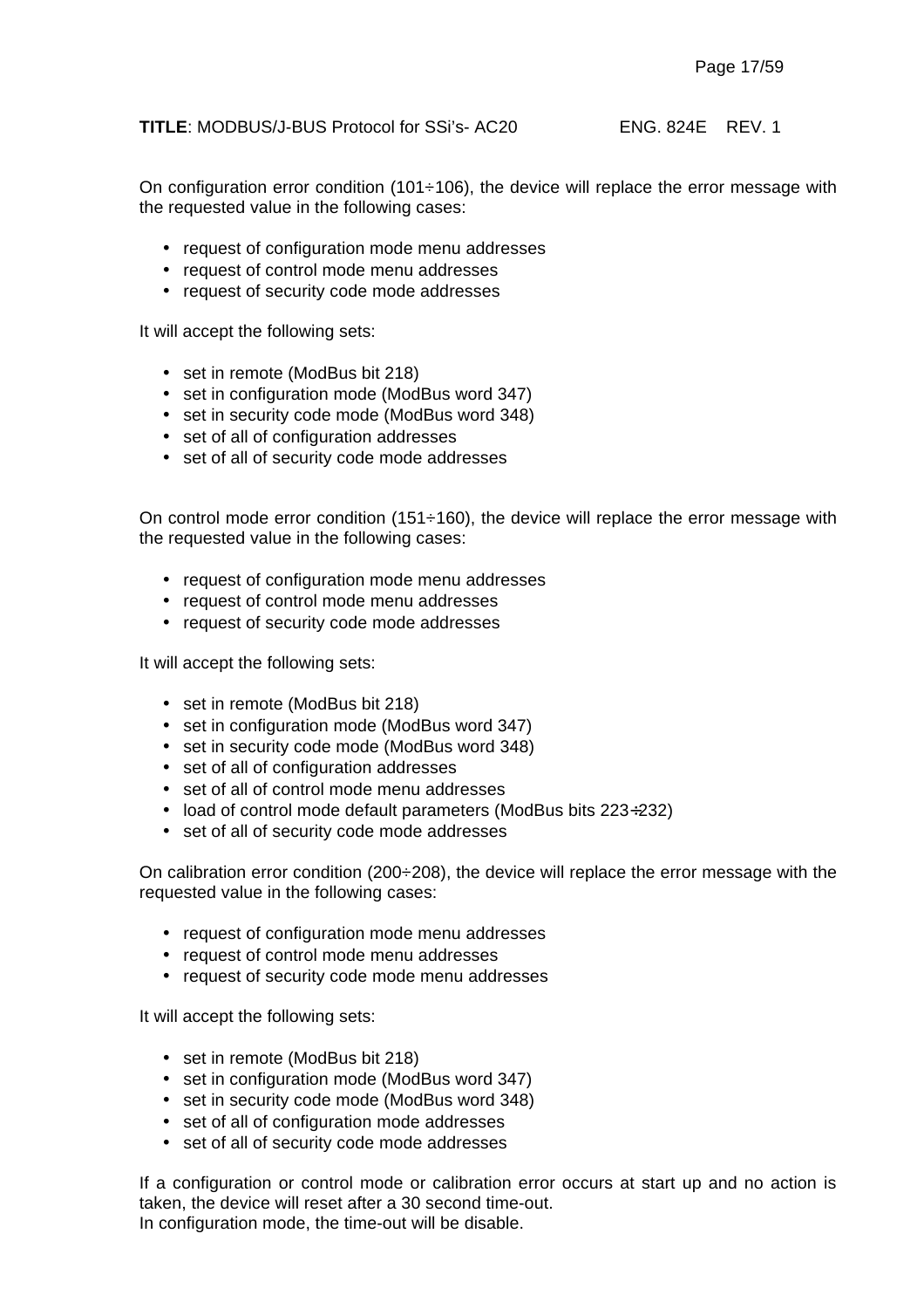On configuration error condition (101÷106), the device will replace the error message with the requested value in the following cases:

- request of configuration mode menu addresses
- request of control mode menu addresses
- request of security code mode addresses

It will accept the following sets:

- set in remote (ModBus bit 218)
- set in configuration mode (ModBus word 347)
- set in security code mode (ModBus word 348)
- set of all of configuration addresses
- set of all of security code mode addresses

On control mode error condition (151÷160), the device will replace the error message with the requested value in the following cases:

- request of configuration mode menu addresses
- request of control mode menu addresses
- request of security code mode addresses

It will accept the following sets:

- set in remote (ModBus bit 218)
- set in configuration mode (ModBus word 347)
- set in security code mode (ModBus word 348)
- set of all of configuration addresses
- set of all of control mode menu addresses
- load of control mode default parameters (ModBus bits 223÷232)
- set of all of security code mode addresses

On calibration error condition (200÷208), the device will replace the error message with the requested value in the following cases:

- request of configuration mode menu addresses
- request of control mode menu addresses
- request of security code mode menu addresses

It will accept the following sets:

- set in remote (ModBus bit 218)
- set in configuration mode (ModBus word 347)
- set in security code mode (ModBus word 348)
- set of all of configuration mode addresses
- set of all of security code mode addresses

If a configuration or control mode or calibration error occurs at start up and no action is taken, the device will reset after a 30 second time-out.
In configuration mode, the time-out will be disable.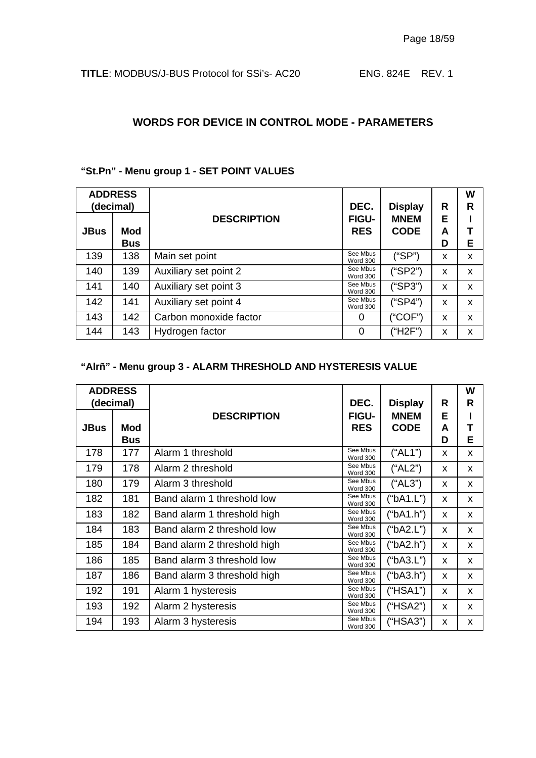## WORDS FOR DEVICE IN CONTROL MODE - PARAMETERS

### "St.Pn" - Menu group 1 - SET POINT VALUES

| ADDRESS (decimal) | | DESCRIPTION | DEC. FIGU-RES | Display MNEM CODE | READ | WRITE |
|---|---|---|---|---|---|---|
| JBus | Mod Bus | | | | | |
| 139 | 138 | Main set point | See Mbus Word 300 | ("SP") | x | x |
| 140 | 139 | Auxiliary set point 2 | See Mbus Word 300 | ("SP2") | x | x |
| 141 | 140 | Auxiliary set point 3 | See Mbus Word 300 | ("SP3") | x | x |
| 142 | 141 | Auxiliary set point 4 | See Mbus Word 300 | ("SP4") | x | x |
| 143 | 142 | Carbon monoxide factor | 0 | ("COF") | x | x |
| 144 | 143 | Hydrogen factor | 0 | ("H2F") | x | x |

### "Alrñ" - Menu group 3 - ALARM THRESHOLD AND HYSTERESIS VALUE

| ADDRESS (decimal) | | DESCRIPTION | DEC. FIGU-RES | Display MNEM CODE | READ | WRITE |
|---|---|---|---|---|---|---|
| JBus | Mod Bus | | | | | |
| 178 | 177 | Alarm 1 threshold | See Mbus Word 300 | ("AL1") | x | x |
| 179 | 178 | Alarm 2 threshold | See Mbus Word 300 | ("AL2") | x | x |
| 180 | 179 | Alarm 3 threshold | See Mbus Word 300 | ("AL3") | x | x |
| 182 | 181 | Band alarm 1 threshold low | See Mbus Word 300 | ("bA1.L") | x | x |
| 183 | 182 | Band alarm 1 threshold high | See Mbus Word 300 | ("bA1.h") | x | x |
| 184 | 183 | Band alarm 2 threshold low | See Mbus Word 300 | ("bA2.L") | x | x |
| 185 | 184 | Band alarm 2 threshold high | See Mbus Word 300 | ("bA2.h") | x | x |
| 186 | 185 | Band alarm 3 threshold low | See Mbus Word 300 | ("bA3.L") | x | x |
| 187 | 186 | Band alarm 3 threshold high | See Mbus Word 300 | ("bA3.h") | x | x |
| 192 | 191 | Alarm 1 hysteresis | See Mbus Word 300 | ("HSA1") | x | x |
| 193 | 192 | Alarm 2 hysteresis | See Mbus Word 300 | ("HSA2") | x | x |
| 194 | 193 | Alarm 3 hysteresis | See Mbus Word 300 | ("HSA3") | x | x |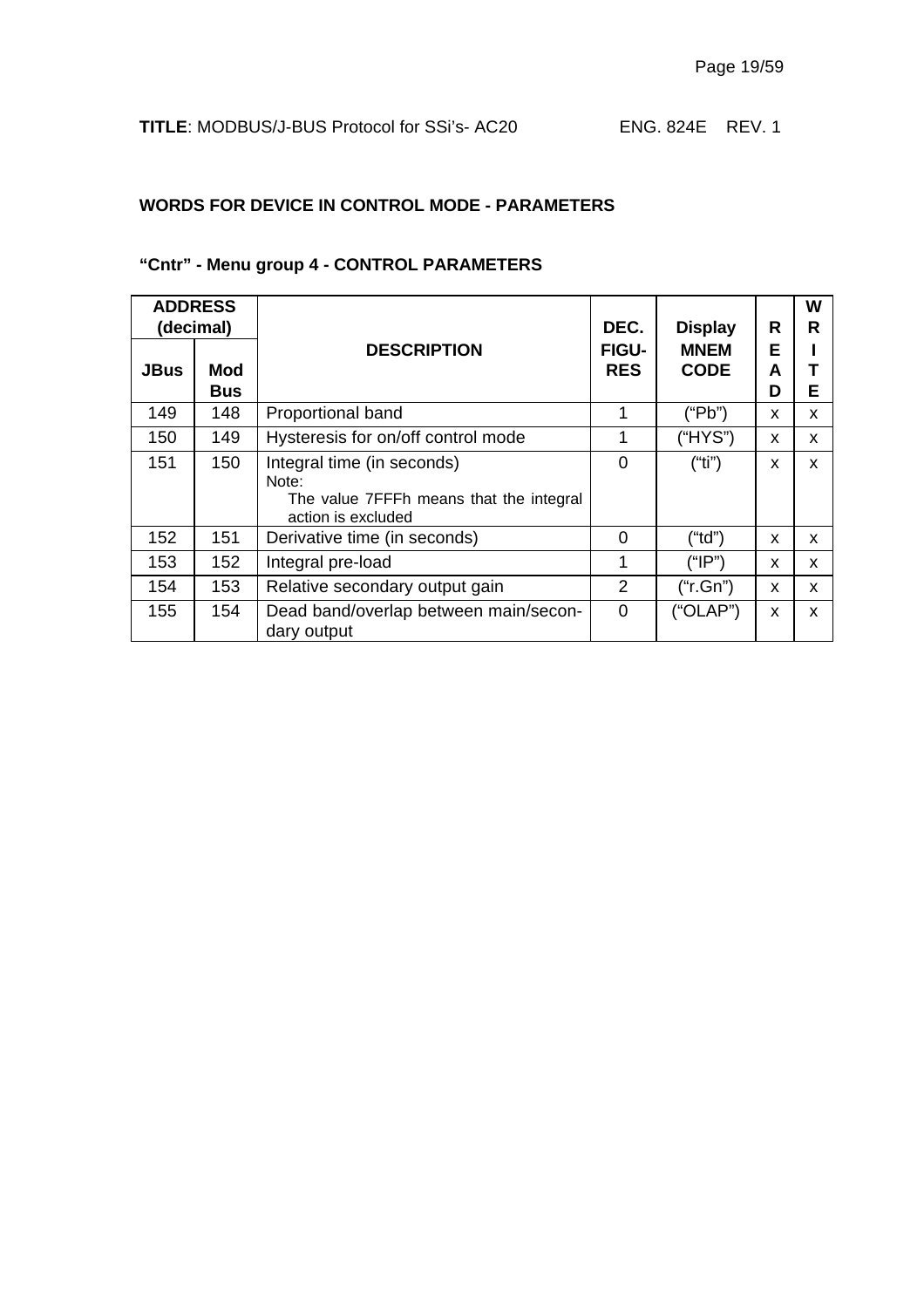## WORDS FOR DEVICE IN CONTROL MODE - PARAMETERS

### "Cntr" - Menu group 4 - CONTROL PARAMETERS

| ADDRESS (decimal) | | DESCRIPTION | DEC. FIGU-RES | Display MNEM CODE | READ | WRITE |
|---|---|---|---|---|---|---|
| JBus | Mod Bus | | | | | |
| 149 | 148 | Proportional band | 1 | ("Pb") | x | x |
| 150 | 149 | Hysteresis for on/off control mode | 1 | ("HYS") | x | x |
| 151 | 150 | Integral time (in seconds) Note: The value 7FFFh means that the integral action is excluded | 0 | ("ti") | x | x |
| 152 | 151 | Derivative time (in seconds) | 0 | ("td") | x | x |
| 153 | 152 | Integral pre-load | 1 | ("IP") | x | x |
| 154 | 153 | Relative secondary output gain | 2 | ("r.Gn") | x | x |
| 155 | 154 | Dead band/overlap between main/secondary output | 0 | ("OLAP") | x | x |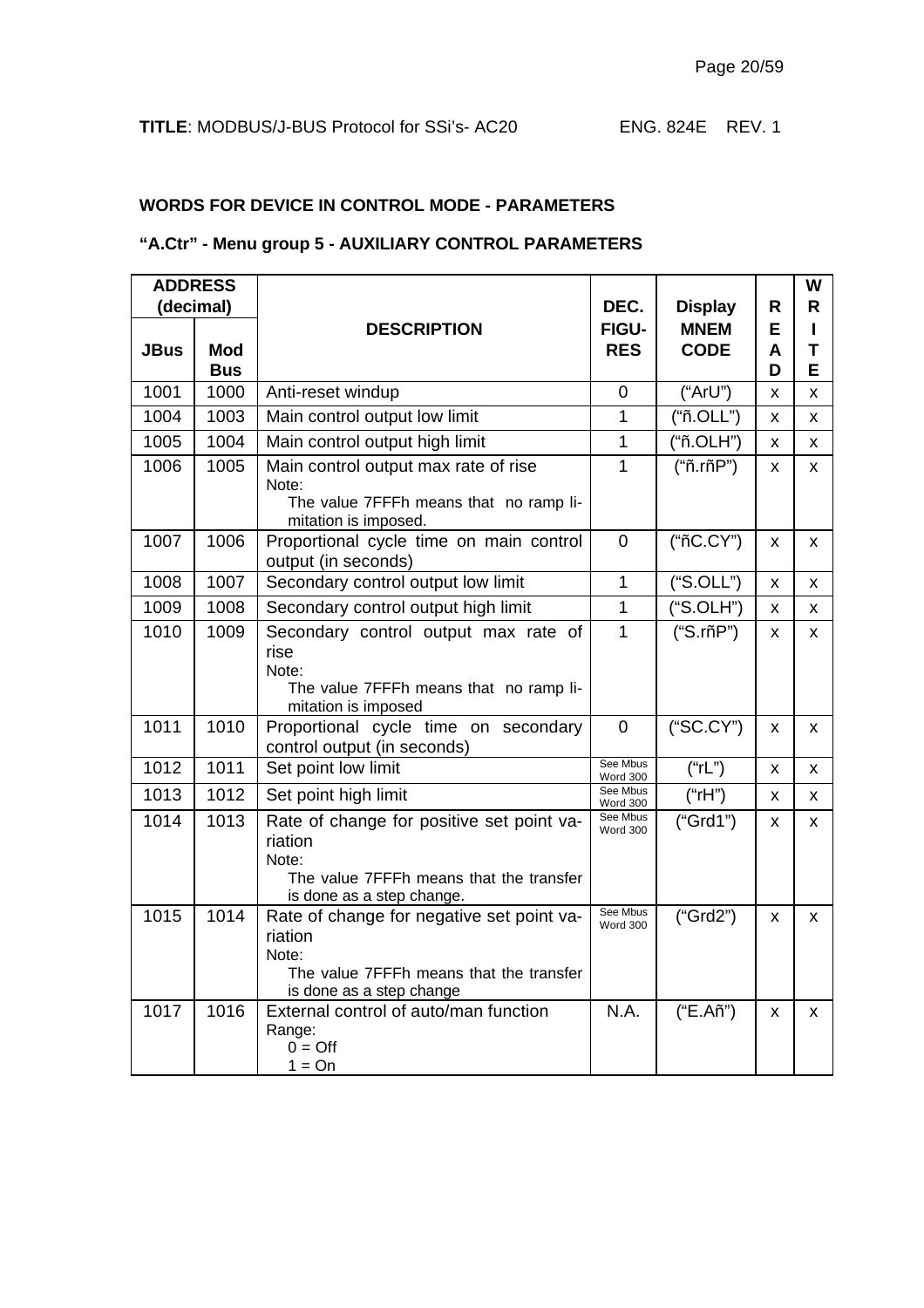**TITLE**: MODBUS/J-BUS Protocol for SSi's- AC20 ENG. 824E REV. 1

### WORDS FOR DEVICE IN CONTROL MODE - PARAMETERS

### "A.Ctr" - Menu group 5 - AUXILIARY CONTROL PARAMETERS

| ADDRESS (decimal) | | DESCRIPTION | DEC. FIGU-RES | Display MNEM CODE | READ | WRITE |
|---|---|---|---|---|---|---|
| JBus | Mod Bus | | | | | |
| 1001 | 1000 | Anti-reset windup | 0 | ("ArU") | x | x |
| 1004 | 1003 | Main control output low limit | 1 | ("ñ.OLL") | x | x |
| 1005 | 1004 | Main control output high limit | 1 | ("ñ.OLH") | x | x |
| 1006 | 1005 | Main control output max rate of rise<br>Note:<br>The value 7FFFh means that no ramp limitation is imposed. | 1 | ("ñ.rñP") | x | x |
| 1007 | 1006 | Proportional cycle time on main control output (in seconds) | 0 | ("ñC.CY") | x | x |
| 1008 | 1007 | Secondary control output low limit | 1 | ("S.OLL") | x | x |
| 1009 | 1008 | Secondary control output high limit | 1 | ("S.OLH") | x | x |
| 1010 | 1009 | Secondary control output max rate of rise<br>Note:<br>The value 7FFFh means that no ramp limitation is imposed | 1 | ("S.rñP") | x | x |
| 1011 | 1010 | Proportional cycle time on secondary control output (in seconds) | 0 | ("SC.CY") | x | x |
| 1012 | 1011 | Set point low limit | See Mbus Word 300 | ("rL") | x | x |
| 1013 | 1012 | Set point high limit | See Mbus Word 300 | ("rH") | x | x |
| 1014 | 1013 | Rate of change for positive set point variation<br>Note:<br>The value 7FFFh means that the transfer is done as a step change. | See Mbus Word 300 | ("Grd1") | x | x |
| 1015 | 1014 | Rate of change for negative set point variation<br>Note:<br>The value 7FFFh means that the transfer is done as a step change | See Mbus Word 300 | ("Grd2") | x | x |
| 1017 | 1016 | External control of auto/man function<br>Range:<br>0 = Off<br>1 = On | N.A. | ("E.Añ") | x | x |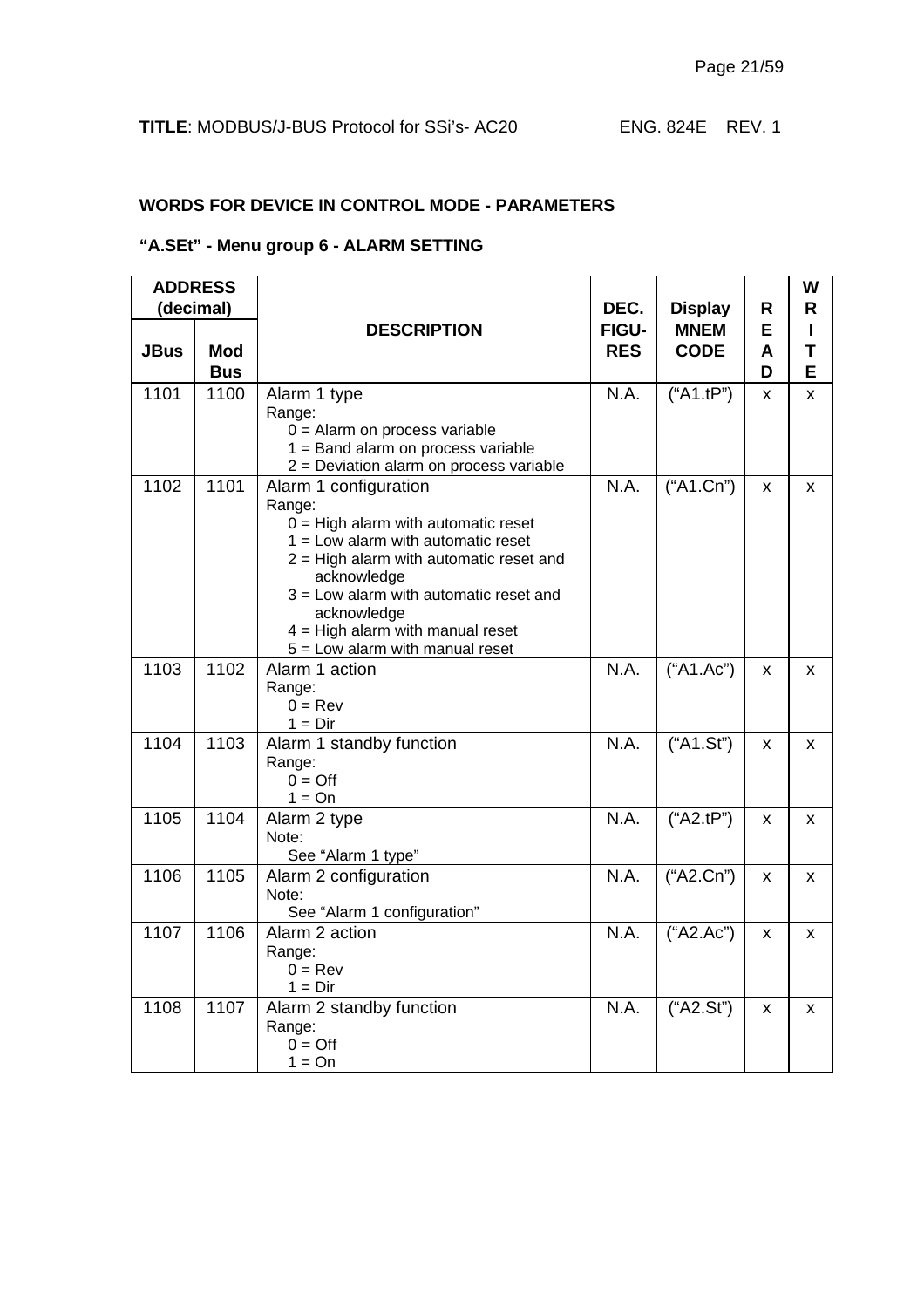## WORDS FOR DEVICE IN CONTROL MODE - PARAMETERS

### "A.SEt" - Menu group 6 - ALARM SETTING

| ADDRESS (decimal) | | DESCRIPTION | DEC. FIGU-RES | Display MNEM CODE | READ | WRITE |
|---|---|---|---|---|---|---|
| JBus | Mod Bus | | | | | |
| 1101 | 1100 | Alarm 1 type<br>Range:<br>0 = Alarm on process variable<br>1 = Band alarm on process variable<br>2 = Deviation alarm on process variable | N.A. | ("A1.tP") | x | x |
| 1102 | 1101 | Alarm 1 configuration<br>Range:<br>0 = High alarm with automatic reset<br>1 = Low alarm with automatic reset<br>2 = High alarm with automatic reset and acknowledge<br>3 = Low alarm with automatic reset and acknowledge<br>4 = High alarm with manual reset<br>5 = Low alarm with manual reset | N.A. | ("A1.Cn") | x | x |
| 1103 | 1102 | Alarm 1 action<br>Range:<br>0 = Rev<br>1 = Dir | N.A. | ("A1.Ac") | x | x |
| 1104 | 1103 | Alarm 1 standby function<br>Range:<br>0 = Off<br>1 = On | N.A. | ("A1.St") | x | x |
| 1105 | 1104 | Alarm 2 type<br>Note:<br>See "Alarm 1 type" | N.A. | ("A2.tP") | x | x |
| 1106 | 1105 | Alarm 2 configuration<br>Note:<br>See "Alarm 1 configuration" | N.A. | ("A2.Cn") | x | x |
| 1107 | 1106 | Alarm 2 action<br>Range:<br>0 = Rev<br>1 = Dir | N.A. | ("A2.Ac") | x | x |
| 1108 | 1107 | Alarm 2 standby function<br>Range:<br>0 = Off<br>1 = On | N.A. | ("A2.St") | x | x |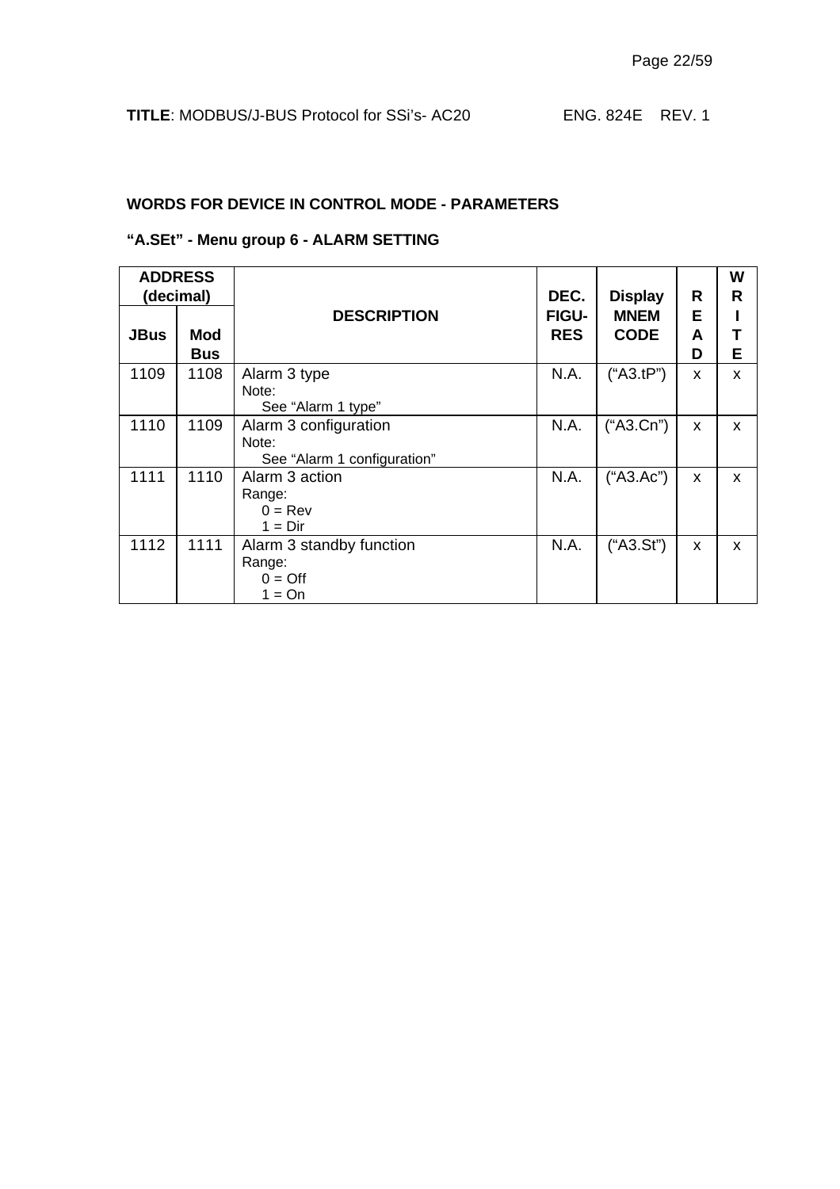**WORDS FOR DEVICE IN CONTROL MODE - PARAMETERS**

**“A.SEt” - Menu group 6 - ALARM SETTING**

| ADDRESS (decimal) | | DESCRIPTION | DEC. FIGU-RES | Display MNEM CODE | READ | WRITE |
|---|---|---|---|---|---|---|
| JBus | Mod Bus | | | | | |
| 1109 | 1108 | Alarm 3 type<br>Note:<br>See “Alarm 1 type” | N.A. | (“A3.tP”) | x | x |
| 1110 | 1109 | Alarm 3 configuration<br>Note:<br>See “Alarm 1 configuration” | N.A. | (“A3.Cn”) | x | x |
| 1111 | 1110 | Alarm 3 action<br>Range:<br>0 = Rev<br>1 = Dir | N.A. | (“A3.Ac”) | x | x |
| 1112 | 1111 | Alarm 3 standby function<br>Range:<br>0 = Off<br>1 = On | N.A. | (“A3.St”) | x | x |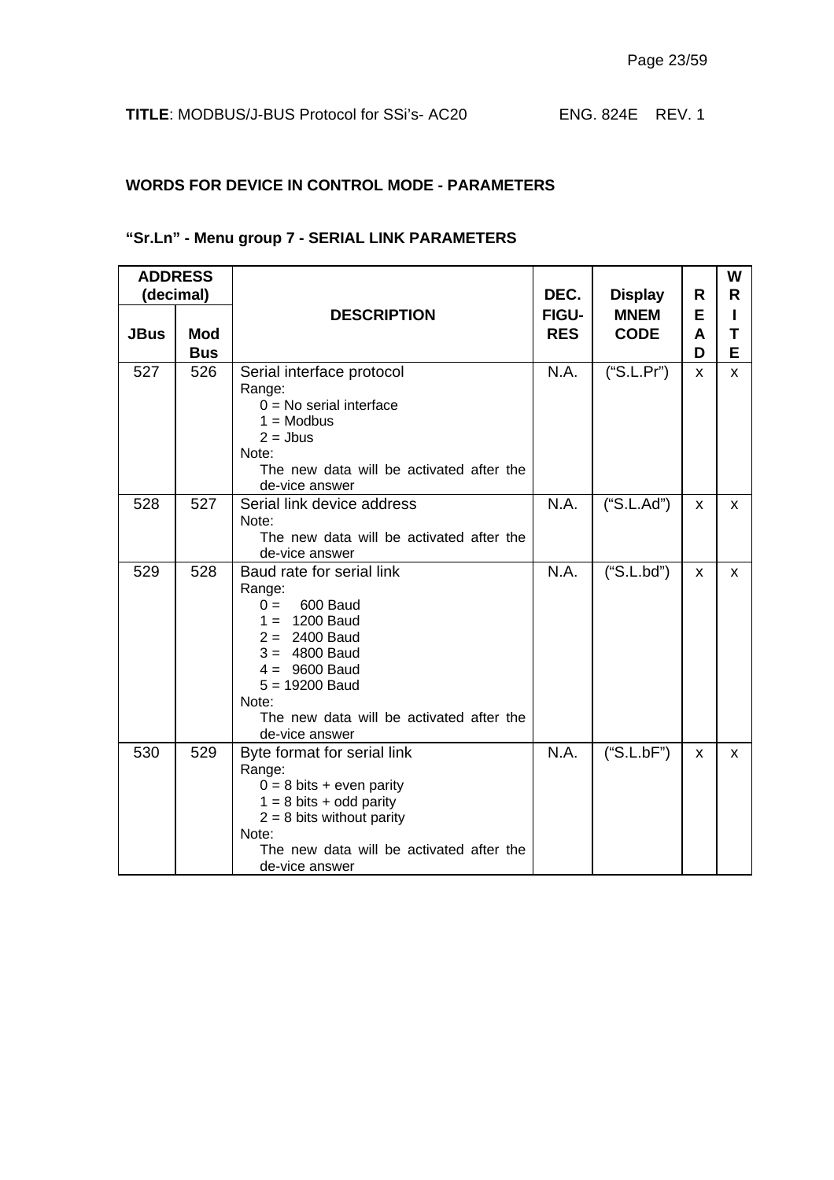**WORDS FOR DEVICE IN CONTROL MODE - PARAMETERS**

**“Sr.Ln” - Menu group 7 - SERIAL LINK PARAMETERS**

| ADDRESS (decimal) | | DESCRIPTION | DEC. FIGU-RES | Display MNEM CODE | READ | WRITE |
|---|---|---|---|---|---|---|
| JBus | Mod Bus | | | | | |
| 527 | 526 | Serial interface protocol<br>Range:<br>0 = No serial interface<br>1 = Modbus<br>2 = Jbus<br>Note:<br>The new data will be activated after the de-vice answer | N.A. | (“S.L.Pr”) | x | x |
| 528 | 527 | Serial link device address<br>Note:<br>The new data will be activated after the de-vice answer | N.A. | (“S.L.Ad”) | x | x |
| 529 | 528 | Baud rate for serial link<br>Range:<br>0 = 600 Baud<br>1 = 1200 Baud<br>2 = 2400 Baud<br>3 = 4800 Baud<br>4 = 9600 Baud<br>5 = 19200 Baud<br>Note:<br>The new data will be activated after the de-vice answer | N.A. | (“S.L.bd”) | x | x |
| 530 | 529 | Byte format for serial link<br>Range:<br>0 = 8 bits + even parity<br>1 = 8 bits + odd parity<br>2 = 8 bits without parity<br>Note:<br>The new data will be activated after the de-vice answer | N.A. | (“S.L.bF”) | x | x |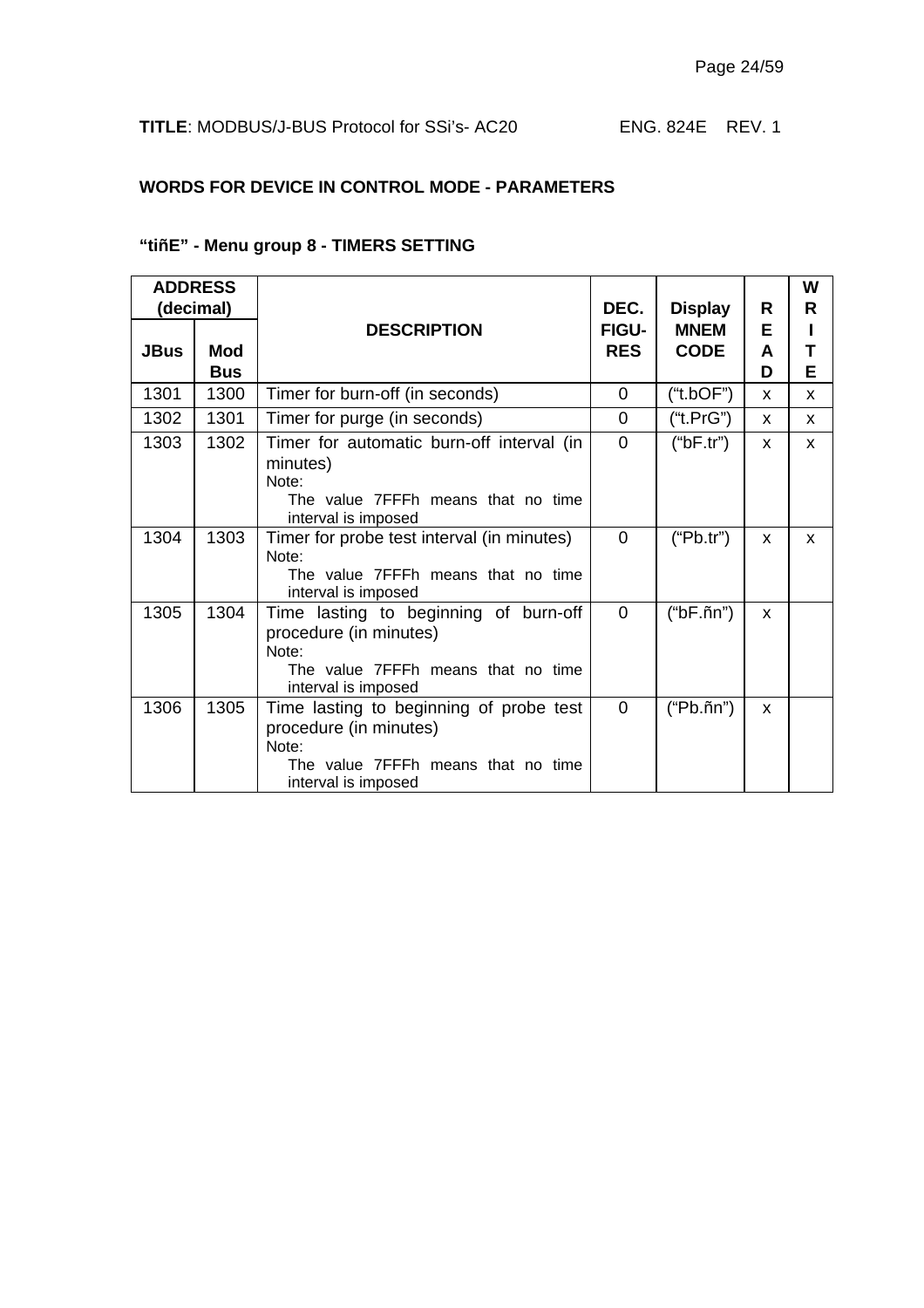**TITLE**: MODBUS/J-BUS Protocol for SSi's- AC20 ENG. 824E REV. 1

### WORDS FOR DEVICE IN CONTROL MODE - PARAMETERS

### "tiñE" - Menu group 8 - TIMERS SETTING

| ADDRESS (decimal) | | DESCRIPTION | DEC. FIGU-RES | Display MNEM CODE | READ | WRITE |
|---|---|---|---|---|---|---|
| **JBus** | **Mod Bus** | | | | | |
| 1301 | 1300 | Timer for burn-off (in seconds) | 0 | ("t.bOF") | x | x |
| 1302 | 1301 | Timer for purge (in seconds) | 0 | ("t.PrG") | x | x |
| 1303 | 1302 | Timer for automatic burn-off interval (in minutes)<br>Note:<br>The value 7FFFh means that no time interval is imposed | 0 | ("bF.tr") | x | x |
| 1304 | 1303 | Timer for probe test interval (in minutes)<br>Note:<br>The value 7FFFh means that no time interval is imposed | 0 | ("Pb.tr") | x | x |
| 1305 | 1304 | Time lasting to beginning of burn-off procedure (in minutes)<br>Note:<br>The value 7FFFh means that no time interval is imposed | 0 | ("bF.ñn") | x | |
| 1306 | 1305 | Time lasting to beginning of probe test procedure (in minutes)<br>Note:<br>The value 7FFFh means that no time interval is imposed | 0 | ("Pb.ñn") | x | |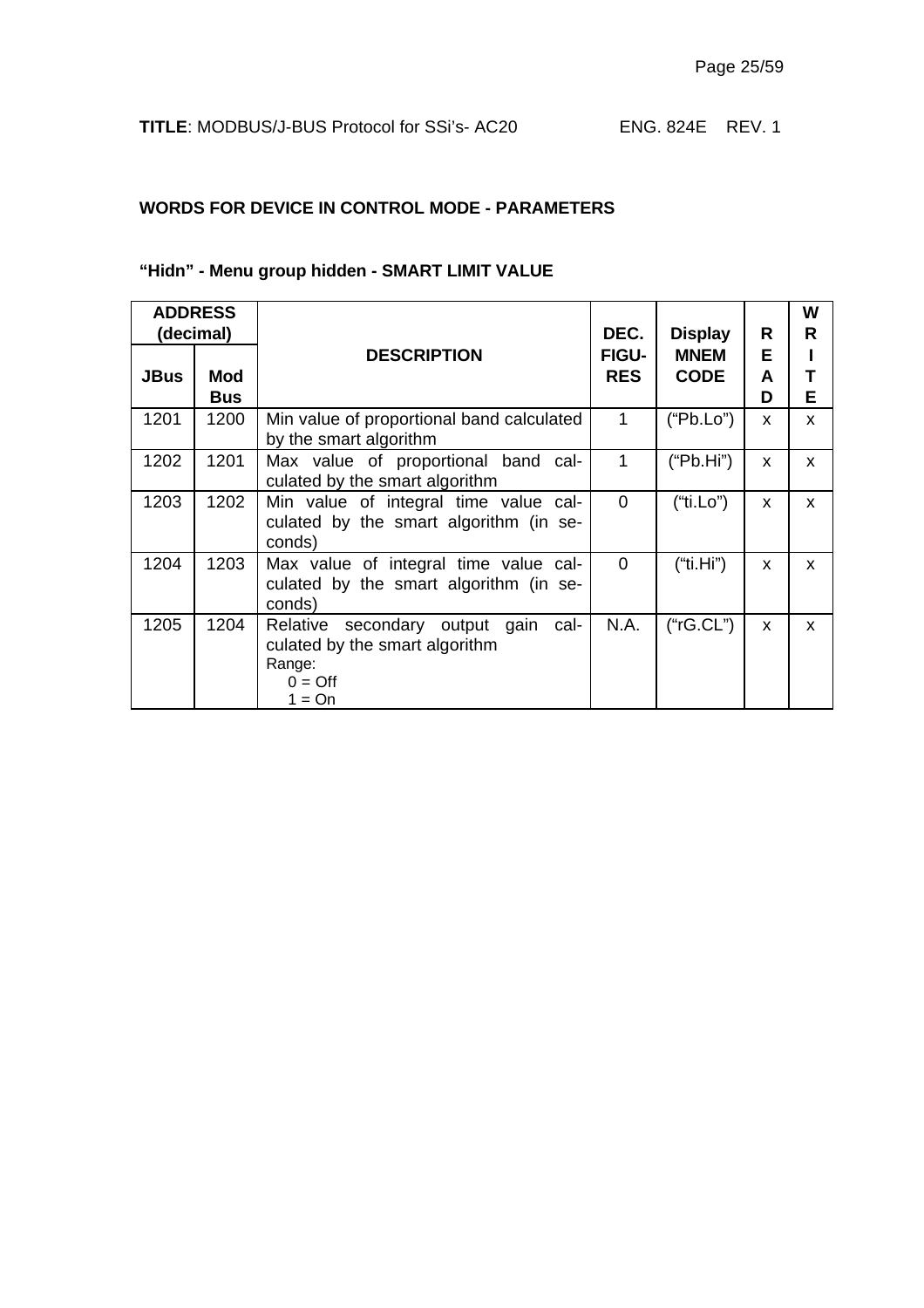## WORDS FOR DEVICE IN CONTROL MODE - PARAMETERS

### "Hidn" - Menu group hidden - SMART LIMIT VALUE

| ADDRESS (decimal) | | DESCRIPTION | DEC. FIGU-RES | Display MNEM CODE | READ | WRITE |
|---|---|---|---|---|---|---|
| JBus | Mod Bus | | | | | |
| 1201 | 1200 | Min value of proportional band calculated by the smart algorithm | 1 | ("Pb.Lo") | x | x |
| 1202 | 1201 | Max value of proportional band calculated by the smart algorithm | 1 | ("Pb.Hi") | x | x |
| 1203 | 1202 | Min value of integral time value calculated by the smart algorithm (in seconds) | 0 | ("ti.Lo") | x | x |
| 1204 | 1203 | Max value of integral time value calculated by the smart algorithm (in seconds) | 0 | ("ti.Hi") | x | x |
| 1205 | 1204 | Relative secondary output gain calculated by the smart algorithm<br>Range:<br>0 = Off<br>1 = On | N.A. | ("rG.CL") | x | x |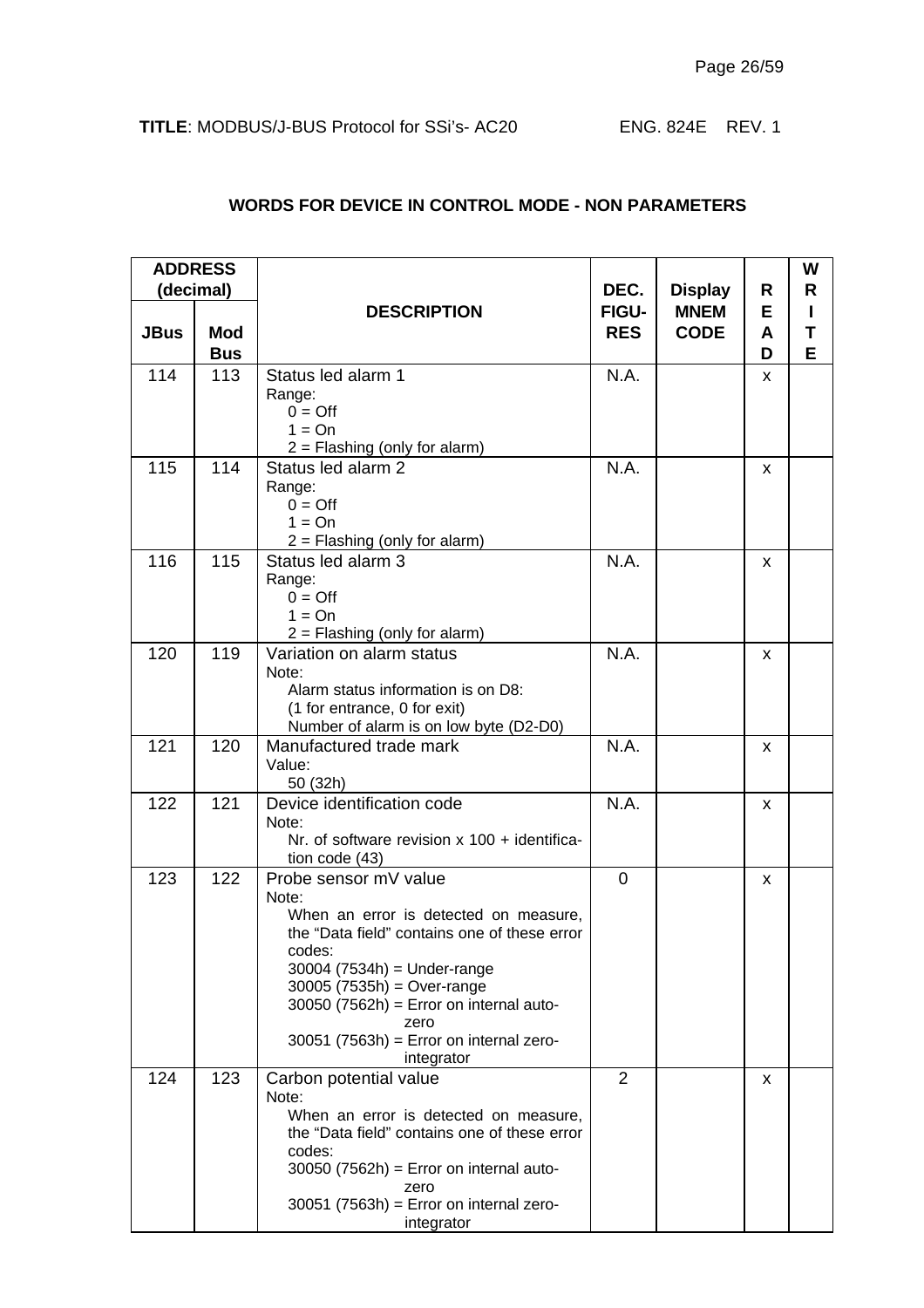## WORDS FOR DEVICE IN CONTROL MODE - NON PARAMETERS

| ADDRESS (decimal) | | DESCRIPTION | DEC. FIGU-RES | Display MNEM CODE | READ | WRITE |
|---|---|---|---|---|---|---|
| JBus | Mod Bus | | | | | |
| 114 | 113 | Status led alarm 1<br>Range:<br>0 = Off<br>1 = On<br>2 = Flashing (only for alarm) | N.A. | | x | |
| 115 | 114 | Status led alarm 2<br>Range:<br>0 = Off<br>1 = On<br>2 = Flashing (only for alarm) | N.A. | | x | |
| 116 | 115 | Status led alarm 3<br>Range:<br>0 = Off<br>1 = On<br>2 = Flashing (only for alarm) | N.A. | | x | |
| 120 | 119 | Variation on alarm status<br>Note:<br>Alarm status information is on D8:<br>(1 for entrance, 0 for exit)<br>Number of alarm is on low byte (D2-D0) | N.A. | | x | |
| 121 | 120 | Manufactured trade mark<br>Value:<br>50 (32h) | N.A. | | x | |
| 122 | 121 | Device identification code<br>Note:<br>Nr. of software revision x 100 + identification code (43) | N.A. | | x | |
| 123 | 122 | Probe sensor mV value<br>Note:<br>When an error is detected on measure, the "Data field" contains one of these error codes:<br>30004 (7534h) = Under-range<br>30005 (7535h) = Over-range<br>30050 (7562h) = Error on internal auto-zero<br>30051 (7563h) = Error on internal zero-integrator | 0 | | x | |
| 124 | 123 | Carbon potential value<br>Note:<br>When an error is detected on measure, the "Data field" contains one of these error codes:<br>30050 (7562h) = Error on internal auto-zero<br>30051 (7563h) = Error on internal zero-integrator | 2 | | x | |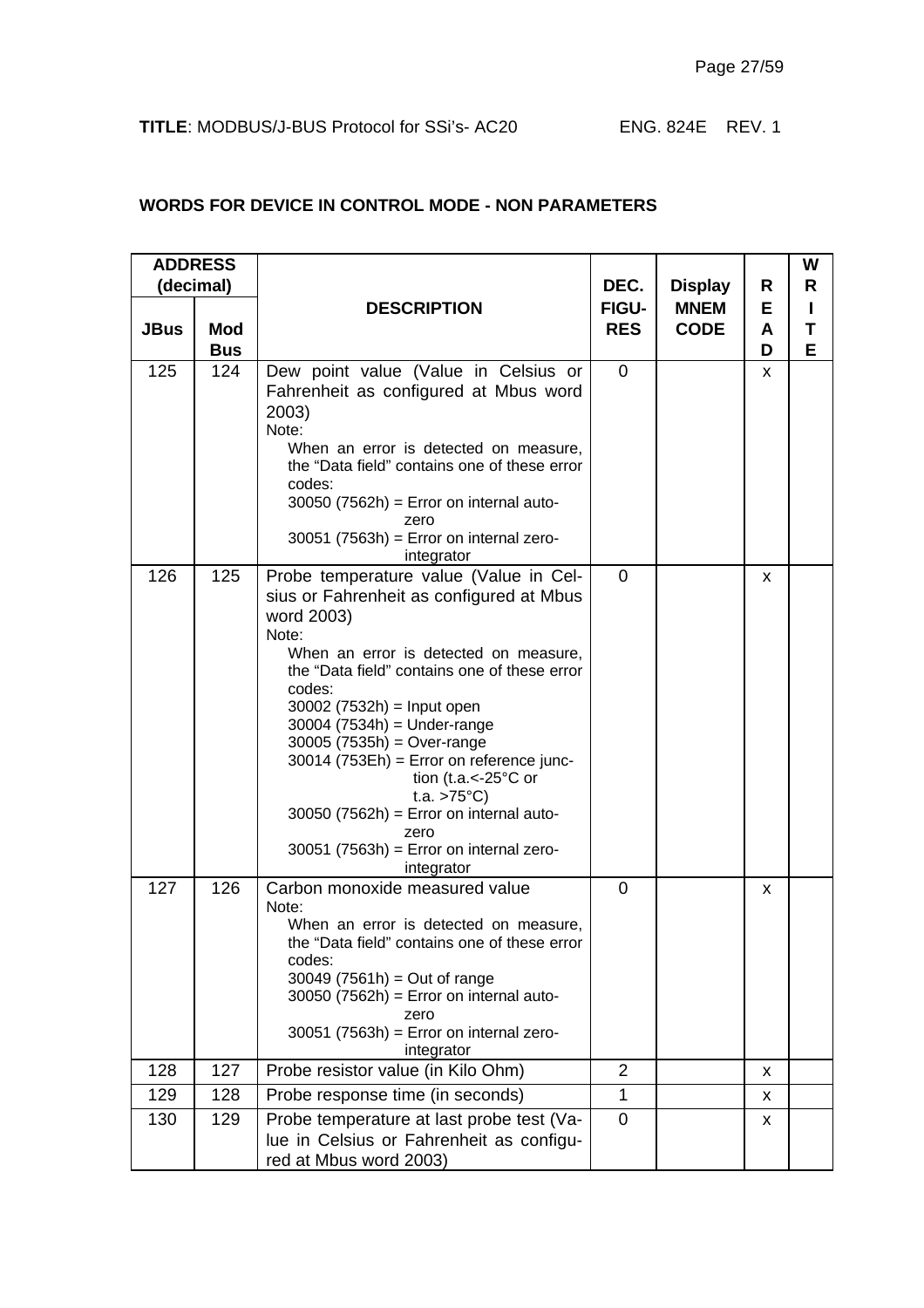**TITLE**: MODBUS/J-BUS Protocol for SSi's- AC20 ENG. 824E REV. 1

## WORDS FOR DEVICE IN CONTROL MODE - NON PARAMETERS

| ADDRESS (decimal) | | DESCRIPTION | DEC. FIGU-RES | Display MNEM CODE | READ | WRITE |
|---|---|---|---|---|---|---|
| **JBus** | **Mod Bus** | | | | | |
| 125 | 124 | Dew point value (Value in Celsius or Fahrenheit as configured at Mbus word 2003)<br>Note:<br>When an error is detected on measure, the "Data field" contains one of these error codes:<br>30050 (7562h) = Error on internal auto-zero<br>30051 (7563h) = Error on internal zero-integrator | 0 | | x | |
| 126 | 125 | Probe temperature value (Value in Celsius or Fahrenheit as configured at Mbus word 2003)<br>Note:<br>When an error is detected on measure, the "Data field" contains one of these error codes:<br>30002 (7532h) = Input open<br>30004 (7534h) = Under-range<br>30005 (7535h) = Over-range<br>30014 (753Eh) = Error on reference junction (t.a.<-25°C or t.a. >75°C)<br>30050 (7562h) = Error on internal auto-zero<br>30051 (7563h) = Error on internal zero-integrator | 0 | | x | |
| 127 | 126 | Carbon monoxide measured value<br>Note:<br>When an error is detected on measure, the "Data field" contains one of these error codes:<br>30049 (7561h) = Out of range<br>30050 (7562h) = Error on internal auto-zero<br>30051 (7563h) = Error on internal zero-integrator | 0 | | x | |
| 128 | 127 | Probe resistor value (in Kilo Ohm) | 2 | | x | |
| 129 | 128 | Probe response time (in seconds) | 1 | | x | |
| 130 | 129 | Probe temperature at last probe test (Value in Celsius or Fahrenheit as configured at Mbus word 2003) | 0 | | x | |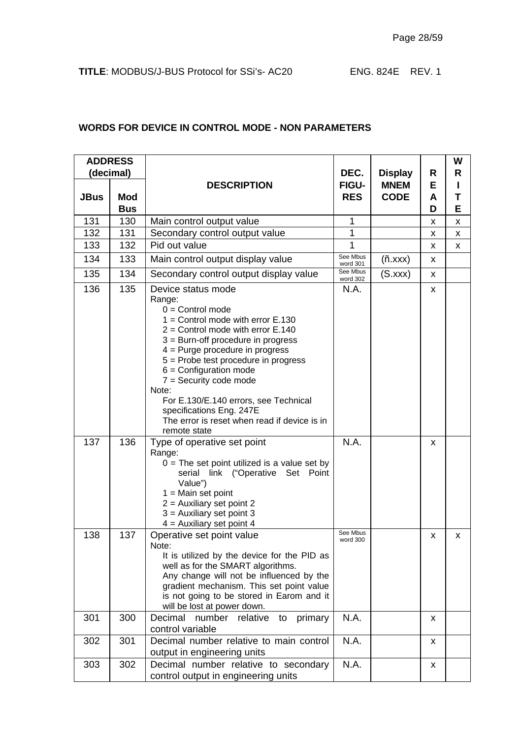## WORDS FOR DEVICE IN CONTROL MODE - NON PARAMETERS

| ADDRESS (decimal) | | DESCRIPTION | DEC. FIGU-RES | Display MNEM CODE | READ | WRITE |
|---|---|---|---|---|---|---|
| JBus | Mod Bus | | | | | |
| 131 | 130 | Main control output value | 1 | | x | x |
| 132 | 131 | Secondary control output value | 1 | | x | x |
| 133 | 132 | Pid out value | 1 | | x | x |
| 134 | 133 | Main control output display value | See Mbus word 301 | (ñ.xxx) | x | |
| 135 | 134 | Secondary control output display value | See Mbus word 302 | (S.xxx) | x | |
| 136 | 135 | Device status mode<br>Range:<br>0 = Control mode<br>1 = Control mode with error E.130<br>2 = Control mode with error E.140<br>3 = Burn-off procedure in progress<br>4 = Purge procedure in progress<br>5 = Probe test procedure in progress<br>6 = Configuration mode<br>7 = Security code mode<br>Note:<br>For E.130/E.140 errors, see Technical specifications Eng. 247E<br>The error is reset when read if device is in remote state | N.A. | | x | |
| 137 | 136 | Type of operative set point<br>Range:<br>0 = The set point utilized is a value set by serial link ("Operative Set Point Value")<br>1 = Main set point<br>2 = Auxiliary set point 2<br>3 = Auxiliary set point 3<br>4 = Auxiliary set point 4 | N.A. | | x | |
| 138 | 137 | Operative set point value<br>Note:<br>It is utilized by the device for the PID as well as for the SMART algorithms.<br>Any change will not be influenced by the gradient mechanism. This set point value is not going to be stored in Earom and it will be lost at power down. | See Mbus word 300 | | x | x |
| 301 | 300 | Decimal number relative to primary control variable | N.A. | | x | |
| 302 | 301 | Decimal number relative to main control output in engineering units | N.A. | | x | |
| 303 | 302 | Decimal number relative to secondary control output in engineering units | N.A. | | x | |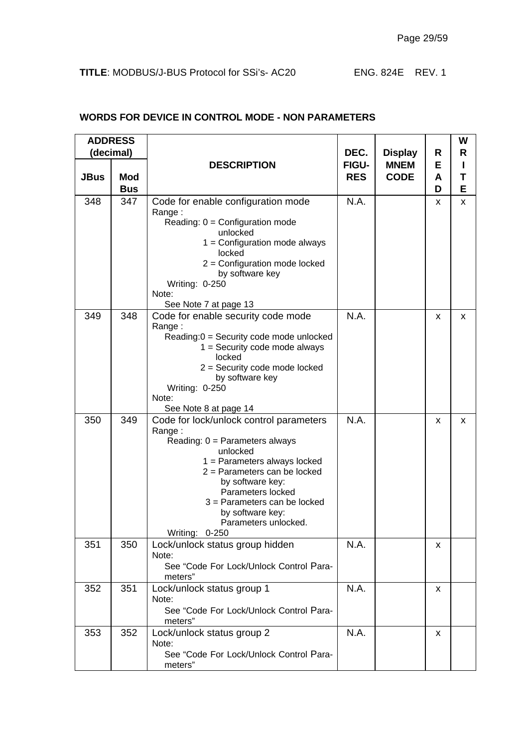**TITLE**: MODBUS/J-BUS Protocol for SSi's- AC20 ENG. 824E REV. 1

## WORDS FOR DEVICE IN CONTROL MODE - NON PARAMETERS

| ADDRESS (decimal) | | DESCRIPTION | DEC. FIGU-RES | Display MNEM CODE | READ | WRITE |
|---|---|---|---|---|---|---|
| JBus | Mod Bus | | | | | |
| 348 | 347 | Code for enable configuration mode<br>Range :<br>Reading: 0 = Configuration mode unlocked<br>1 = Configuration mode always locked<br>2 = Configuration mode locked by software key<br>Writing: 0-250<br>Note:<br>See Note 7 at page 13 | N.A. | | x | x |
| 349 | 348 | Code for enable security code mode<br>Range :<br>Reading:0 = Security code mode unlocked<br>1 = Security code mode always locked<br>2 = Security code mode locked by software key<br>Writing: 0-250<br>Note:<br>See Note 8 at page 14 | N.A. | | x | x |
| 350 | 349 | Code for lock/unlock control parameters<br>Range :<br>Reading: 0 = Parameters always unlocked<br>1 = Parameters always locked<br>2 = Parameters can be locked by software key: Parameters locked<br>3 = Parameters can be locked by software key: Parameters unlocked.<br>Writing: 0-250 | N.A. | | x | x |
| 351 | 350 | Lock/unlock status group hidden<br>Note:<br>See "Code For Lock/Unlock Control Parameters" | N.A. | | x | |
| 352 | 351 | Lock/unlock status group 1<br>Note:<br>See "Code For Lock/Unlock Control Parameters" | N.A. | | x | |
| 353 | 352 | Lock/unlock status group 2<br>Note:<br>See "Code For Lock/Unlock Control Parameters" | N.A. | | x | |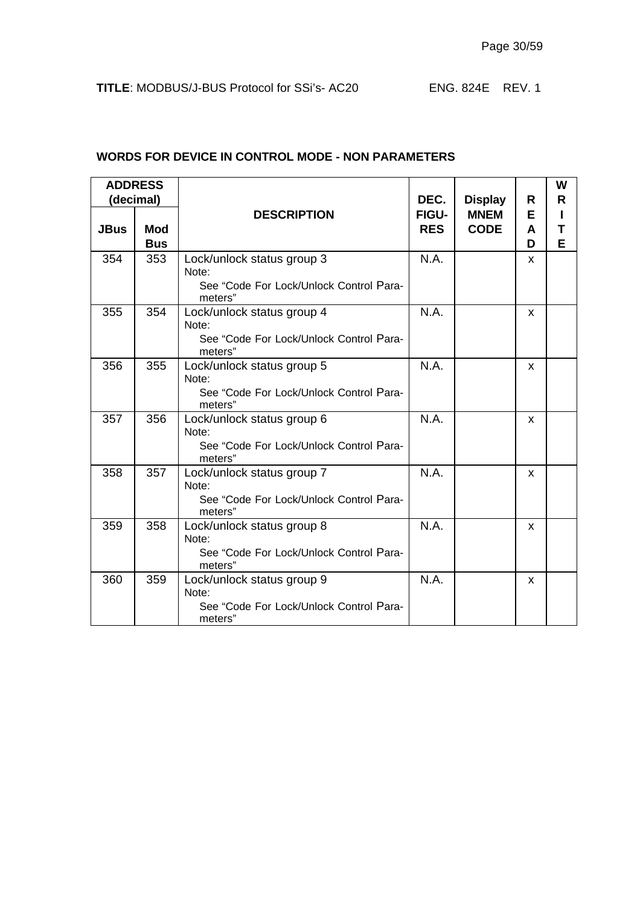**WORDS FOR DEVICE IN CONTROL MODE - NON PARAMETERS**

| ADDRESS (decimal) | | DESCRIPTION | DEC. FIGU-RES | Display MNEM CODE | READ | WRITE |
|---|---|---|---|---|---|---|
| JBus | Mod Bus | | | | | |
| 354 | 353 | Lock/unlock status group 3<br>Note:<br>See "Code For Lock/Unlock Control Parameters" | N.A. | | x | |
| 355 | 354 | Lock/unlock status group 4<br>Note:<br>See "Code For Lock/Unlock Control Parameters" | N.A. | | x | |
| 356 | 355 | Lock/unlock status group 5<br>Note:<br>See "Code For Lock/Unlock Control Parameters" | N.A. | | x | |
| 357 | 356 | Lock/unlock status group 6<br>Note:<br>See "Code For Lock/Unlock Control Parameters" | N.A. | | x | |
| 358 | 357 | Lock/unlock status group 7<br>Note:<br>See "Code For Lock/Unlock Control Parameters" | N.A. | | x | |
| 359 | 358 | Lock/unlock status group 8<br>Note:<br>See "Code For Lock/Unlock Control Parameters" | N.A. | | x | |
| 360 | 359 | Lock/unlock status group 9<br>Note:<br>See "Code For Lock/Unlock Control Parameters" | N.A. | | x | |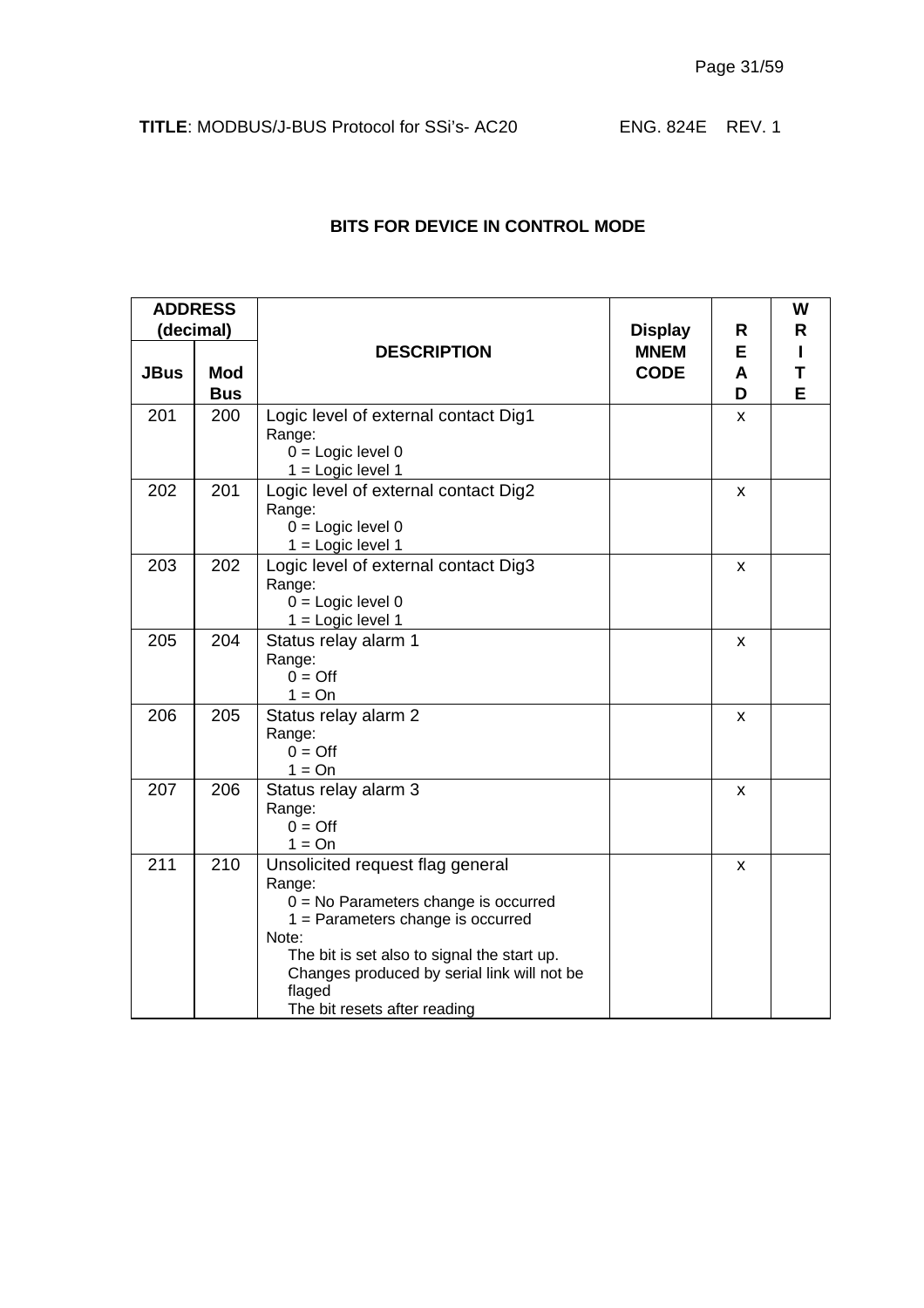## BITS FOR DEVICE IN CONTROL MODE

| ADDRESS (decimal) | | DESCRIPTION | Display MNEM CODE | READ | WRITE |
|---|---|---|---|---|---|
| JBus | Mod Bus | | | | |
| 201 | 200 | Logic level of external contact Dig1<br>Range:<br>0 = Logic level 0<br>1 = Logic level 1 | | x | |
| 202 | 201 | Logic level of external contact Dig2<br>Range:<br>0 = Logic level 0<br>1 = Logic level 1 | | x | |
| 203 | 202 | Logic level of external contact Dig3<br>Range:<br>0 = Logic level 0<br>1 = Logic level 1 | | x | |
| 205 | 204 | Status relay alarm 1<br>Range:<br>0 = Off<br>1 = On | | x | |
| 206 | 205 | Status relay alarm 2<br>Range:<br>0 = Off<br>1 = On | | x | |
| 207 | 206 | Status relay alarm 3<br>Range:<br>0 = Off<br>1 = On | | x | |
| 211 | 210 | Unsolicited request flag general<br>Range:<br>0 = No Parameters change is occurred<br>1 = Parameters change is occurred<br>Note:<br>The bit is set also to signal the start up.<br>Changes produced by serial link will not be flaged<br>The bit resets after reading | | x | |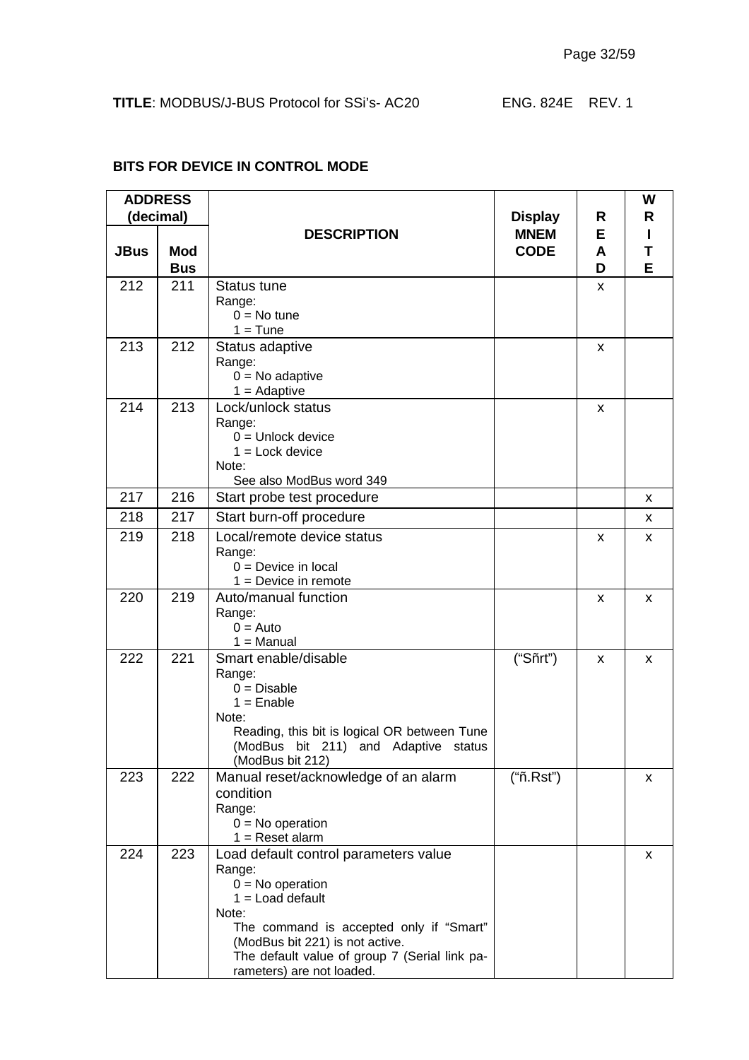**TITLE**: MODBUS/J-BUS Protocol for SSi's- AC20 ENG. 824E REV. 1

**BITS FOR DEVICE IN CONTROL MODE**

| ADDRESS (decimal) | | DESCRIPTION | Display MNEM CODE | READ | WRITE |
|---|---|---|---|---|---|
| **JBus** | **Mod Bus** | | | | |
| 212 | 211 | Status tune<br>Range:<br>0 = No tune<br>1 = Tune | | x | |
| 213 | 212 | Status adaptive<br>Range:<br>0 = No adaptive<br>1 = Adaptive | | x | |
| 214 | 213 | Lock/unlock status<br>Range:<br>0 = Unlock device<br>1 = Lock device<br>Note:<br>See also ModBus word 349 | | x | |
| 217 | 216 | Start probe test procedure | | | x |
| 218 | 217 | Start burn-off procedure | | | x |
| 219 | 218 | Local/remote device status<br>Range:<br>0 = Device in local<br>1 = Device in remote | | x | x |
| 220 | 219 | Auto/manual function<br>Range:<br>0 = Auto<br>1 = Manual | | x | x |
| 222 | 221 | Smart enable/disable<br>Range:<br>0 = Disable<br>1 = Enable<br>Note:<br>Reading, this bit is logical OR between Tune (ModBus bit 211) and Adaptive status (ModBus bit 212) | ("Sñrt") | x | x |
| 223 | 222 | Manual reset/acknowledge of an alarm condition<br>Range:<br>0 = No operation<br>1 = Reset alarm | ("ñ.Rst") | | x |
| 224 | 223 | Load default control parameters value<br>Range:<br>0 = No operation<br>1 = Load default<br>Note:<br>The command is accepted only if "Smart" (ModBus bit 221) is not active.<br>The default value of group 7 (Serial link parameters) are not loaded. | | | x |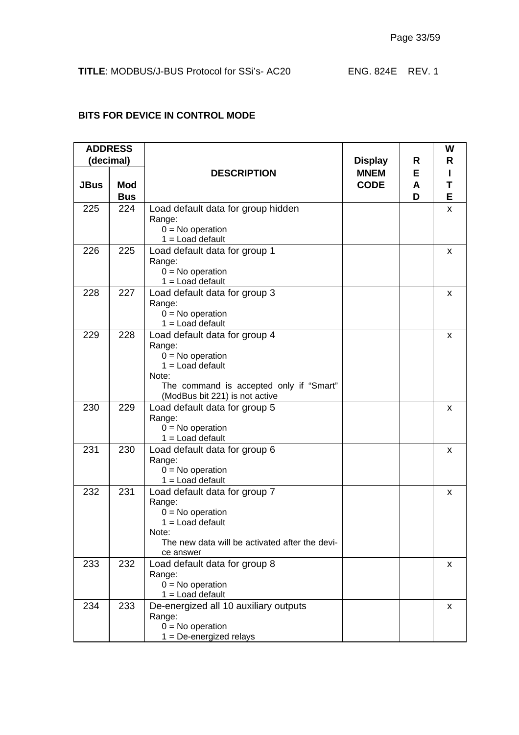**BITS FOR DEVICE IN CONTROL MODE**

| ADDRESS (decimal) | | DESCRIPTION | Display MNEM CODE | READ | WRITE |
|---|---|---|---|---|---|
| JBus | Mod Bus | | | | |
| 225 | 224 | Load default data for group hidden<br>Range:<br>0 = No operation<br>1 = Load default | | | x |
| 226 | 225 | Load default data for group 1<br>Range:<br>0 = No operation<br>1 = Load default | | | x |
| 228 | 227 | Load default data for group 3<br>Range:<br>0 = No operation<br>1 = Load default | | | x |
| 229 | 228 | Load default data for group 4<br>Range:<br>0 = No operation<br>1 = Load default<br>Note:<br>The command is accepted only if "Smart" (ModBus bit 221) is not active | | | x |
| 230 | 229 | Load default data for group 5<br>Range:<br>0 = No operation<br>1 = Load default | | | x |
| 231 | 230 | Load default data for group 6<br>Range:<br>0 = No operation<br>1 = Load default | | | x |
| 232 | 231 | Load default data for group 7<br>Range:<br>0 = No operation<br>1 = Load default<br>Note:<br>The new data will be activated after the device answer | | | x |
| 233 | 232 | Load default data for group 8<br>Range:<br>0 = No operation<br>1 = Load default | | | x |
| 234 | 233 | De-energized all 10 auxiliary outputs<br>Range:<br>0 = No operation<br>1 = De-energized relays | | | x |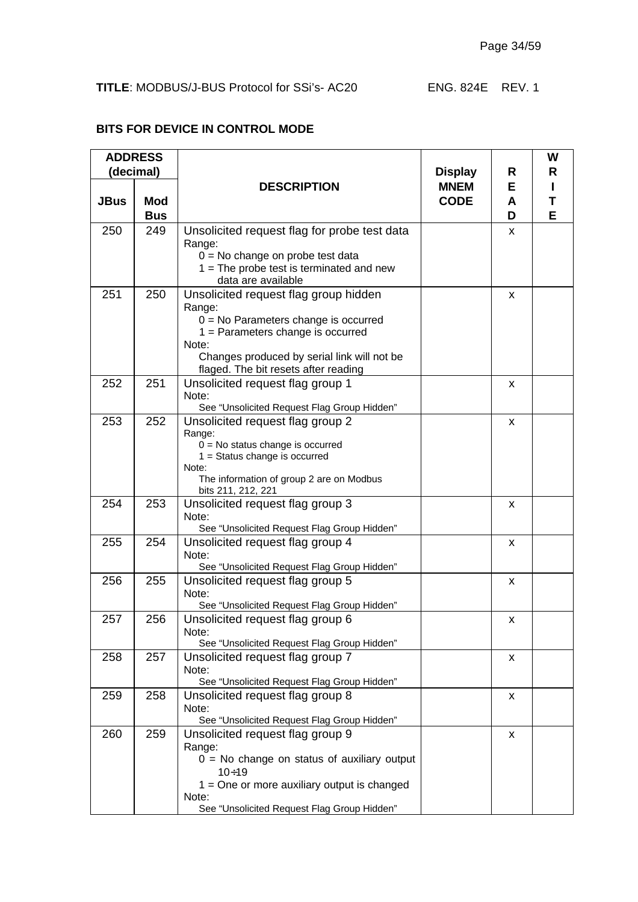**TITLE**: MODBUS/J-BUS Protocol for SSi's- AC20 ENG. 824E REV. 1

## BITS FOR DEVICE IN CONTROL MODE

| ADDRESS (decimal) | | DESCRIPTION | Display MNEM CODE | READ | WRITE |
|---|---|---|---|---|---|
| JBus | Mod Bus | | | | |
| 250 | 249 | Unsolicited request flag for probe test data<br>Range:<br>0 = No change on probe test data<br>1 = The probe test is terminated and new data are available | | x | |
| 251 | 250 | Unsolicited request flag group hidden<br>Range:<br>0 = No Parameters change is occurred<br>1 = Parameters change is occurred<br>Note:<br>Changes produced by serial link will not be flaged. The bit resets after reading | | x | |
| 252 | 251 | Unsolicited request flag group 1<br>Note:<br>See "Unsolicited Request Flag Group Hidden" | | x | |
| 253 | 252 | Unsolicited request flag group 2<br>Range:<br>0 = No status change is occurred<br>1 = Status change is occurred<br>Note:<br>The information of group 2 are on Modbus bits 211, 212, 221 | | x | |
| 254 | 253 | Unsolicited request flag group 3<br>Note:<br>See "Unsolicited Request Flag Group Hidden" | | x | |
| 255 | 254 | Unsolicited request flag group 4<br>Note:<br>See "Unsolicited Request Flag Group Hidden" | | x | |
| 256 | 255 | Unsolicited request flag group 5<br>Note:<br>See "Unsolicited Request Flag Group Hidden" | | x | |
| 257 | 256 | Unsolicited request flag group 6<br>Note:<br>See "Unsolicited Request Flag Group Hidden" | | x | |
| 258 | 257 | Unsolicited request flag group 7<br>Note:<br>See "Unsolicited Request Flag Group Hidden" | | x | |
| 259 | 258 | Unsolicited request flag group 8<br>Note:<br>See "Unsolicited Request Flag Group Hidden" | | x | |
| 260 | 259 | Unsolicited request flag group 9<br>Range:<br>0 = No change on status of auxiliary output 10÷19<br>1 = One or more auxiliary output is changed<br>Note:<br>See "Unsolicited Request Flag Group Hidden" | | x | |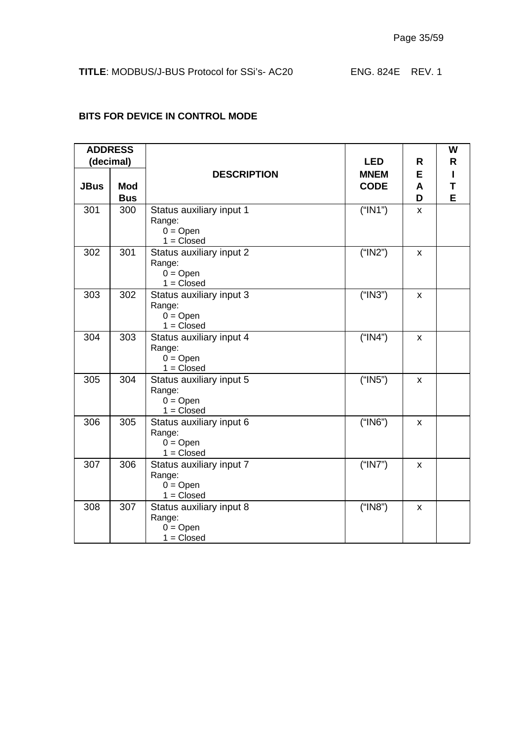**BITS FOR DEVICE IN CONTROL MODE**

| ADDRESS (decimal) | | DESCRIPTION | LED MNEM CODE | READ | WRITE |
|---|---|---|---|---|---|
| JBus | Mod Bus | | | | |
| 301 | 300 | Status auxiliary input 1<br>Range:<br>0 = Open<br>1 = Closed | ("IN1") | x | |
| 302 | 301 | Status auxiliary input 2<br>Range:<br>0 = Open<br>1 = Closed | ("IN2") | x | |
| 303 | 302 | Status auxiliary input 3<br>Range:<br>0 = Open<br>1 = Closed | ("IN3") | x | |
| 304 | 303 | Status auxiliary input 4<br>Range:<br>0 = Open<br>1 = Closed | ("IN4") | x | |
| 305 | 304 | Status auxiliary input 5<br>Range:<br>0 = Open<br>1 = Closed | ("IN5") | x | |
| 306 | 305 | Status auxiliary input 6<br>Range:<br>0 = Open<br>1 = Closed | ("IN6") | x | |
| 307 | 306 | Status auxiliary input 7<br>Range:<br>0 = Open<br>1 = Closed | ("IN7") | x | |
| 308 | 307 | Status auxiliary input 8<br>Range:<br>0 = Open<br>1 = Closed | ("IN8") | x | |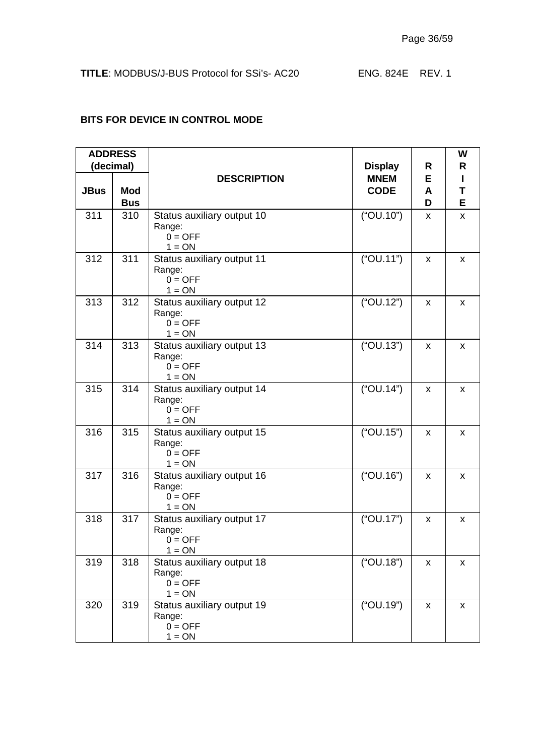**BITS FOR DEVICE IN CONTROL MODE**

| ADDRESS (decimal) | | DESCRIPTION | Display MNEM CODE | READ | WRITE |
|---|---|---|---|---|---|
| JBus | Mod Bus | | | | |
| 311 | 310 | Status auxiliary output 10<br>Range:<br>0 = OFF<br>1 = ON | ("OU.10") | x | x |
| 312 | 311 | Status auxiliary output 11<br>Range:<br>0 = OFF<br>1 = ON | ("OU.11") | x | x |
| 313 | 312 | Status auxiliary output 12<br>Range:<br>0 = OFF<br>1 = ON | ("OU.12") | x | x |
| 314 | 313 | Status auxiliary output 13<br>Range:<br>0 = OFF<br>1 = ON | ("OU.13") | x | x |
| 315 | 314 | Status auxiliary output 14<br>Range:<br>0 = OFF<br>1 = ON | ("OU.14") | x | x |
| 316 | 315 | Status auxiliary output 15<br>Range:<br>0 = OFF<br>1 = ON | ("OU.15") | x | x |
| 317 | 316 | Status auxiliary output 16<br>Range:<br>0 = OFF<br>1 = ON | ("OU.16") | x | x |
| 318 | 317 | Status auxiliary output 17<br>Range:<br>0 = OFF<br>1 = ON | ("OU.17") | x | x |
| 319 | 318 | Status auxiliary output 18<br>Range:<br>0 = OFF<br>1 = ON | ("OU.18") | x | x |
| 320 | 319 | Status auxiliary output 19<br>Range:<br>0 = OFF<br>1 = ON | ("OU.19") | x | x |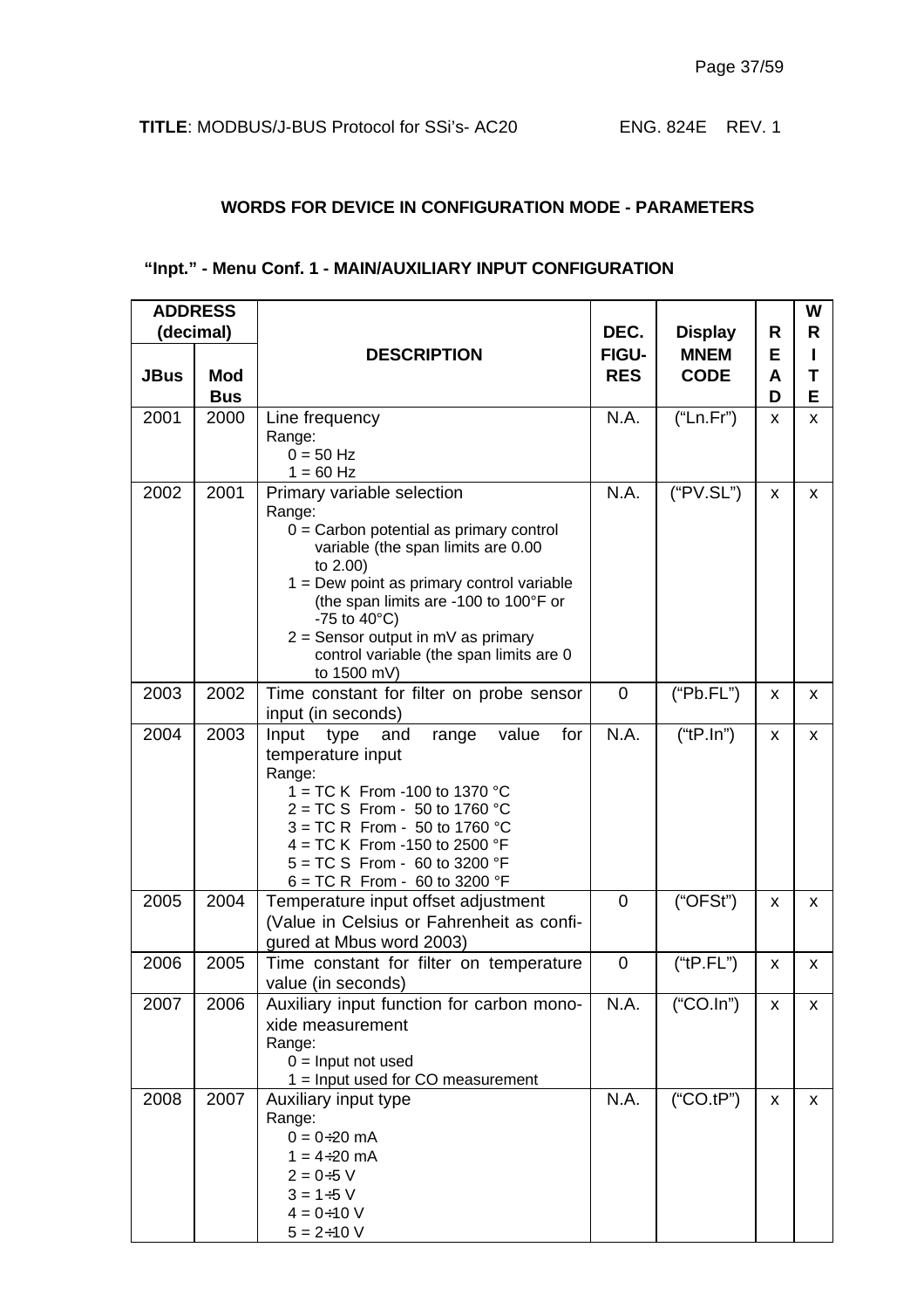**TITLE**: MODBUS/J-BUS Protocol for SSi's- AC20 ENG. 824E REV. 1

## WORDS FOR DEVICE IN CONFIGURATION MODE - PARAMETERS

### "Inpt." - Menu Conf. 1 - MAIN/AUXILIARY INPUT CONFIGURATION

| ADDRESS (decimal) | | DESCRIPTION | DEC. FIGU-RES | Display MNEM CODE | READ | WRITE |
|---|---|---|---|---|---|---|
| JBus | Mod Bus | | | | | |
| 2001 | 2000 | Line frequency<br>Range:<br>0 = 50 Hz<br>1 = 60 Hz | N.A. | ("Ln.Fr") | x | x |
| 2002 | 2001 | Primary variable selection<br>Range:<br>0 = Carbon potential as primary control variable (the span limits are 0.00 to 2.00)<br>1 = Dew point as primary control variable (the span limits are -100 to 100°F or -75 to 40°C)<br>2 = Sensor output in mV as primary control variable (the span limits are 0 to 1500 mV) | N.A. | ("PV.SL") | x | x |
| 2003 | 2002 | Time constant for filter on probe sensor input (in seconds) | 0 | ("Pb.FL") | x | x |
| 2004 | 2003 | Input type and range value for temperature input<br>Range:<br>1 = TC K From -100 to 1370 °C<br>2 = TC S From - 50 to 1760 °C<br>3 = TC R From - 50 to 1760 °C<br>4 = TC K From -150 to 2500 °F<br>5 = TC S From - 60 to 3200 °F<br>6 = TC R From - 60 to 3200 °F | N.A. | ("tP.In") | x | x |
| 2005 | 2004 | Temperature input offset adjustment (Value in Celsius or Fahrenheit as configured at Mbus word 2003) | 0 | ("OFSt") | x | x |
| 2006 | 2005 | Time constant for filter on temperature value (in seconds) | 0 | ("tP.FL") | x | x |
| 2007 | 2006 | Auxiliary input function for carbon monoxide measurement<br>Range:<br>0 = Input not used<br>1 = Input used for CO measurement | N.A. | ("CO.In") | x | x |
| 2008 | 2007 | Auxiliary input type<br>Range:<br>0 = 0÷20 mA<br>1 = 4÷20 mA<br>2 = 0÷5 V<br>3 = 1÷5 V<br>4 = 0÷10 V<br>5 = 2÷10 V | N.A. | ("CO.tP") | x | x |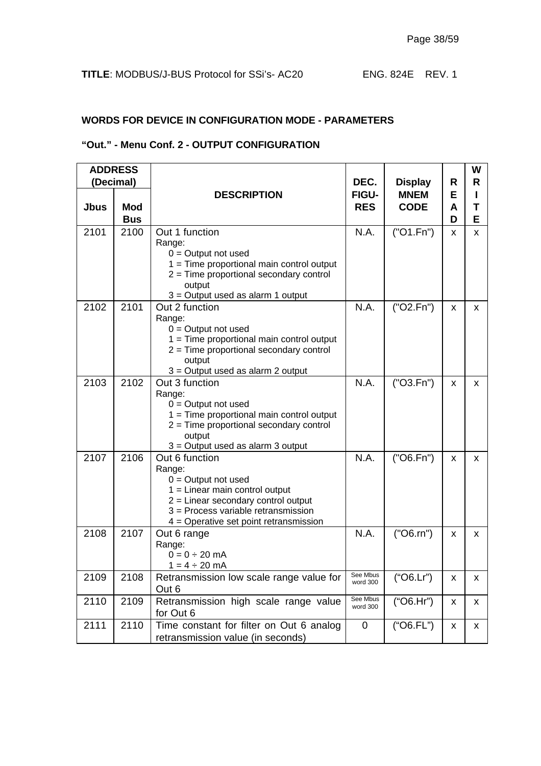**TITLE**: MODBUS/J-BUS Protocol for SSi's- AC20 ENG. 824E REV. 1

**WORDS FOR DEVICE IN CONFIGURATION MODE - PARAMETERS**

**"Out." - Menu Conf. 2 - OUTPUT CONFIGURATION**

| ADDRESS (Decimal) | | DESCRIPTION | DEC. FIGU-RES | Display MNEM CODE | READ | WRITE |
|---|---|---|---|---|---|---|
| Jbus | Mod Bus | | | | | |
| 2101 | 2100 | Out 1 function<br>Range:<br>0 = Output not used<br>1 = Time proportional main control output<br>2 = Time proportional secondary control output<br>3 = Output used as alarm 1 output | N.A. | ("O1.Fn") | x | x |
| 2102 | 2101 | Out 2 function<br>Range:<br>0 = Output not used<br>1 = Time proportional main control output<br>2 = Time proportional secondary control output<br>3 = Output used as alarm 2 output | N.A. | ("O2.Fn") | x | x |
| 2103 | 2102 | Out 3 function<br>Range:<br>0 = Output not used<br>1 = Time proportional main control output<br>2 = Time proportional secondary control output<br>3 = Output used as alarm 3 output | N.A. | ("O3.Fn") | x | x |
| 2107 | 2106 | Out 6 function<br>Range:<br>0 = Output not used<br>1 = Linear main control output<br>2 = Linear secondary control output<br>3 = Process variable retransmission<br>4 = Operative set point retransmission | N.A. | ("O6.Fn") | x | x |
| 2108 | 2107 | Out 6 range<br>Range:<br>0 = 0 ÷ 20 mA<br>1 = 4 ÷ 20 mA | N.A. | ("O6.rn") | x | x |
| 2109 | 2108 | Retransmission low scale range value for Out 6 | See Mbus word 300 | ("O6.Lr") | x | x |
| 2110 | 2109 | Retransmission high scale range value for Out 6 | See Mbus word 300 | ("O6.Hr") | x | x |
| 2111 | 2110 | Time constant for filter on Out 6 analog retransmission value (in seconds) | 0 | ("O6.FL") | x | x |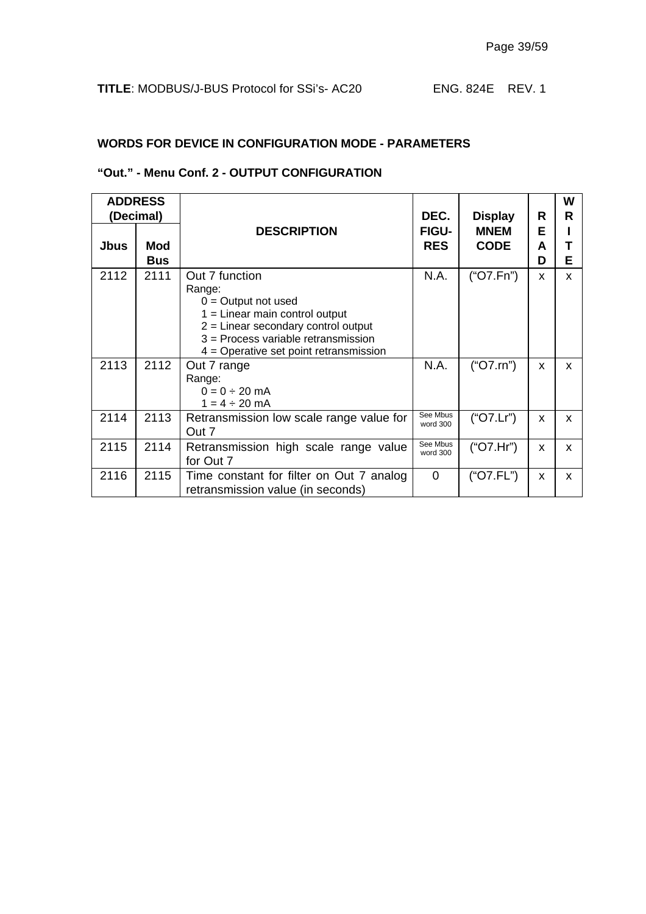## WORDS FOR DEVICE IN CONFIGURATION MODE - PARAMETERS

### "Out." - Menu Conf. 2 - OUTPUT CONFIGURATION

| ADDRESS (Decimal) | | DESCRIPTION | DEC. FIGU-RES | Display MNEM CODE | READ | WRITE |
|---|---|---|---|---|---|---|
| Jbus | Mod Bus | | | | | |
| 2112 | 2111 | Out 7 function<br>Range:<br>0 = Output not used<br>1 = Linear main control output<br>2 = Linear secondary control output<br>3 = Process variable retransmission<br>4 = Operative set point retransmission | N.A. | ("O7.Fn") | x | x |
| 2113 | 2112 | Out 7 range<br>Range:<br>0 = 0 ÷ 20 mA<br>1 = 4 ÷ 20 mA | N.A. | ("O7.rn") | x | x |
| 2114 | 2113 | Retransmission low scale range value for Out 7 | See Mbus word 300 | ("O7.Lr") | x | x |
| 2115 | 2114 | Retransmission high scale range value for Out 7 | See Mbus word 300 | ("O7.Hr") | x | x |
| 2116 | 2115 | Time constant for filter on Out 7 analog retransmission value (in seconds) | 0 | ("O7.FL") | x | x |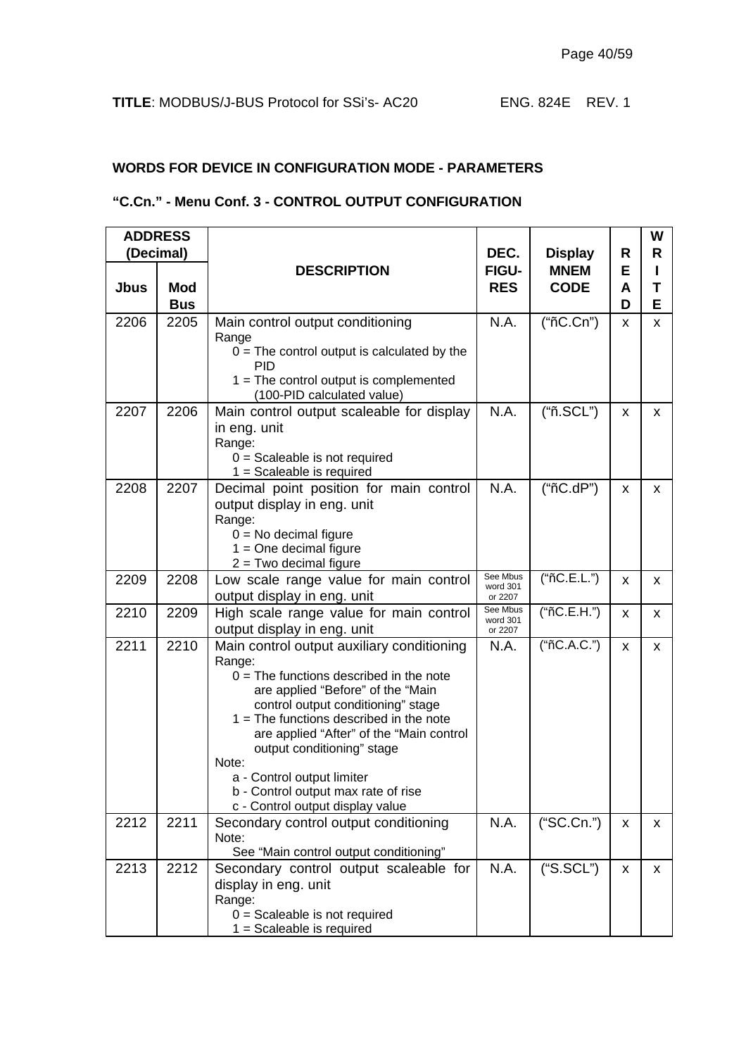**TITLE**: MODBUS/J-BUS Protocol for SSi's- AC20 ENG. 824E REV. 1

**WORDS FOR DEVICE IN CONFIGURATION MODE - PARAMETERS**

**"C.Cn." - Menu Conf. 3 - CONTROL OUTPUT CONFIGURATION**

| ADDRESS (Decimal) | | DESCRIPTION | DEC. FIGU-RES | Display MNEM CODE | READ | WRITE |
|---|---|---|---|---|---|---|
| **Jbus** | **Mod Bus** | | | | | |
| 2206 | 2205 | Main control output conditioning<br>Range<br>0 = The control output is calculated by the PID<br>1 = The control output is complemented (100-PID calculated value) | N.A. | ("ñC.Cn") | x | x |
| 2207 | 2206 | Main control output scaleable for display in eng. unit<br>Range:<br>0 = Scaleable is not required<br>1 = Scaleable is required | N.A. | ("ñ.SCL") | x | x |
| 2208 | 2207 | Decimal point position for main control output display in eng. unit<br>Range:<br>0 = No decimal figure<br>1 = One decimal figure<br>2 = Two decimal figure | N.A. | ("ñC.dP") | x | x |
| 2209 | 2208 | Low scale range value for main control output display in eng. unit | See Mbus word 301 or 2207 | ("ñC.E.L.") | x | x |
| 2210 | 2209 | High scale range value for main control output display in eng. unit | See Mbus word 301 or 2207 | ("ñC.E.H.") | x | x |
| 2211 | 2210 | Main control output auxiliary conditioning<br>Range:<br>0 = The functions described in the note are applied "Before" of the "Main control output conditioning" stage<br>1 = The functions described in the note are applied "After" of the "Main control output conditioning" stage<br>Note:<br>a - Control output limiter<br>b - Control output max rate of rise<br>c - Control output display value | N.A. | ("ñC.A.C.") | x | x |
| 2212 | 2211 | Secondary control output conditioning<br>Note:<br>See "Main control output conditioning" | N.A. | ("SC.Cn.") | x | x |
| 2213 | 2212 | Secondary control output scaleable for display in eng. unit<br>Range:<br>0 = Scaleable is not required<br>1 = Scaleable is required | N.A. | ("S.SCL") | x | x |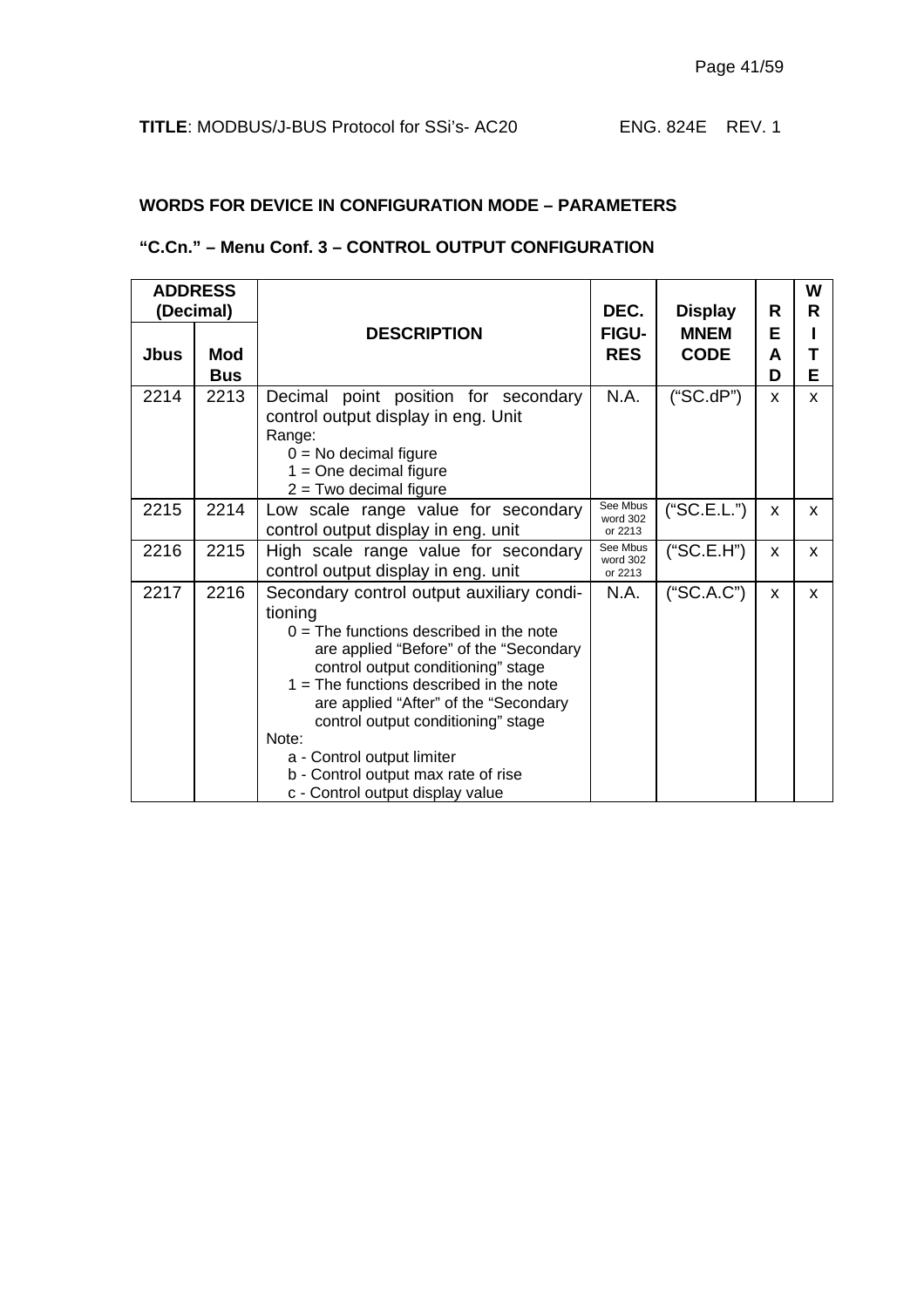**TITLE**: MODBUS/J-BUS Protocol for SSi's- AC20 ENG. 824E REV. 1

## WORDS FOR DEVICE IN CONFIGURATION MODE – PARAMETERS

### "C.Cn." – Menu Conf. 3 – CONTROL OUTPUT CONFIGURATION

| ADDRESS (Decimal) | | DESCRIPTION | DEC. FIGU-RES | Display MNEM CODE | READ | WRITE |
|---|---|---|---|---|---|---|
| **Jbus** | **Mod Bus** | | | | | |
| 2214 | 2213 | Decimal point position for secondary control output display in eng. Unit<br>Range:<br>0 = No decimal figure<br>1 = One decimal figure<br>2 = Two decimal figure | N.A. | ("SC.dP") | x | x |
| 2215 | 2214 | Low scale range value for secondary control output display in eng. unit | See Mbus word 302 or 2213 | ("SC.E.L.") | x | x |
| 2216 | 2215 | High scale range value for secondary control output display in eng. unit | See Mbus word 302 or 2213 | ("SC.E.H") | x | x |
| 2217 | 2216 | Secondary control output auxiliary conditioning<br>0 = The functions described in the note are applied "Before" of the "Secondary control output conditioning" stage<br>1 = The functions described in the note are applied "After" of the "Secondary control output conditioning" stage<br>Note:<br>a - Control output limiter<br>b - Control output max rate of rise<br>c - Control output display value | N.A. | ("SC.A.C") | x | x |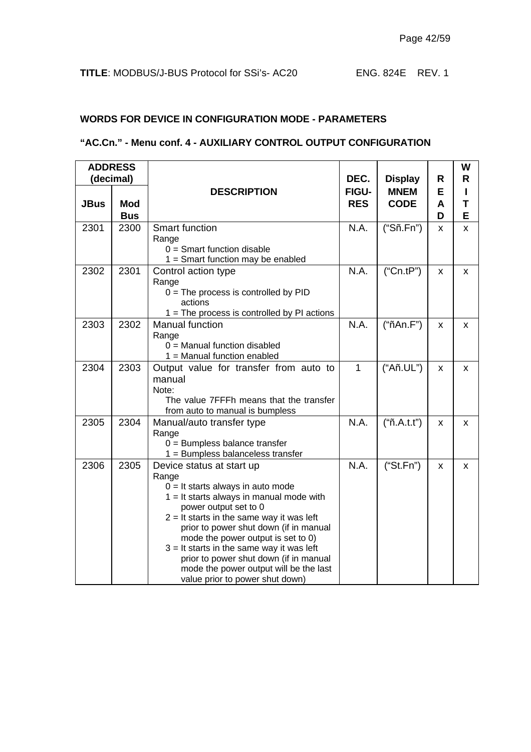**WORDS FOR DEVICE IN CONFIGURATION MODE - PARAMETERS**

**"AC.Cn." - Menu conf. 4 - AUXILIARY CONTROL OUTPUT CONFIGURATION**

| ADDRESS (decimal) | | DESCRIPTION | DEC. FIGU-RES | Display MNEM CODE | READ | WRITE |
|---|---|---|---|---|---|---|
| **JBus** | **Mod Bus** | | | | | |
| 2301 | 2300 | Smart function<br>Range<br>0 = Smart function disable<br>1 = Smart function may be enabled | N.A. | ("Sñ.Fn") | x | x |
| 2302 | 2301 | Control action type<br>Range<br>0 = The process is controlled by PID actions<br>1 = The process is controlled by PI actions | N.A. | ("Cn.tP") | x | x |
| 2303 | 2302 | Manual function<br>Range<br>0 = Manual function disabled<br>1 = Manual function enabled | N.A. | ("ñAn.F") | x | x |
| 2304 | 2303 | Output value for transfer from auto to manual<br>Note:<br>The value 7FFFh means that the transfer from auto to manual is bumpless | 1 | ("Añ.UL") | x | x |
| 2305 | 2304 | Manual/auto transfer type<br>Range<br>0 = Bumpless balance transfer<br>1 = Bumpless balanceless transfer | N.A. | ("ñ.A.t.t") | x | x |
| 2306 | 2305 | Device status at start up<br>Range<br>0 = It starts always in auto mode<br>1 = It starts always in manual mode with power output set to 0<br>2 = It starts in the same way it was left prior to power shut down (if in manual mode the power output is set to 0)<br>3 = It starts in the same way it was left prior to power shut down (if in manual mode the power output will be the last value prior to power shut down) | N.A. | ("St.Fn") | x | x |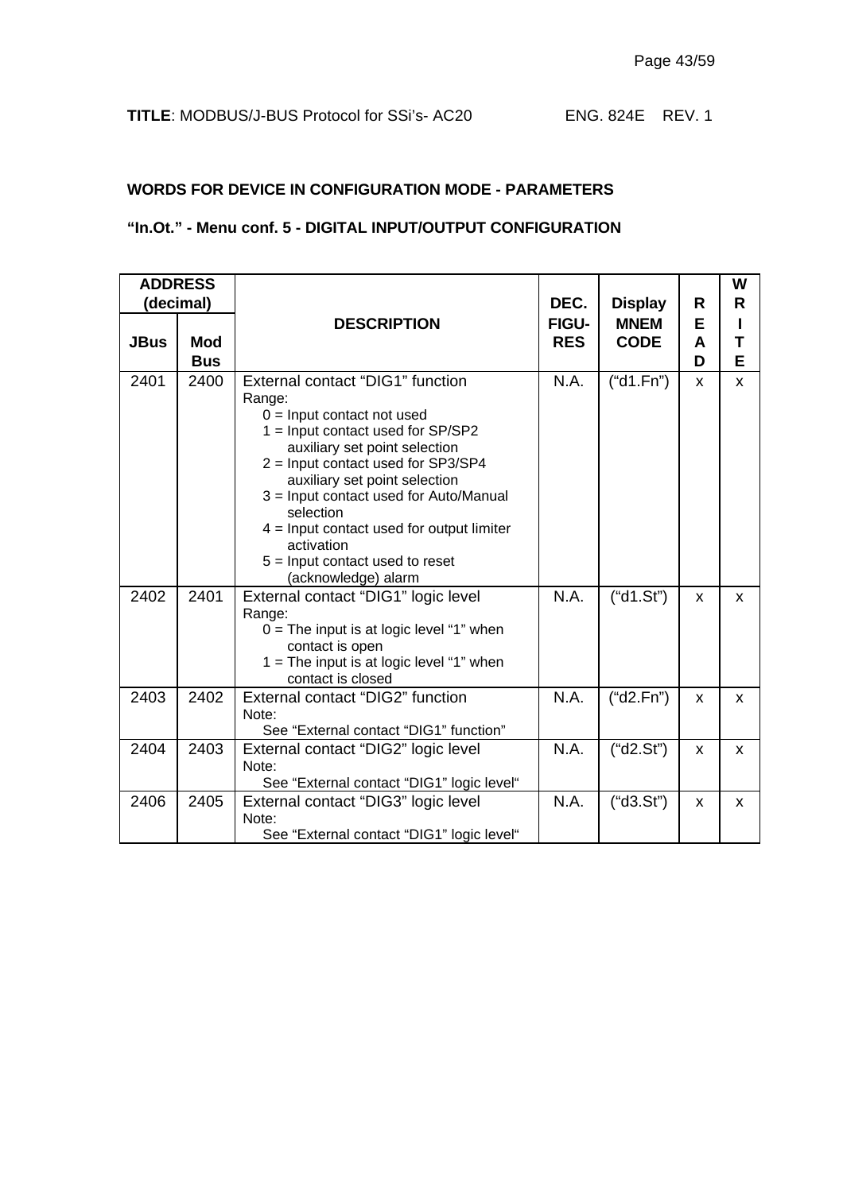**TITLE**: MODBUS/J-BUS Protocol for SSi's- AC20 ENG. 824E REV. 1

## WORDS FOR DEVICE IN CONFIGURATION MODE - PARAMETERS

## "In.Ot." - Menu conf. 5 - DIGITAL INPUT/OUTPUT CONFIGURATION

| ADDRESS (decimal) | | DESCRIPTION | DEC. FIGU-RES | Display MNEM CODE | READ | WRITE |
|---|---|---|---|---|---|---|
| JBus | Mod Bus | | | | | |
| 2401 | 2400 | External contact "DIG1" function<br>Range:<br>0 = Input contact not used<br>1 = Input contact used for SP/SP2 auxiliary set point selection<br>2 = Input contact used for SP3/SP4 auxiliary set point selection<br>3 = Input contact used for Auto/Manual selection<br>4 = Input contact used for output limiter activation<br>5 = Input contact used to reset (acknowledge) alarm | N.A. | ("d1.Fn") | x | x |
| 2402 | 2401 | External contact "DIG1" logic level<br>Range:<br>0 = The input is at logic level "1" when contact is open<br>1 = The input is at logic level "1" when contact is closed | N.A. | ("d1.St") | x | x |
| 2403 | 2402 | External contact "DIG2" function<br>Note:<br>See "External contact "DIG1" function" | N.A. | ("d2.Fn") | x | x |
| 2404 | 2403 | External contact "DIG2" logic level<br>Note:<br>See "External contact "DIG1" logic level" | N.A. | ("d2.St") | x | x |
| 2406 | 2405 | External contact "DIG3" logic level<br>Note:<br>See "External contact "DIG1" logic level" | N.A. | ("d3.St") | x | x |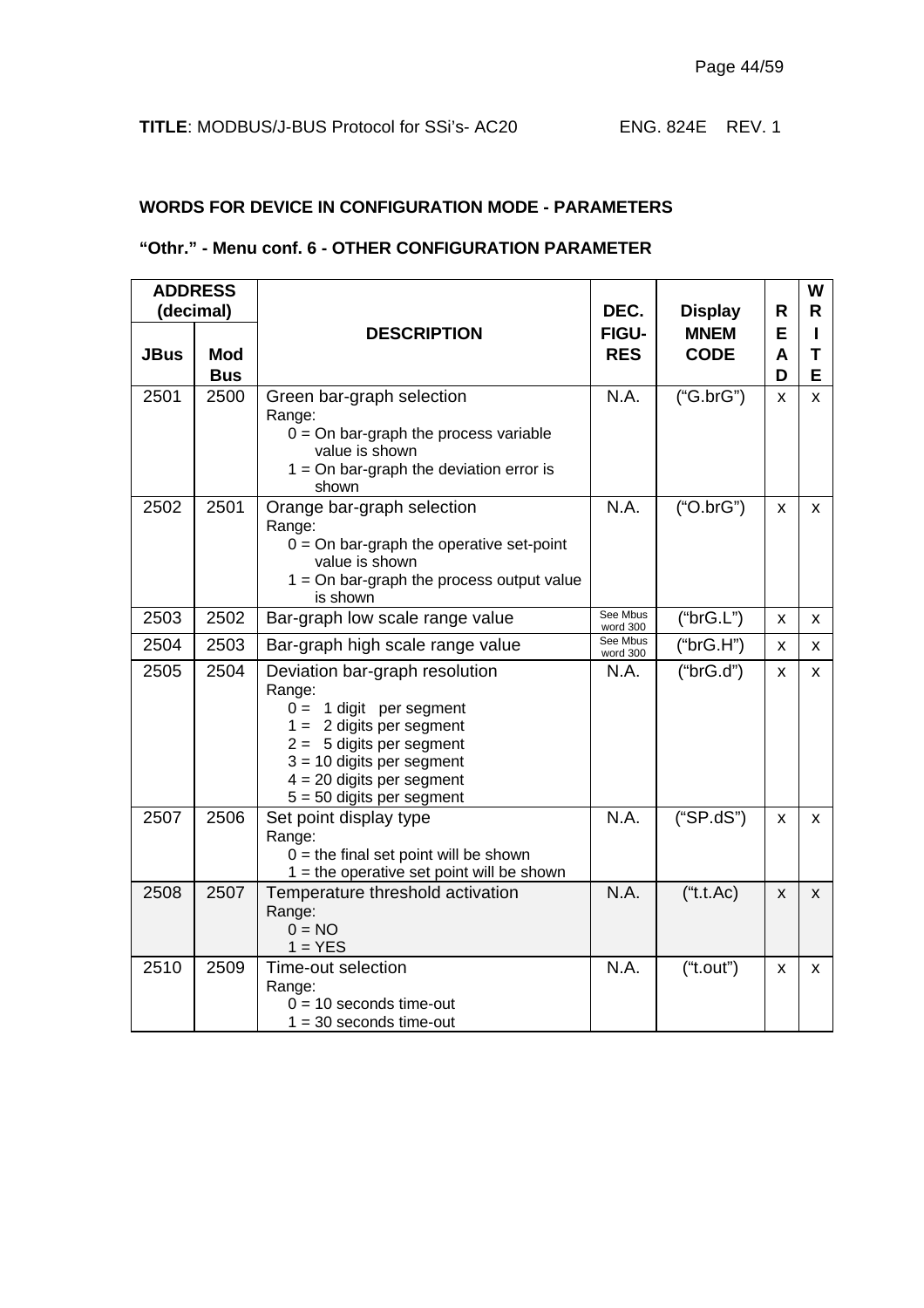**TITLE**: MODBUS/J-BUS Protocol for SSi's- AC20 ENG. 824E REV. 1

### WORDS FOR DEVICE IN CONFIGURATION MODE - PARAMETERS

### "Othr." - Menu conf. 6 - OTHER CONFIGURATION PARAMETER

| ADDRESS (decimal) | | DESCRIPTION | DEC. FIGU-RES | Display MNEM CODE | READ | WRITE |
|---|---|---|---|---|---|---|
| JBus | Mod Bus | | | | | |
| 2501 | 2500 | Green bar-graph selection<br>Range:<br>0 = On bar-graph the process variable value is shown<br>1 = On bar-graph the deviation error is shown | N.A. | ("G.brG") | x | x |
| 2502 | 2501 | Orange bar-graph selection<br>Range:<br>0 = On bar-graph the operative set-point value is shown<br>1 = On bar-graph the process output value is shown | N.A. | ("O.brG") | x | x |
| 2503 | 2502 | Bar-graph low scale range value | See Mbus word 300 | ("brG.L") | x | x |
| 2504 | 2503 | Bar-graph high scale range value | See Mbus word 300 | ("brG.H") | x | x |
| 2505 | 2504 | Deviation bar-graph resolution<br>Range:<br>0 = 1 digit per segment<br>1 = 2 digits per segment<br>2 = 5 digits per segment<br>3 = 10 digits per segment<br>4 = 20 digits per segment<br>5 = 50 digits per segment | N.A. | ("brG.d") | x | x |
| 2507 | 2506 | Set point display type<br>Range:<br>0 = the final set point will be shown<br>1 = the operative set point will be shown | N.A. | ("SP.dS") | x | x |
| 2508 | 2507 | Temperature threshold activation<br>Range:<br>0 = NO<br>1 = YES | N.A. | ("t.t.Ac) | x | x |
| 2510 | 2509 | Time-out selection<br>Range:<br>0 = 10 seconds time-out<br>1 = 30 seconds time-out | N.A. | ("t.out") | x | x |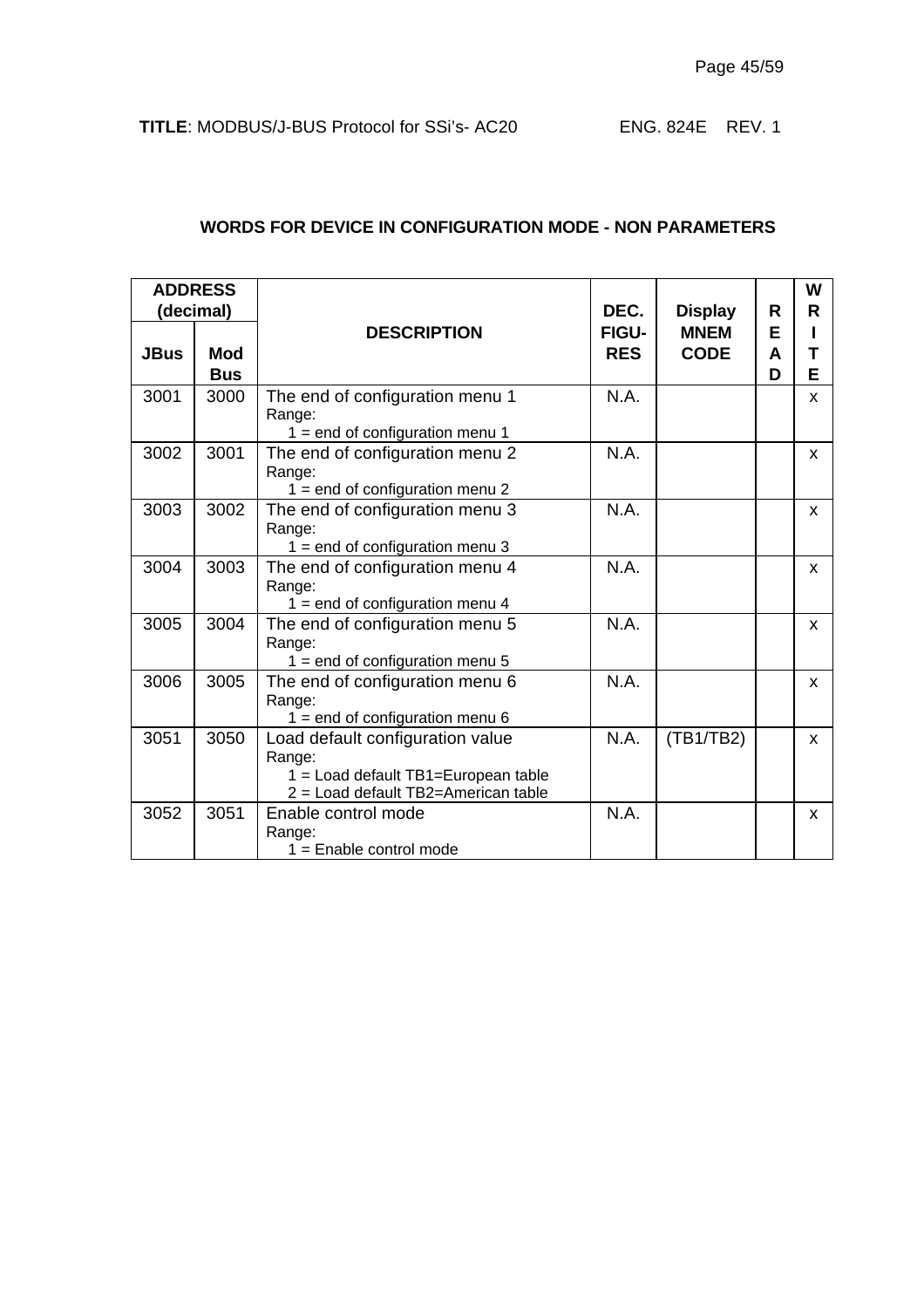## WORDS FOR DEVICE IN CONFIGURATION MODE - NON PARAMETERS

| ADDRESS (decimal) | | DESCRIPTION | DEC. FIGU-RES | Display MNEM CODE | READ | WRITE |
|---|---|---|---|---|---|---|
| JBus | Mod Bus | | | | | |
| 3001 | 3000 | The end of configuration menu 1<br>Range:<br>1 = end of configuration menu 1 | N.A. | | | x |
| 3002 | 3001 | The end of configuration menu 2<br>Range:<br>1 = end of configuration menu 2 | N.A. | | | x |
| 3003 | 3002 | The end of configuration menu 3<br>Range:<br>1 = end of configuration menu 3 | N.A. | | | x |
| 3004 | 3003 | The end of configuration menu 4<br>Range:<br>1 = end of configuration menu 4 | N.A. | | | x |
| 3005 | 3004 | The end of configuration menu 5<br>Range:<br>1 = end of configuration menu 5 | N.A. | | | x |
| 3006 | 3005 | The end of configuration menu 6<br>Range:<br>1 = end of configuration menu 6 | N.A. | | | x |
| 3051 | 3050 | Load default configuration value<br>Range:<br>1 = Load default TB1=European table<br>2 = Load default TB2=American table | N.A. | (TB1/TB2) | | x |
| 3052 | 3051 | Enable control mode<br>Range:<br>1 = Enable control mode | N.A. | | | x |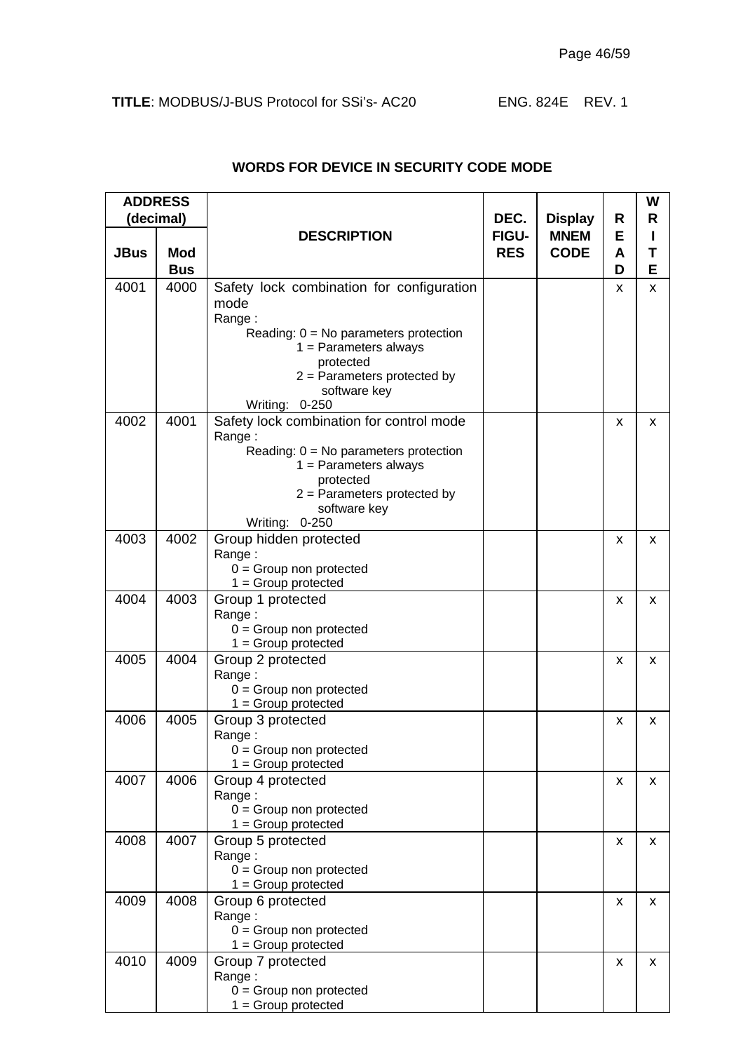**WORDS FOR DEVICE IN SECURITY CODE MODE**

| ADDRESS (decimal) | | DESCRIPTION | DEC. FIGU-RES | Display MNEM CODE | READ | WRITE |
|---|---|---|---|---|---|---|
| JBus | Mod Bus | | | | | |
| 4001 | 4000 | Safety lock combination for configuration mode<br>Range :<br>Reading: 0 = No parameters protection<br>1 = Parameters always protected<br>2 = Parameters protected by software key<br>Writing: 0-250 | | | x | x |
| 4002 | 4001 | Safety lock combination for control mode<br>Range :<br>Reading: 0 = No parameters protection<br>1 = Parameters always protected<br>2 = Parameters protected by software key<br>Writing: 0-250 | | | x | x |
| 4003 | 4002 | Group hidden protected<br>Range :<br>0 = Group non protected<br>1 = Group protected | | | x | x |
| 4004 | 4003 | Group 1 protected<br>Range :<br>0 = Group non protected<br>1 = Group protected | | | x | x |
| 4005 | 4004 | Group 2 protected<br>Range :<br>0 = Group non protected<br>1 = Group protected | | | x | x |
| 4006 | 4005 | Group 3 protected<br>Range :<br>0 = Group non protected<br>1 = Group protected | | | x | x |
| 4007 | 4006 | Group 4 protected<br>Range :<br>0 = Group non protected<br>1 = Group protected | | | x | x |
| 4008 | 4007 | Group 5 protected<br>Range :<br>0 = Group non protected<br>1 = Group protected | | | x | x |
| 4009 | 4008 | Group 6 protected<br>Range :<br>0 = Group non protected<br>1 = Group protected | | | x | x |
| 4010 | 4009 | Group 7 protected<br>Range :<br>0 = Group non protected<br>1 = Group protected | | | x | x |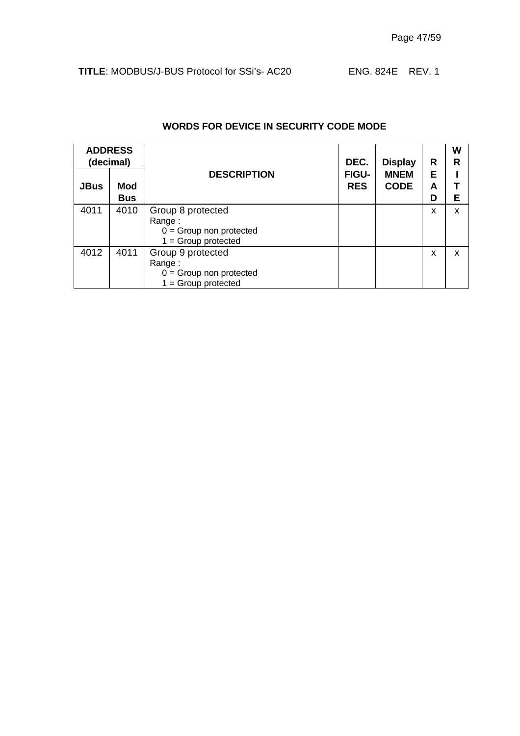## WORDS FOR DEVICE IN SECURITY CODE MODE

| ADDRESS (decimal) | | DESCRIPTION | DEC. FIGU-RES | Display MNEM CODE | READ | WRITE |
|---|---|---|---|---|---|---|
| JBus | Mod Bus | | | | | |
| 4011 | 4010 | Group 8 protected<br>Range :<br>0 = Group non protected<br>1 = Group protected | | | x | x |
| 4012 | 4011 | Group 9 protected<br>Range :<br>0 = Group non protected<br>1 = Group protected | | | x | x |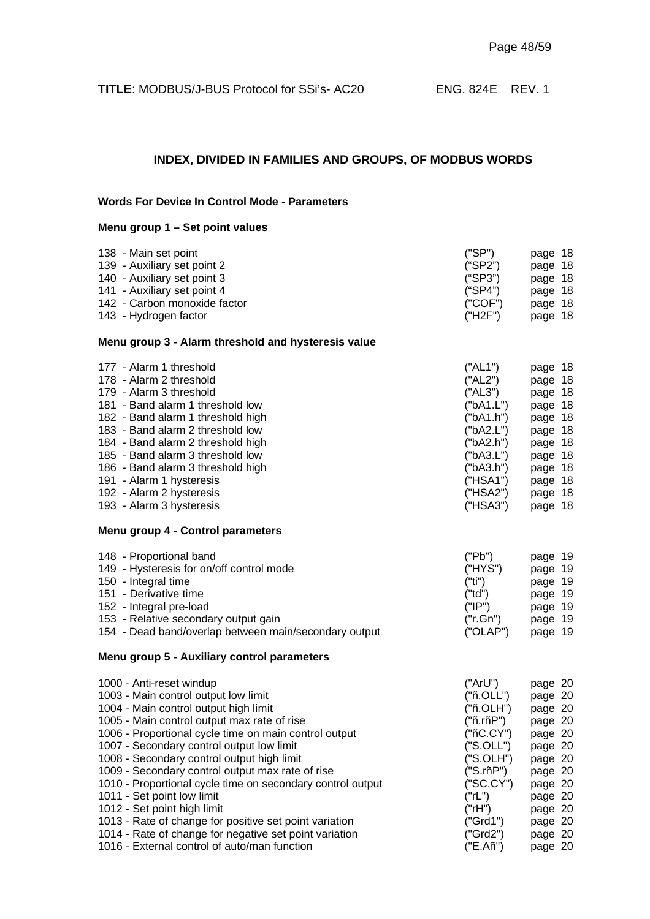## INDEX, DIVIDED IN FAMILIES AND GROUPS, OF MODBUS WORDS

### Words For Device In Control Mode - Parameters

#### Menu group 1 – Set point values

| | | |
|---|---|---|
| 138 - Main set point | ("SP") | page 18 |
| 139 - Auxiliary set point 2 | ("SP2") | page 18 |
| 140 - Auxiliary set point 3 | ("SP3") | page 18 |
| 141 - Auxiliary set point 4 | ("SP4") | page 18 |
| 142 - Carbon monoxide factor | ("COF") | page 18 |
| 143 - Hydrogen factor | ("H2F") | page 18 |

#### Menu group 3 - Alarm threshold and hysteresis value

| | | |
|---|---|---|
| 177 - Alarm 1 threshold | ("AL1") | page 18 |
| 178 - Alarm 2 threshold | ("AL2") | page 18 |
| 179 - Alarm 3 threshold | ("AL3") | page 18 |
| 181 - Band alarm 1 threshold low | ("bA1.L") | page 18 |
| 182 - Band alarm 1 threshold high | ("bA1.h") | page 18 |
| 183 - Band alarm 2 threshold low | ("bA2.L") | page 18 |
| 184 - Band alarm 2 threshold high | ("bA2.h") | page 18 |
| 185 - Band alarm 3 threshold low | ("bA3.L") | page 18 |
| 186 - Band alarm 3 threshold high | ("bA3.h") | page 18 |
| 191 - Alarm 1 hysteresis | ("HSA1") | page 18 |
| 192 - Alarm 2 hysteresis | ("HSA2") | page 18 |
| 193 - Alarm 3 hysteresis | ("HSA3") | page 18 |

#### Menu group 4 - Control parameters

| | | |
|---|---|---|
| 148 - Proportional band | ("Pb") | page 19 |
| 149 - Hysteresis for on/off control mode | ("HYS") | page 19 |
| 150 - Integral time | ("ti") | page 19 |
| 151 - Derivative time | ("td") | page 19 |
| 152 - Integral pre-load | ("IP") | page 19 |
| 153 - Relative secondary output gain | ("r.Gn") | page 19 |
| 154 - Dead band/overlap between main/secondary output | ("OLAP") | page 19 |

#### Menu group 5 - Auxiliary control parameters

| | | |
|---|---|---|
| 1000 - Anti-reset windup | ("ArU") | page 20 |
| 1003 - Main control output low limit | ("ñ.OLL") | page 20 |
| 1004 - Main control output high limit | ("ñ.OLH") | page 20 |
| 1005 - Main control output max rate of rise | ("ñ.rñP") | page 20 |
| 1006 - Proportional cycle time on main control output | ("ñC.CY") | page 20 |
| 1007 - Secondary control output low limit | ("S.OLL") | page 20 |
| 1008 - Secondary control output high limit | ("S.OLH") | page 20 |
| 1009 - Secondary control output max rate of rise | ("S.rñP") | page 20 |
| 1010 - Proportional cycle time on secondary control output | ("SC.CY") | page 20 |
| 1011 - Set point low limit | ("rL") | page 20 |
| 1012 - Set point high limit | ("rH") | page 20 |
| 1013 - Rate of change for positive set point variation | ("Grd1") | page 20 |
| 1014 - Rate of change for negative set point variation | ("Grd2") | page 20 |
| 1016 - External control of auto/man function | ("E.Añ") | page 20 |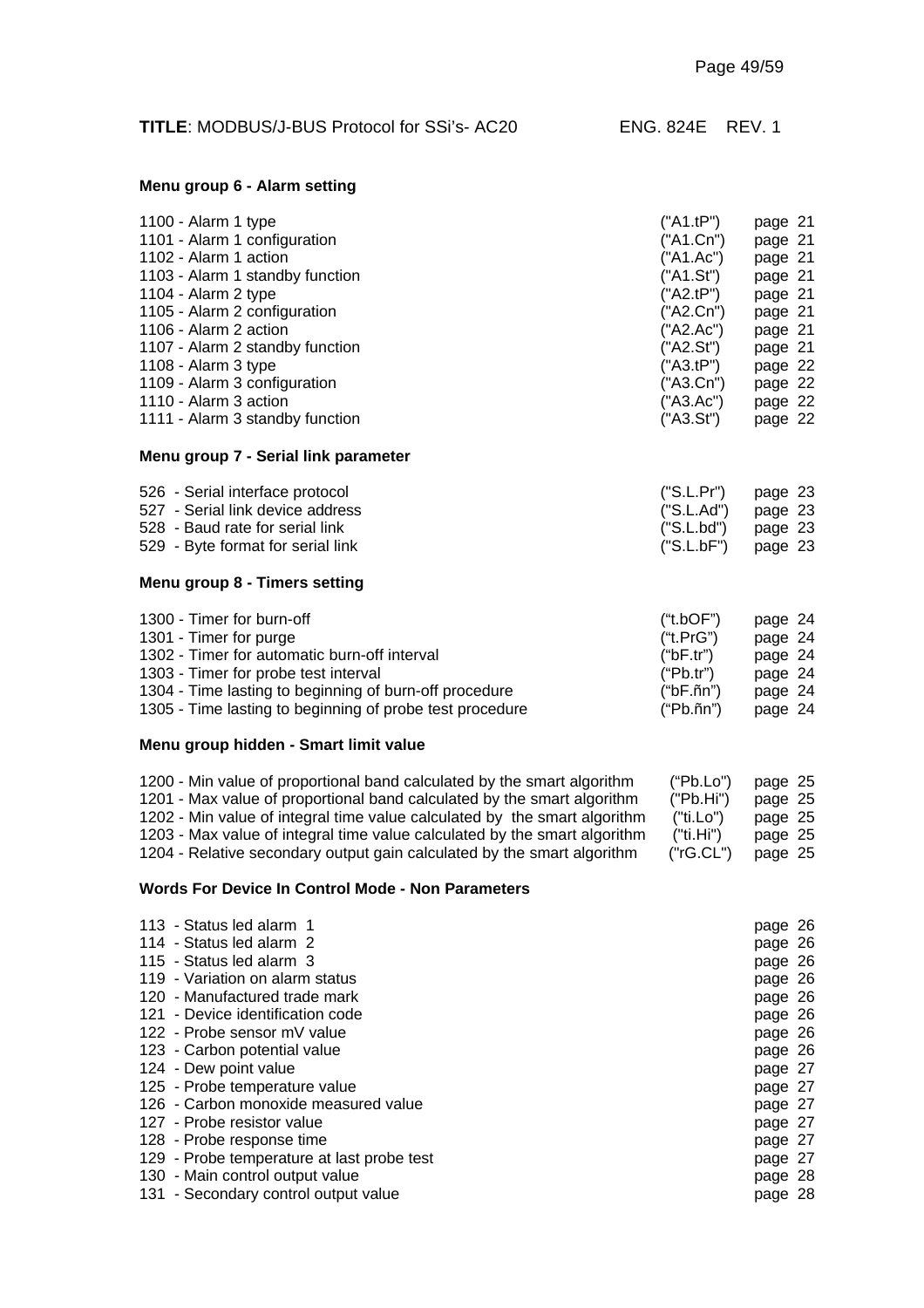**TITLE**: MODBUS/J-BUS Protocol for SSi's- AC20 ENG. 824E REV. 1

### Menu group 6 - Alarm setting

| | | |
|---|---|---|
| 1100 - Alarm 1 type | ("A1.tP") | page 21 |
| 1101 - Alarm 1 configuration | ("A1.Cn") | page 21 |
| 1102 - Alarm 1 action | ("A1.Ac") | page 21 |
| 1103 - Alarm 1 standby function | ("A1.St") | page 21 |
| 1104 - Alarm 2 type | ("A2.tP") | page 21 |
| 1105 - Alarm 2 configuration | ("A2.Cn") | page 21 |
| 1106 - Alarm 2 action | ("A2.Ac") | page 21 |
| 1107 - Alarm 2 standby function | ("A2.St") | page 21 |
| 1108 - Alarm 3 type | ("A3.tP") | page 22 |
| 1109 - Alarm 3 configuration | ("A3.Cn") | page 22 |
| 1110 - Alarm 3 action | ("A3.Ac") | page 22 |
| 1111 - Alarm 3 standby function | ("A3.St") | page 22 |

### Menu group 7 - Serial link parameter

| | | |
|---|---|---|
| 526 - Serial interface protocol | ("S.L.Pr") | page 23 |
| 527 - Serial link device address | ("S.L.Ad") | page 23 |
| 528 - Baud rate for serial link | ("S.L.bd") | page 23 |
| 529 - Byte format for serial link | ("S.L.bF") | page 23 |

### Menu group 8 - Timers setting

| | | |
|---|---|---|
| 1300 - Timer for burn-off | ("t.bOF") | page 24 |
| 1301 - Timer for purge | ("t.PrG") | page 24 |
| 1302 - Timer for automatic burn-off interval | ("bF.tr") | page 24 |
| 1303 - Timer for probe test interval | ("Pb.tr") | page 24 |
| 1304 - Time lasting to beginning of burn-off procedure | ("bF.ñn") | page 24 |
| 1305 - Time lasting to beginning of probe test procedure | ("Pb.ñn") | page 24 |

### Menu group hidden - Smart limit value

| | | |
|---|---|---|
| 1200 - Min value of proportional band calculated by the smart algorithm | ("Pb.Lo") | page 25 |
| 1201 - Max value of proportional band calculated by the smart algorithm | ("Pb.Hi") | page 25 |
| 1202 - Min value of integral time value calculated by the smart algorithm | ("ti.Lo") | page 25 |
| 1203 - Max value of integral time value calculated by the smart algorithm | ("ti.Hi") | page 25 |
| 1204 - Relative secondary output gain calculated by the smart algorithm | ("rG.CL") | page 25 |

### Words For Device In Control Mode - Non Parameters

| | |
|---|---|
| 113 - Status led alarm 1 | page 26 |
| 114 - Status led alarm 2 | page 26 |
| 115 - Status led alarm 3 | page 26 |
| 119 - Variation on alarm status | page 26 |
| 120 - Manufactured trade mark | page 26 |
| 121 - Device identification code | page 26 |
| 122 - Probe sensor mV value | page 26 |
| 123 - Carbon potential value | page 26 |
| 124 - Dew point value | page 27 |
| 125 - Probe temperature value | page 27 |
| 126 - Carbon monoxide measured value | page 27 |
| 127 - Probe resistor value | page 27 |
| 128 - Probe response time | page 27 |
| 129 - Probe temperature at last probe test | page 27 |
| 130 - Main control output value | page 28 |
| 131 - Secondary control output value | page 28 |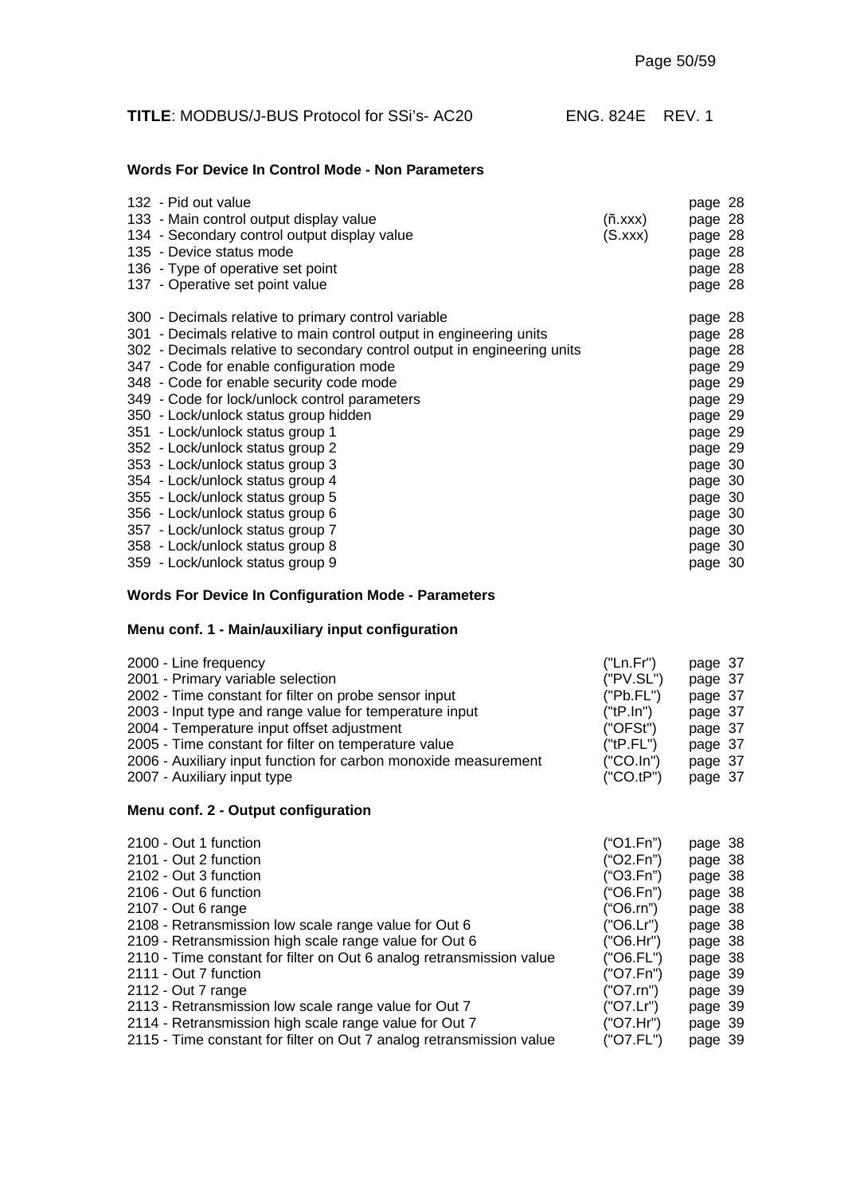### Words For Device In Control Mode - Non Parameters

| | | |
|---|---|---|
| 132 - Pid out value | | page 28 |
| 133 - Main control output display value | (ñ.xxx) | page 28 |
| 134 - Secondary control output display value | (S.xxx) | page 28 |
| 135 - Device status mode | | page 28 |
| 136 - Type of operative set point | | page 28 |
| 137 - Operative set point value | | page 28 |
| 300 - Decimals relative to primary control variable | | page 28 |
| 301 - Decimals relative to main control output in engineering units | | page 28 |
| 302 - Decimals relative to secondary control output in engineering units | | page 28 |
| 347 - Code for enable configuration mode | | page 29 |
| 348 - Code for enable security code mode | | page 29 |
| 349 - Code for lock/unlock control parameters | | page 29 |
| 350 - Lock/unlock status group hidden | | page 29 |
| 351 - Lock/unlock status group 1 | | page 29 |
| 352 - Lock/unlock status group 2 | | page 29 |
| 353 - Lock/unlock status group 3 | | page 30 |
| 354 - Lock/unlock status group 4 | | page 30 |
| 355 - Lock/unlock status group 5 | | page 30 |
| 356 - Lock/unlock status group 6 | | page 30 |
| 357 - Lock/unlock status group 7 | | page 30 |
| 358 - Lock/unlock status group 8 | | page 30 |
| 359 - Lock/unlock status group 9 | | page 30 |

### Words For Device In Configuration Mode - Parameters

#### Menu conf. 1 - Main/auxiliary input configuration

| | | |
|---|---|---|
| 2000 - Line frequency | ("Ln.Fr") | page 37 |
| 2001 - Primary variable selection | ("PV.SL") | page 37 |
| 2002 - Time constant for filter on probe sensor input | ("Pb.FL") | page 37 |
| 2003 - Input type and range value for temperature input | ("tP.In") | page 37 |
| 2004 - Temperature input offset adjustment | ("OFSt") | page 37 |
| 2005 - Time constant for filter on temperature value | ("tP.FL") | page 37 |
| 2006 - Auxiliary input function for carbon monoxide measurement | ("CO.In") | page 37 |
| 2007 - Auxiliary input type | ("CO.tP") | page 37 |

#### Menu conf. 2 - Output configuration

| | | |
|---|---|---|
| 2100 - Out 1 function | ("O1.Fn") | page 38 |
| 2101 - Out 2 function | ("O2.Fn") | page 38 |
| 2102 - Out 3 function | ("O3.Fn") | page 38 |
| 2106 - Out 6 function | ("O6.Fn") | page 38 |
| 2107 - Out 6 range | ("O6.rn") | page 38 |
| 2108 - Retransmission low scale range value for Out 6 | ("O6.Lr") | page 38 |
| 2109 - Retransmission high scale range value for Out 6 | ("O6.Hr") | page 38 |
| 2110 - Time constant for filter on Out 6 analog retransmission value | ("O6.FL") | page 38 |
| 2111 - Out 7 function | ("O7.Fn") | page 39 |
| 2112 - Out 7 range | ("O7.rn") | page 39 |
| 2113 - Retransmission low scale range value for Out 7 | ("O7.Lr") | page 39 |
| 2114 - Retransmission high scale range value for Out 7 | ("O7.Hr") | page 39 |
| 2115 - Time constant for filter on Out 7 analog retransmission value | ("O7.FL") | page 39 |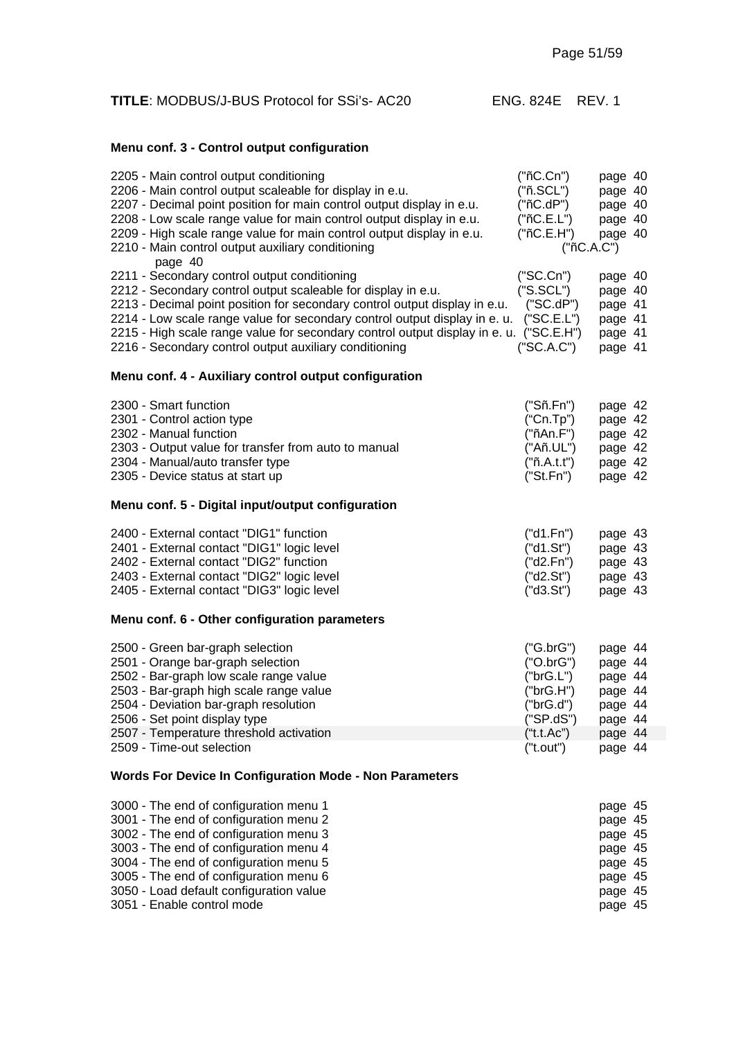**TITLE**: MODBUS/J-BUS Protocol for SSi's- AC20 ENG. 824E REV. 1

**Menu conf. 3 - Control output configuration**

| | | |
|---|---|---|
| 2205 - Main control output conditioning | ("ñC.Cn") | page 40 |
| 2206 - Main control output scaleable for display in e.u. | ("ñ.SCL") | page 40 |
| 2207 - Decimal point position for main control output display in e.u. | ("ñC.dP") | page 40 |
| 2208 - Low scale range value for main control output display in e.u. | ("ñC.E.L") | page 40 |
| 2209 - High scale range value for main control output display in e.u. | ("ñC.E.H") | page 40 |
| 2210 - Main control output auxiliary conditioning | ("ñC.A.C") | page 40 |
| 2211 - Secondary control output conditioning | ("SC.Cn") | page 40 |
| 2212 - Secondary control output scaleable for display in e.u. | ("S.SCL") | page 40 |
| 2213 - Decimal point position for secondary control output display in e.u. | ("SC.dP") | page 41 |
| 2214 - Low scale range value for secondary control output display in e. u. | ("SC.E.L") | page 41 |
| 2215 - High scale range value for secondary control output display in e. u. | ("SC.E.H") | page 41 |
| 2216 - Secondary control output auxiliary conditioning | ("SC.A.C") | page 41 |

**Menu conf. 4 - Auxiliary control output configuration**

| | | |
|---|---|---|
| 2300 - Smart function | ("Sñ.Fn") | page 42 |
| 2301 - Control action type | ("Cn.Tp") | page 42 |
| 2302 - Manual function | ("ñAn.F") | page 42 |
| 2303 - Output value for transfer from auto to manual | ("Añ.UL") | page 42 |
| 2304 - Manual/auto transfer type | ("ñ.A.t.t") | page 42 |
| 2305 - Device status at start up | ("St.Fn") | page 42 |

**Menu conf. 5 - Digital input/output configuration**

| | | |
|---|---|---|
| 2400 - External contact "DIG1" function | ("d1.Fn") | page 43 |
| 2401 - External contact "DIG1" logic level | ("d1.St") | page 43 |
| 2402 - External contact "DIG2" function | ("d2.Fn") | page 43 |
| 2403 - External contact "DIG2" logic level | ("d2.St") | page 43 |
| 2405 - External contact "DIG3" logic level | ("d3.St") | page 43 |

**Menu conf. 6 - Other configuration parameters**

| | | |
|---|---|---|
| 2500 - Green bar-graph selection | ("G.brG") | page 44 |
| 2501 - Orange bar-graph selection | ("O.brG") | page 44 |
| 2502 - Bar-graph low scale range value | ("brG.L") | page 44 |
| 2503 - Bar-graph high scale range value | ("brG.H") | page 44 |
| 2504 - Deviation bar-graph resolution | ("brG.d") | page 44 |
| 2506 - Set point display type | ("SP.dS") | page 44 |
| 2507 - Temperature threshold activation | ("t.t.Ac") | page 44 |
| 2509 - Time-out selection | ("t.out") | page 44 |

**Words For Device In Configuration Mode - Non Parameters**

| | |
|---|---|
| 3000 - The end of configuration menu 1 | page 45 |
| 3001 - The end of configuration menu 2 | page 45 |
| 3002 - The end of configuration menu 3 | page 45 |
| 3003 - The end of configuration menu 4 | page 45 |
| 3004 - The end of configuration menu 5 | page 45 |
| 3005 - The end of configuration menu 6 | page 45 |
| 3050 - Load default configuration value | page 45 |
| 3051 - Enable control mode | page 45 |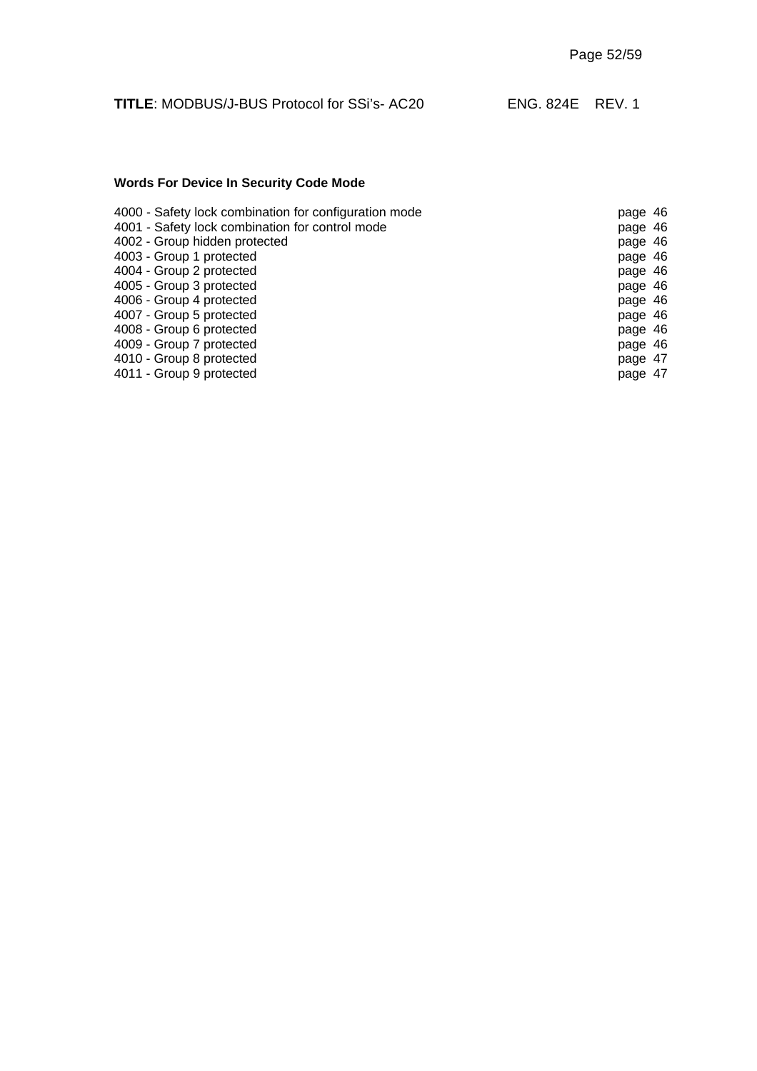**Words For Device In Security Code Mode**

| | |
|---|---|
| 4000 - Safety lock combination for configuration mode | page 46 |
| 4001 - Safety lock combination for control mode | page 46 |
| 4002 - Group hidden protected | page 46 |
| 4003 - Group 1 protected | page 46 |
| 4004 - Group 2 protected | page 46 |
| 4005 - Group 3 protected | page 46 |
| 4006 - Group 4 protected | page 46 |
| 4007 - Group 5 protected | page 46 |
| 4008 - Group 6 protected | page 46 |
| 4009 - Group 7 protected | page 46 |
| 4010 - Group 8 protected | page 47 |
| 4011 - Group 9 protected | page 47 |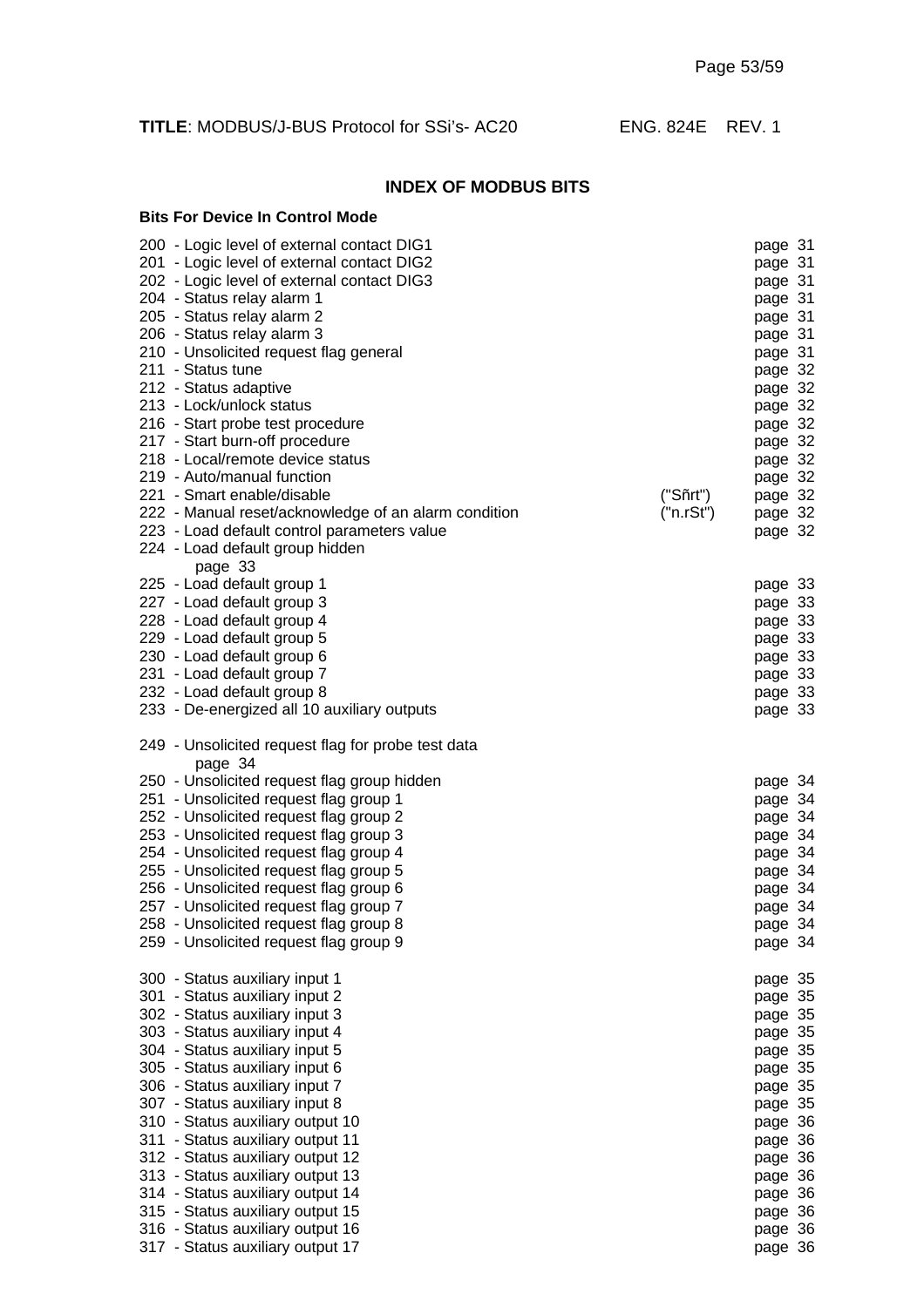**TITLE**: MODBUS/J-BUS Protocol for SSi's- AC20 ENG. 824E REV. 1

## INDEX OF MODBUS BITS

### Bits For Device In Control Mode

200 - Logic level of external contact DIG1 page 31
201 - Logic level of external contact DIG2 page 31
202 - Logic level of external contact DIG3 page 31
204 - Status relay alarm 1 page 31
205 - Status relay alarm 2 page 31
206 - Status relay alarm 3 page 31
210 - Unsolicited request flag general page 31
211 - Status tune page 32
212 - Status adaptive page 32
213 - Lock/unlock status page 32
216 - Start probe test procedure page 32
217 - Start burn-off procedure page 32
218 - Local/remote device status page 32
219 - Auto/manual function page 32
221 - Smart enable/disable ("Sñrt") page 32
222 - Manual reset/acknowledge of an alarm condition ("n.rSt") page 32
223 - Load default control parameters value page 32
224 - Load default group hidden
page 33
225 - Load default group 1 page 33
227 - Load default group 3 page 33
228 - Load default group 4 page 33
229 - Load default group 5 page 33
230 - Load default group 6 page 33
231 - Load default group 7 page 33
232 - Load default group 8 page 33
233 - De-energized all 10 auxiliary outputs page 33

249 - Unsolicited request flag for probe test data
page 34
250 - Unsolicited request flag group hidden page 34
251 - Unsolicited request flag group 1 page 34
252 - Unsolicited request flag group 2 page 34
253 - Unsolicited request flag group 3 page 34
254 - Unsolicited request flag group 4 page 34
255 - Unsolicited request flag group 5 page 34
256 - Unsolicited request flag group 6 page 34
257 - Unsolicited request flag group 7 page 34
258 - Unsolicited request flag group 8 page 34
259 - Unsolicited request flag group 9 page 34

300 - Status auxiliary input 1 page 35
301 - Status auxiliary input 2 page 35
302 - Status auxiliary input 3 page 35
303 - Status auxiliary input 4 page 35
304 - Status auxiliary input 5 page 35
305 - Status auxiliary input 6 page 35
306 - Status auxiliary input 7 page 35
307 - Status auxiliary input 8 page 35
310 - Status auxiliary output 10 page 36
311 - Status auxiliary output 11 page 36
312 - Status auxiliary output 12 page 36
313 - Status auxiliary output 13 page 36
314 - Status auxiliary output 14 page 36
315 - Status auxiliary output 15 page 36
316 - Status auxiliary output 16 page 36
317 - Status auxiliary output 17 page 36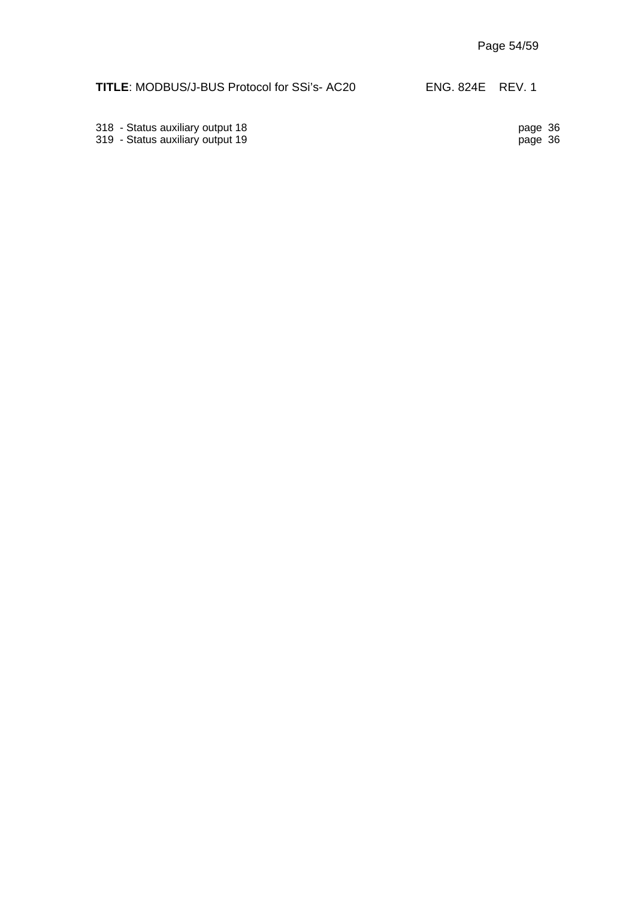318 - Status auxiliary output 18 page 36
319 - Status auxiliary output 19 page 36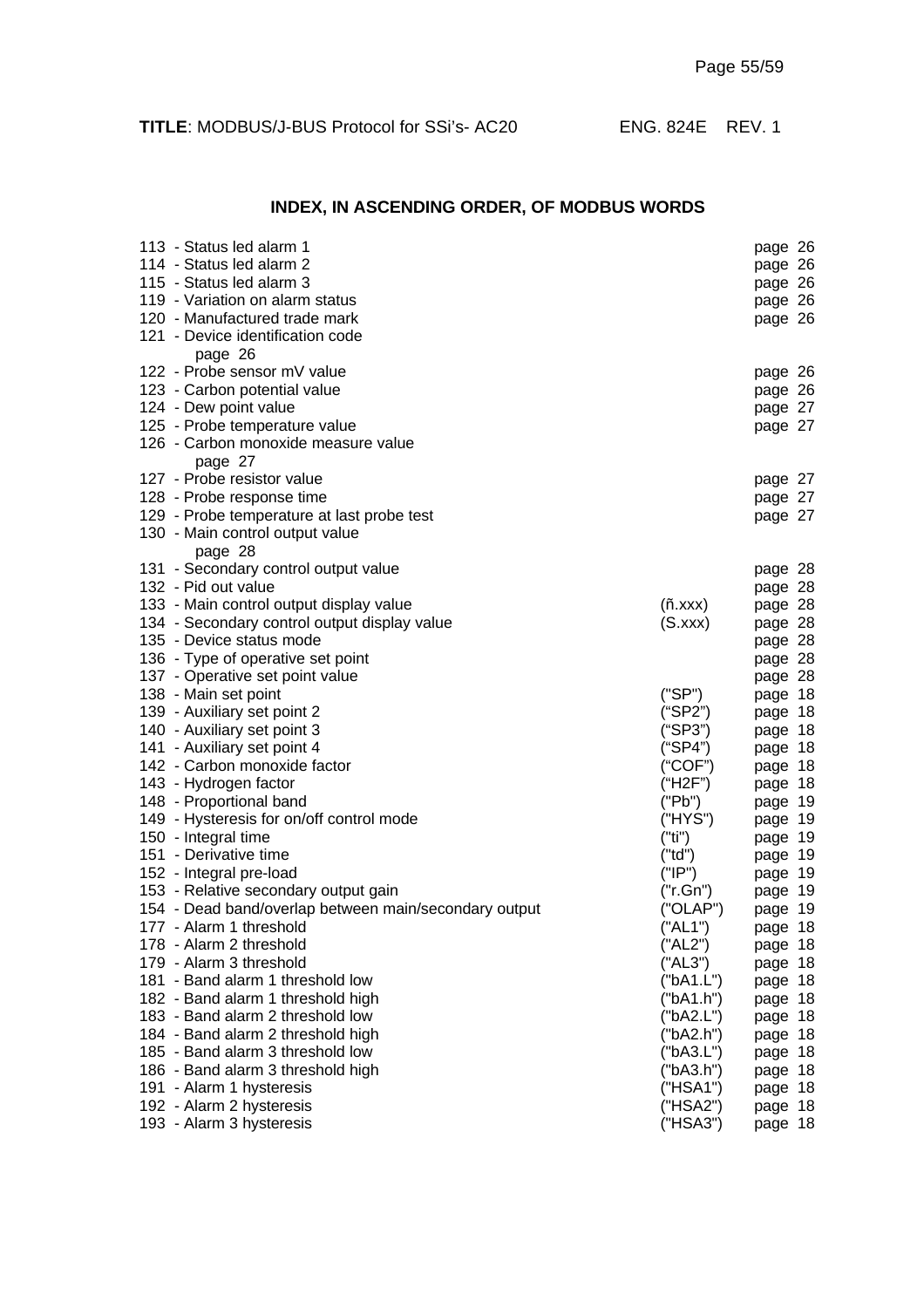**TITLE**: MODBUS/J-BUS Protocol for SSi's- AC20 ENG. 824E REV. 1

## INDEX, IN ASCENDING ORDER, OF MODBUS WORDS

| Word | Description | Mnemonic | Page |
|---|---|---|---|
| 113 | Status led alarm 1 | | page 26 |
| 114 | Status led alarm 2 | | page 26 |
| 115 | Status led alarm 3 | | page 26 |
| 119 | Variation on alarm status | | page 26 |
| 120 | Manufactured trade mark | | page 26 |
| 121 | Device identification code | | page 26 |
| 122 | Probe sensor mV value | | page 26 |
| 123 | Carbon potential value | | page 26 |
| 124 | Dew point value | | page 27 |
| 125 | Probe temperature value | | page 27 |
| 126 | Carbon monoxide measure value | | page 27 |
| 127 | Probe resistor value | | page 27 |
| 128 | Probe response time | | page 27 |
| 129 | Probe temperature at last probe test | | page 27 |
| 130 | Main control output value | | page 28 |
| 131 | Secondary control output value | | page 28 |
| 132 | Pid out value | | page 28 |
| 133 | Main control output display value | (ñ.xxx) | page 28 |
| 134 | Secondary control output display value | (S.xxx) | page 28 |
| 135 | Device status mode | | page 28 |
| 136 | Type of operative set point | | page 28 |
| 137 | Operative set point value | | page 28 |
| 138 | Main set point | ("SP") | page 18 |
| 139 | Auxiliary set point 2 | ("SP2") | page 18 |
| 140 | Auxiliary set point 3 | ("SP3") | page 18 |
| 141 | Auxiliary set point 4 | ("SP4") | page 18 |
| 142 | Carbon monoxide factor | ("COF") | page 18 |
| 143 | Hydrogen factor | ("H2F") | page 18 |
| 148 | Proportional band | ("Pb") | page 19 |
| 149 | Hysteresis for on/off control mode | ("HYS") | page 19 |
| 150 | Integral time | ("ti") | page 19 |
| 151 | Derivative time | ("td") | page 19 |
| 152 | Integral pre-load | ("IP") | page 19 |
| 153 | Relative secondary output gain | ("r.Gn") | page 19 |
| 154 | Dead band/overlap between main/secondary output | ("OLAP") | page 19 |
| 177 | Alarm 1 threshold | ("AL1") | page 18 |
| 178 | Alarm 2 threshold | ("AL2") | page 18 |
| 179 | Alarm 3 threshold | ("AL3") | page 18 |
| 181 | Band alarm 1 threshold low | ("bA1.L") | page 18 |
| 182 | Band alarm 1 threshold high | ("bA1.h") | page 18 |
| 183 | Band alarm 2 threshold low | ("bA2.L") | page 18 |
| 184 | Band alarm 2 threshold high | ("bA2.h") | page 18 |
| 185 | Band alarm 3 threshold low | ("bA3.L") | page 18 |
| 186 | Band alarm 3 threshold high | ("bA3.h") | page 18 |
| 191 | Alarm 1 hysteresis | ("HSA1") | page 18 |
| 192 | Alarm 2 hysteresis | ("HSA2") | page 18 |
| 193 | Alarm 3 hysteresis | ("HSA3") | page 18 |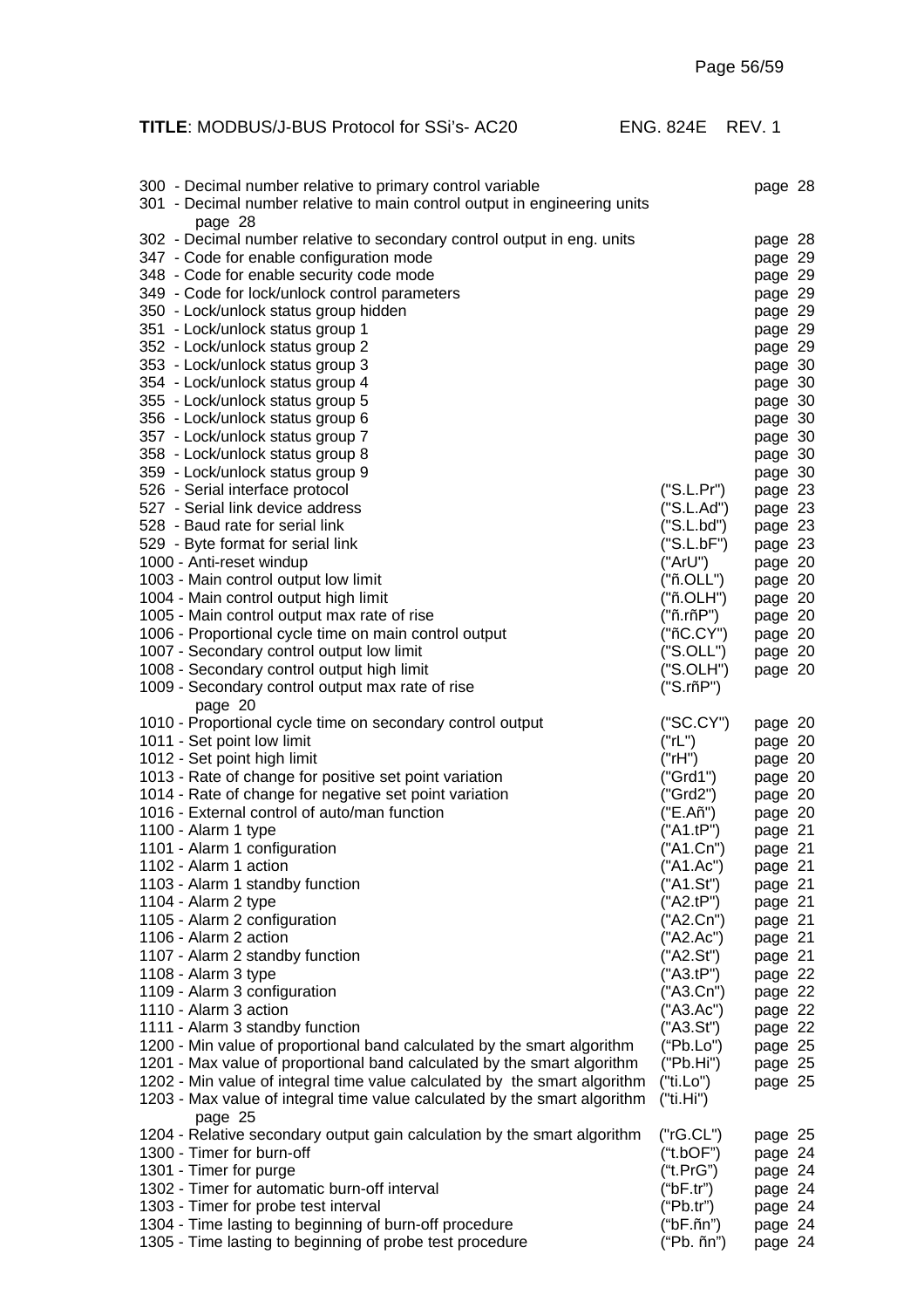**TITLE**: MODBUS/J-BUS Protocol for SSi's- AC20 ENG. 824E REV. 1

| | | |
|---|---|---|
| 300 - Decimal number relative to primary control variable | | page 28 |
| 301 - Decimal number relative to main control output in engineering units | | page 28 |
| 302 - Decimal number relative to secondary control output in eng. units | | page 28 |
| 347 - Code for enable configuration mode | | page 29 |
| 348 - Code for enable security code mode | | page 29 |
| 349 - Code for lock/unlock control parameters | | page 29 |
| 350 - Lock/unlock status group hidden | | page 29 |
| 351 - Lock/unlock status group 1 | | page 29 |
| 352 - Lock/unlock status group 2 | | page 29 |
| 353 - Lock/unlock status group 3 | | page 30 |
| 354 - Lock/unlock status group 4 | | page 30 |
| 355 - Lock/unlock status group 5 | | page 30 |
| 356 - Lock/unlock status group 6 | | page 30 |
| 357 - Lock/unlock status group 7 | | page 30 |
| 358 - Lock/unlock status group 8 | | page 30 |
| 359 - Lock/unlock status group 9 | | page 30 |
| 526 - Serial interface protocol | ("S.L.Pr") | page 23 |
| 527 - Serial link device address | ("S.L.Ad") | page 23 |
| 528 - Baud rate for serial link | ("S.L.bd") | page 23 |
| 529 - Byte format for serial link | ("S.L.bF") | page 23 |
| 1000 - Anti-reset windup | ("ArU") | page 20 |
| 1003 - Main control output low limit | ("ñ.OLL") | page 20 |
| 1004 - Main control output high limit | ("ñ.OLH") | page 20 |
| 1005 - Main control output max rate of rise | ("ñ.rñP") | page 20 |
| 1006 - Proportional cycle time on main control output | ("ñC.CY") | page 20 |
| 1007 - Secondary control output low limit | ("S.OLL") | page 20 |
| 1008 - Secondary control output high limit | ("S.OLH") | page 20 |
| 1009 - Secondary control output max rate of rise | ("S.rñP") | page 20 |
| 1010 - Proportional cycle time on secondary control output | ("SC.CY") | page 20 |
| 1011 - Set point low limit | ("rL") | page 20 |
| 1012 - Set point high limit | ("rH") | page 20 |
| 1013 - Rate of change for positive set point variation | ("Grd1") | page 20 |
| 1014 - Rate of change for negative set point variation | ("Grd2") | page 20 |
| 1016 - External control of auto/man function | ("E.Añ") | page 20 |
| 1100 - Alarm 1 type | ("A1.tP") | page 21 |
| 1101 - Alarm 1 configuration | ("A1.Cn") | page 21 |
| 1102 - Alarm 1 action | ("A1.Ac") | page 21 |
| 1103 - Alarm 1 standby function | ("A1.St") | page 21 |
| 1104 - Alarm 2 type | ("A2.tP") | page 21 |
| 1105 - Alarm 2 configuration | ("A2.Cn") | page 21 |
| 1106 - Alarm 2 action | ("A2.Ac") | page 21 |
| 1107 - Alarm 2 standby function | ("A2.St") | page 21 |
| 1108 - Alarm 3 type | ("A3.tP") | page 22 |
| 1109 - Alarm 3 configuration | ("A3.Cn") | page 22 |
| 1110 - Alarm 3 action | ("A3.Ac") | page 22 |
| 1111 - Alarm 3 standby function | ("A3.St") | page 22 |
| 1200 - Min value of proportional band calculated by the smart algorithm | ("Pb.Lo") | page 25 |
| 1201 - Max value of proportional band calculated by the smart algorithm | ("Pb.Hi") | page 25 |
| 1202 - Min value of integral time value calculated by the smart algorithm | ("ti.Lo") | page 25 |
| 1203 - Max value of integral time value calculated by the smart algorithm | ("ti.Hi") | page 25 |
| 1204 - Relative secondary output gain calculation by the smart algorithm | ("rG.CL") | page 25 |
| 1300 - Timer for burn-off | ("t.bOF") | page 24 |
| 1301 - Timer for purge | ("t.PrG") | page 24 |
| 1302 - Timer for automatic burn-off interval | ("bF.tr") | page 24 |
| 1303 - Timer for probe test interval | ("Pb.tr") | page 24 |
| 1304 - Time lasting to beginning of burn-off procedure | ("bF.ñn") | page 24 |
| 1305 - Time lasting to beginning of probe test procedure | ("Pb. ñn") | page 24 |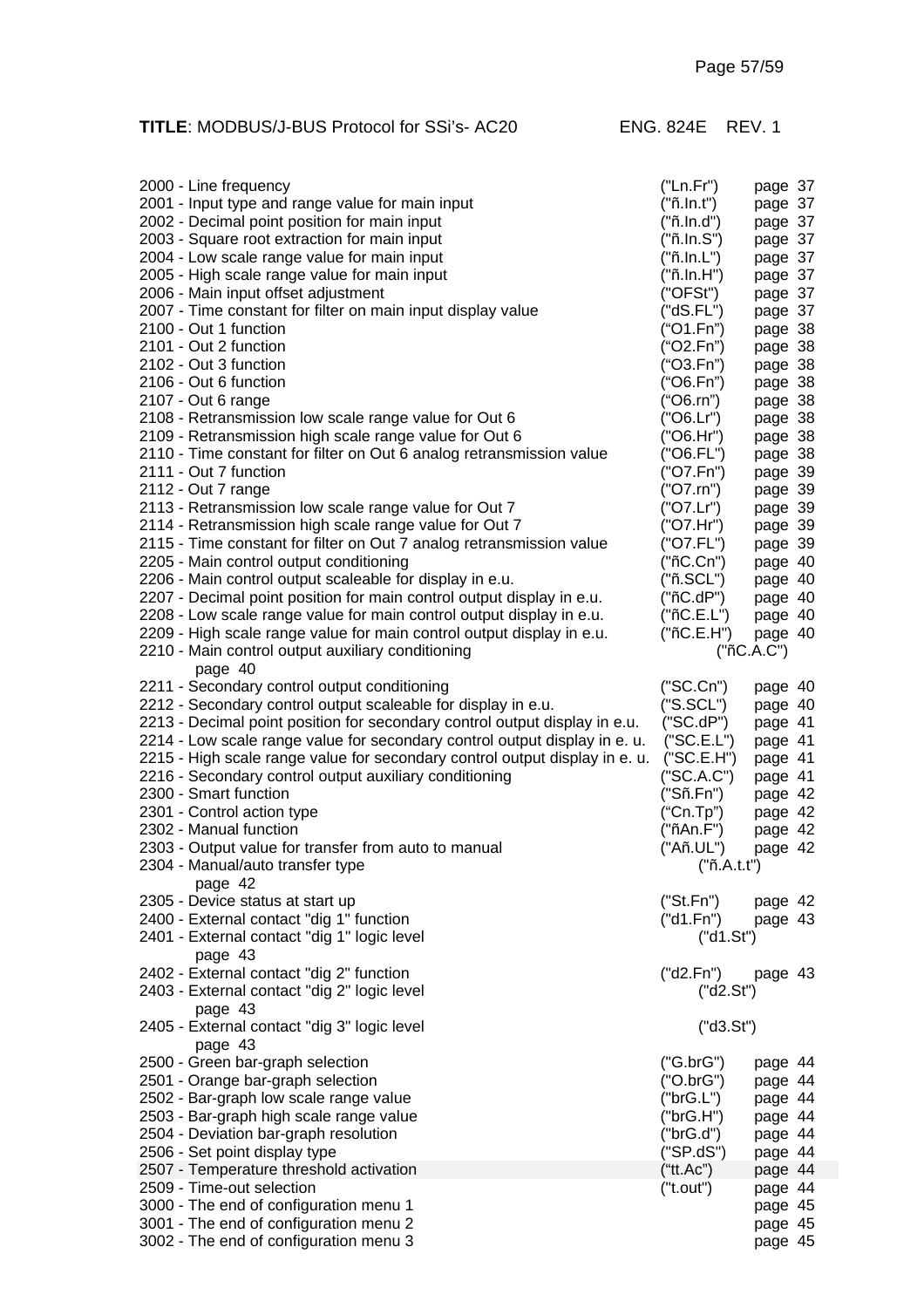2000 - Line frequency ("Ln.Fr") page 37
2001 - Input type and range value for main input ("ñ.In.t") page 37
2002 - Decimal point position for main input ("ñ.In.d") page 37
2003 - Square root extraction for main input ("ñ.In.S") page 37
2004 - Low scale range value for main input ("ñ.In.L") page 37
2005 - High scale range value for main input ("ñ.In.H") page 37
2006 - Main input offset adjustment ("OFSt") page 37
2007 - Time constant for filter on main input display value ("dS.FL") page 37
2100 - Out 1 function ("O1.Fn") page 38
2101 - Out 2 function ("O2.Fn") page 38
2102 - Out 3 function ("O3.Fn") page 38
2106 - Out 6 function ("O6.Fn") page 38
2107 - Out 6 range ("O6.rn") page 38
2108 - Retransmission low scale range value for Out 6 ("O6.Lr") page 38
2109 - Retransmission high scale range value for Out 6 ("O6.Hr") page 38
2110 - Time constant for filter on Out 6 analog retransmission value ("O6.FL") page 38
2111 - Out 7 function ("O7.Fn") page 39
2112 - Out 7 range ("O7.rn") page 39
2113 - Retransmission low scale range value for Out 7 ("O7.Lr") page 39
2114 - Retransmission high scale range value for Out 7 ("O7.Hr") page 39
2115 - Time constant for filter on Out 7 analog retransmission value ("O7.FL") page 39
2205 - Main control output conditioning ("ñC.Cn") page 40
2206 - Main control output scaleable for display in e.u. ("ñ.SCL") page 40
2207 - Decimal point position for main control output display in e.u. ("ñC.dP") page 40
2208 - Low scale range value for main control output display in e.u. ("ñC.E.L") page 40
2209 - High scale range value for main control output display in e.u. ("ñC.E.H") page 40
2210 - Main control output auxiliary conditioning ("ñC.A.C") page 40
2211 - Secondary control output conditioning ("SC.Cn") page 40
2212 - Secondary control output scaleable for display in e.u. ("S.SCL") page 40
2213 - Decimal point position for secondary control output display in e.u. ("SC.dP") page 41
2214 - Low scale range value for secondary control output display in e. u. ("SC.E.L") page 41
2215 - High scale range value for secondary control output display in e. u. ("SC.E.H") page 41
2216 - Secondary control output auxiliary conditioning ("SC.A.C") page 41
2300 - Smart function ("Sñ.Fn") page 42
2301 - Control action type ("Cn.Tp") page 42
2302 - Manual function ("ñAn.F") page 42
2303 - Output value for transfer from auto to manual ("Añ.UL") page 42
2304 - Manual/auto transfer type ("ñ.A.t.t") page 42
2305 - Device status at start up ("St.Fn") page 42
2400 - External contact "dig 1" function ("d1.Fn") page 43
2401 - External contact "dig 1" logic level ("d1.St") page 43
2402 - External contact "dig 2" function ("d2.Fn") page 43
2403 - External contact "dig 2" logic level ("d2.St") page 43
2405 - External contact "dig 3" logic level ("d3.St") page 43
2500 - Green bar-graph selection ("G.brG") page 44
2501 - Orange bar-graph selection ("O.brG") page 44
2502 - Bar-graph low scale range value ("brG.L") page 44
2503 - Bar-graph high scale range value ("brG.H") page 44
2504 - Deviation bar-graph resolution ("brG.d") page 44
2506 - Set point display type ("SP.dS") page 44
2507 - Temperature threshold activation ("tt.Ac") page 44
2509 - Time-out selection ("t.out") page 44
3000 - The end of configuration menu 1 page 45
3001 - The end of configuration menu 2 page 45
3002 - The end of configuration menu 3 page 45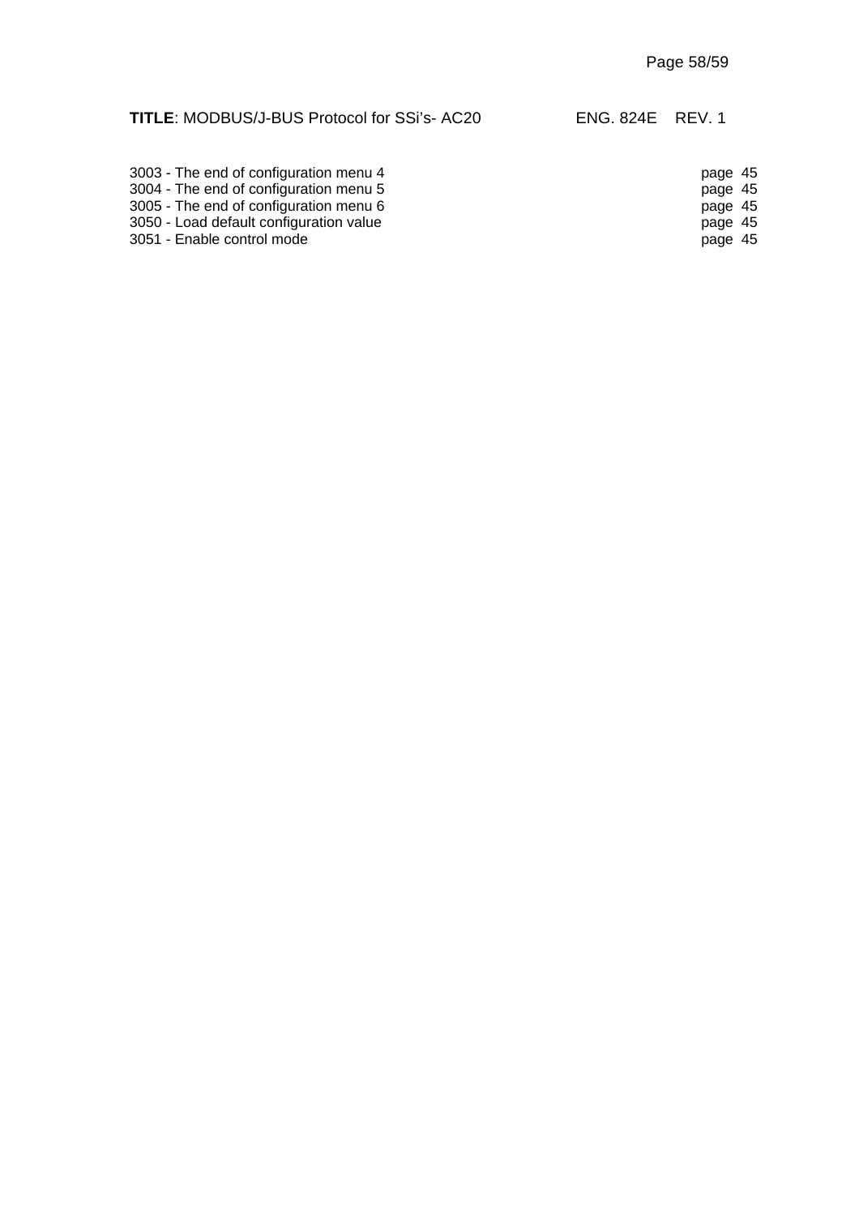3003 - The end of configuration menu 4 page 45
3004 - The end of configuration menu 5 page 45
3005 - The end of configuration menu 6 page 45
3050 - Load default configuration value page 45
3051 - Enable control mode page 45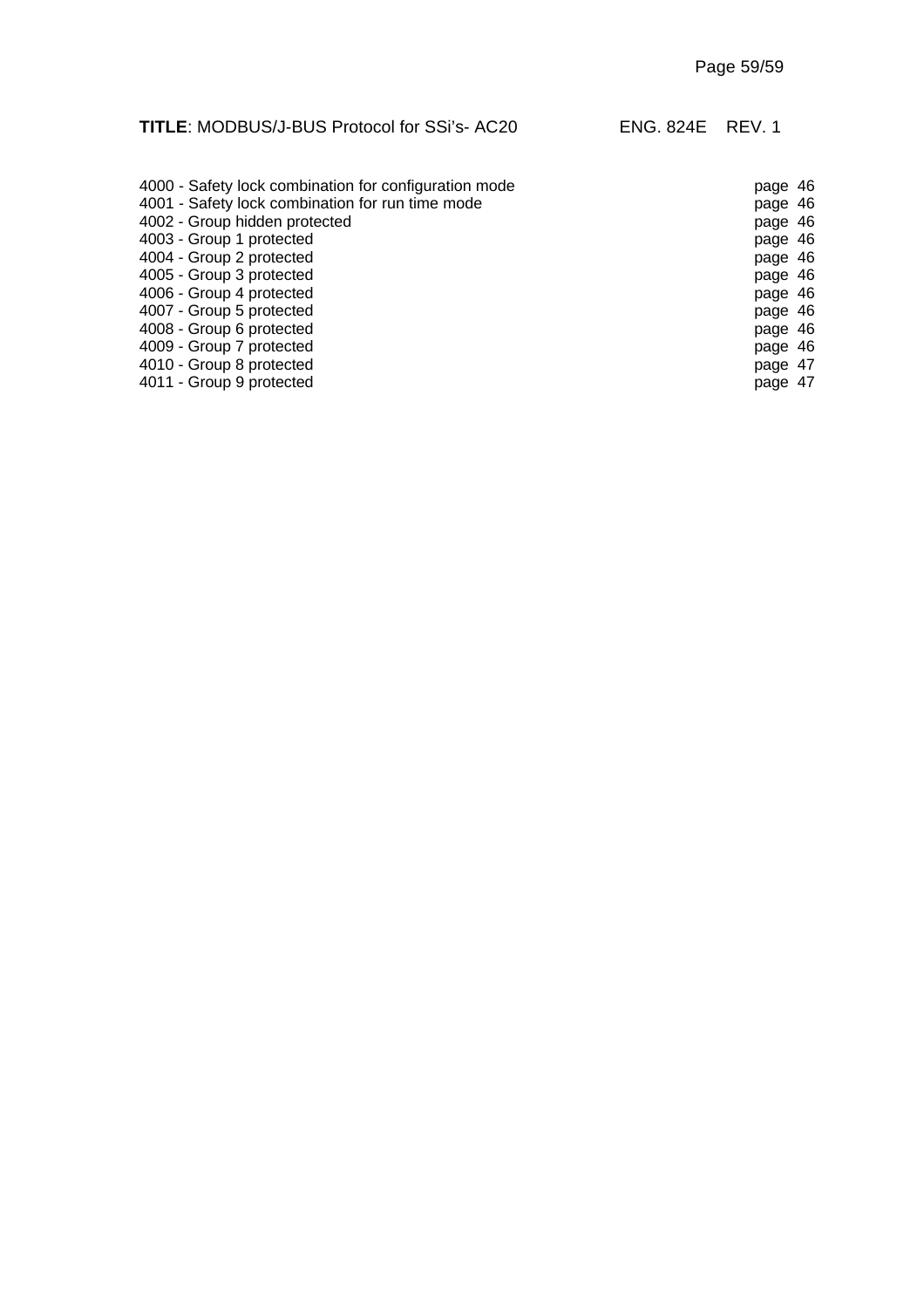4000 - Safety lock combination for configuration mode page 46
4001 - Safety lock combination for run time mode page 46
4002 - Group hidden protected page 46
4003 - Group 1 protected page 46
4004 - Group 2 protected page 46
4005 - Group 3 protected page 46
4006 - Group 4 protected page 46
4007 - Group 5 protected page 46
4008 - Group 6 protected page 46
4009 - Group 7 protected page 46
4010 - Group 8 protected page 47
4011 - Group 9 protected page 47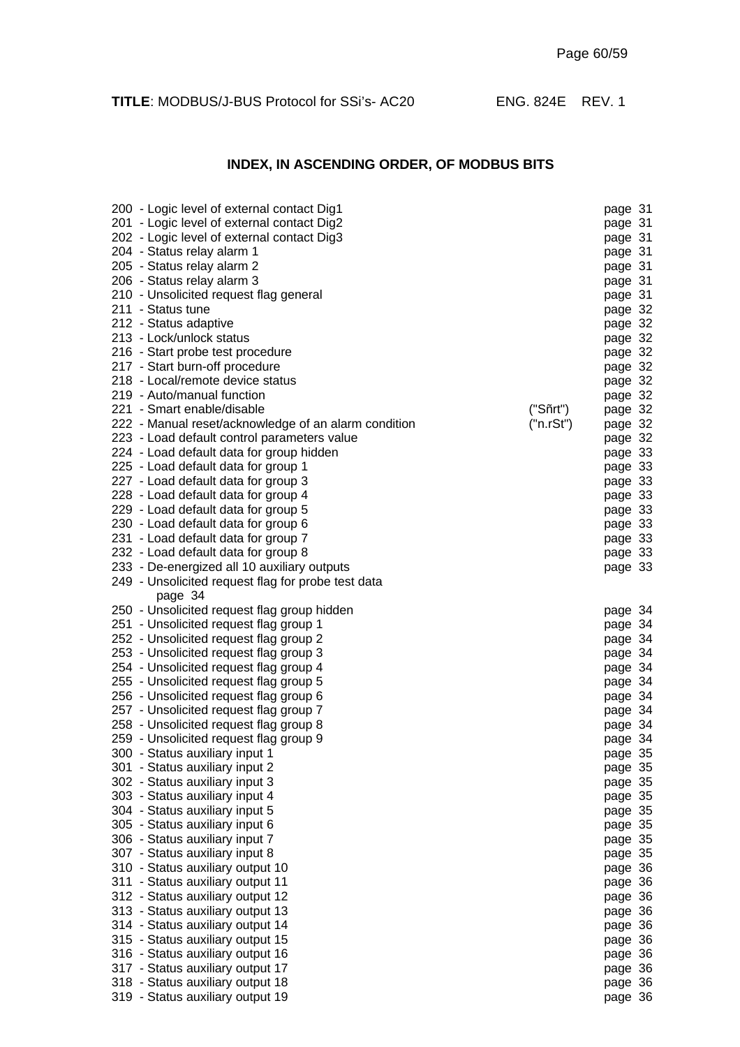**INDEX, IN ASCENDING ORDER, OF MODBUS BITS**

200 - Logic level of external contact Dig1 page 31
201 - Logic level of external contact Dig2 page 31
202 - Logic level of external contact Dig3 page 31
204 - Status relay alarm 1 page 31
205 - Status relay alarm 2 page 31
206 - Status relay alarm 3 page 31
210 - Unsolicited request flag general page 31
211 - Status tune page 32
212 - Status adaptive page 32
213 - Lock/unlock status page 32
216 - Start probe test procedure page 32
217 - Start burn-off procedure page 32
218 - Local/remote device status page 32
219 - Auto/manual function page 32
221 - Smart enable/disable ("Sñrt") page 32
222 - Manual reset/acknowledge of an alarm condition ("n.rSt") page 32
223 - Load default control parameters value page 32
224 - Load default data for group hidden page 33
225 - Load default data for group 1 page 33
227 - Load default data for group 3 page 33
228 - Load default data for group 4 page 33
229 - Load default data for group 5 page 33
230 - Load default data for group 6 page 33
231 - Load default data for group 7 page 33
232 - Load default data for group 8 page 33
233 - De-energized all 10 auxiliary outputs page 33
249 - Unsolicited request flag for probe test data page 34
250 - Unsolicited request flag group hidden page 34
251 - Unsolicited request flag group 1 page 34
252 - Unsolicited request flag group 2 page 34
253 - Unsolicited request flag group 3 page 34
254 - Unsolicited request flag group 4 page 34
255 - Unsolicited request flag group 5 page 34
256 - Unsolicited request flag group 6 page 34
257 - Unsolicited request flag group 7 page 34
258 - Unsolicited request flag group 8 page 34
259 - Unsolicited request flag group 9 page 34
300 - Status auxiliary input 1 page 35
301 - Status auxiliary input 2 page 35
302 - Status auxiliary input 3 page 35
303 - Status auxiliary input 4 page 35
304 - Status auxiliary input 5 page 35
305 - Status auxiliary input 6 page 35
306 - Status auxiliary input 7 page 35
307 - Status auxiliary input 8 page 35
310 - Status auxiliary output 10 page 36
311 - Status auxiliary output 11 page 36
312 - Status auxiliary output 12 page 36
313 - Status auxiliary output 13 page 36
314 - Status auxiliary output 14 page 36
315 - Status auxiliary output 15 page 36
316 - Status auxiliary output 16 page 36
317 - Status auxiliary output 17 page 36
318 - Status auxiliary output 18 page 36
319 - Status auxiliary output 19 page 36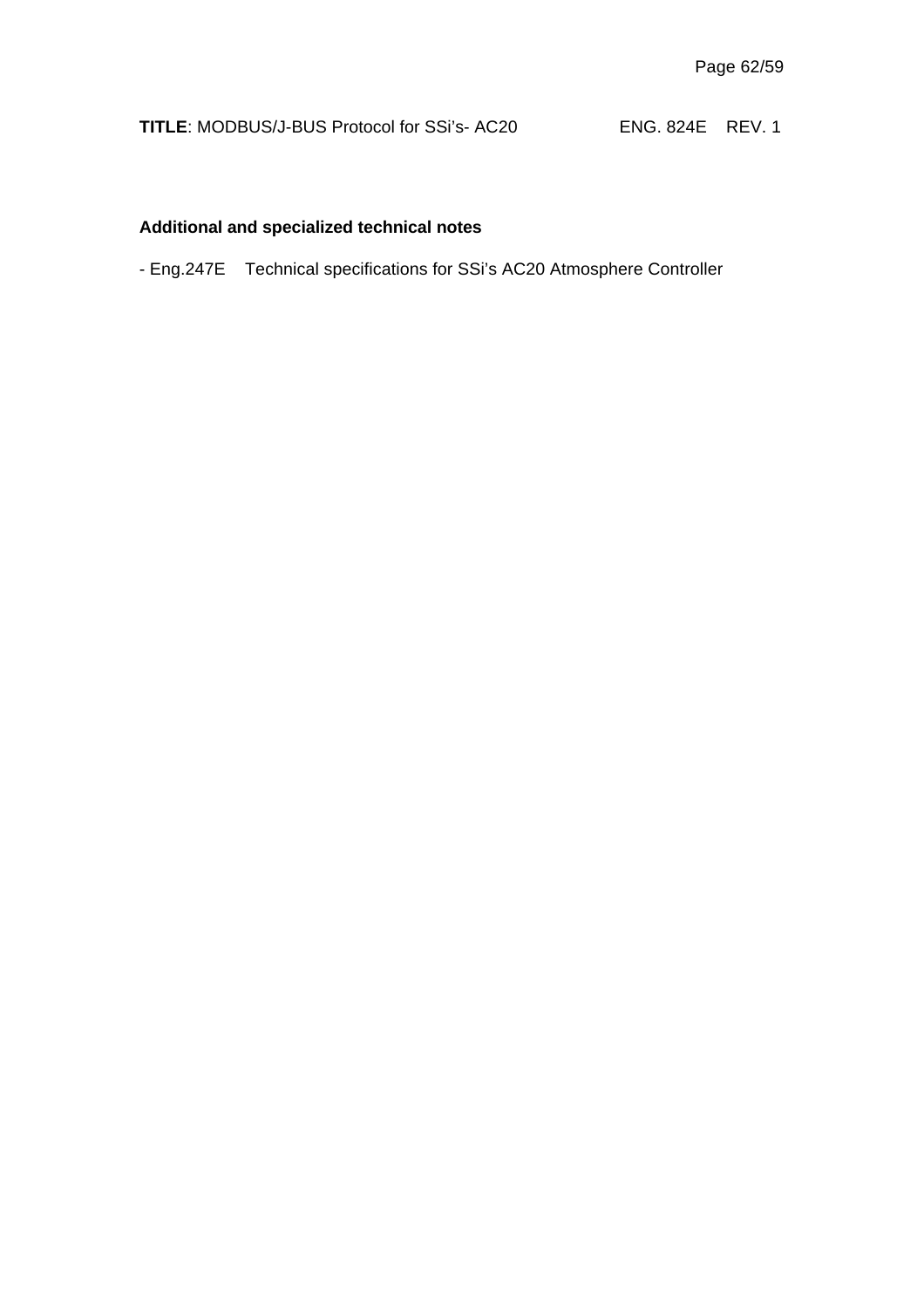**Additional and specialized technical notes**

- Eng.247E    Technical specifications for SSi's AC20 Atmosphere Controller